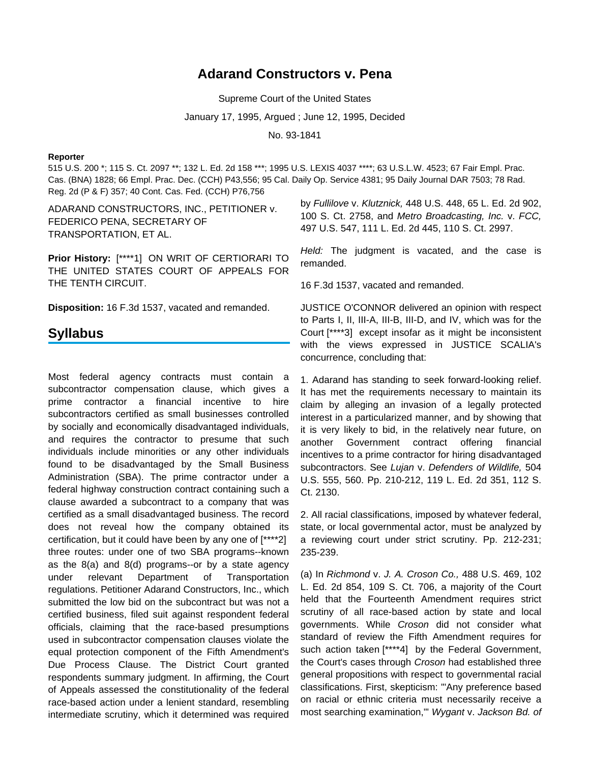# Adarand Constructors v. Pena

Supreme Court of the United States

January 17, 1995, Argued ; June 12, 1995, Decided

No. 93-1841

**Reporter**

515 U.S. 200 *; 115 S. Ct. 2097 **; 132 L. Ed. 2d 158 ***; 1995 U.S. LEXIS 4037 ****; 63 U.S.L.W. 4523; 67 Fair Empl. Prac. Cas. (BNA) 1828; 66 Empl. Prac. Dec. (CCH) P43,556; 95 Cal. Daily Op. Service 4381; 95 Daily Journal DAR 7503; 78 Rad. Reg. 2d (P & F) 357; 40 Cont. Cas. Fed. (CCH) P76,756

ADARAND CONSTRUCTORS, INC., PETITIONER v. FEDERICO PENA, SECRETARY OF TRANSPORTATION, ET AL.

**Prior History:** [****1] ON WRIT OF CERTIORARI TO THE UNITED STATES COURT OF APPEALS FOR THE TENTH CIRCUIT.

**Disposition:** 16 F.3d 1537, vacated and remanded.

## Syllabus

Most federal agency contracts must contain a subcontractor compensation clause, which gives a prime contractor a financial incentive to hire subcontractors certified as small businesses controlled by socially and economically disadvantaged individuals, and requires the contractor to presume that such individuals include minorities or any other individuals found to be disadvantaged by the Small Business Administration (SBA). The prime contractor under a federal highway construction contract containing such a clause awarded a subcontract to a company that was certified as a small disadvantaged business. The record does not reveal how the company obtained its certification, but it could have been by any one of [****2] three routes: under one of two SBA programs--known as the 8(a) and 8(d) programs--or by a state agency under relevant Department of Transportation regulations. Petitioner Adarand Constructors, Inc., which submitted the low bid on the subcontract but was not a certified business, filed suit against respondent federal officials, claiming that the race-based presumptions used in subcontractor compensation clauses violate the equal protection component of the Fifth Amendment's Due Process Clause. The District Court granted respondents summary judgment. In affirming, the Court of Appeals assessed the constitutionality of the federal race-based action under a lenient standard, resembling intermediate scrutiny, which it determined was required by *Fullilove* v. *Klutznick,* 448 U.S. 448, 65 L. Ed. 2d 902, 100 S. Ct. 2758, and *Metro Broadcasting, Inc.* v. *FCC,* 497 U.S. 547, 111 L. Ed. 2d 445, 110 S. Ct. 2997.

*Held:* The judgment is vacated, and the case is remanded.

16 F.3d 1537, vacated and remanded.

JUSTICE O'CONNOR delivered an opinion with respect to Parts I, II, III-A, III-B, III-D, and IV, which was for the Court [****3] except insofar as it might be inconsistent with the views expressed in JUSTICE SCALIA's concurrence, concluding that:

1. Adarand has standing to seek forward-looking relief. It has met the requirements necessary to maintain its claim by alleging an invasion of a legally protected interest in a particularized manner, and by showing that it is very likely to bid, in the relatively near future, on another Government contract offering financial incentives to a prime contractor for hiring disadvantaged subcontractors. See *Lujan* v. *Defenders of Wildlife,* 504 U.S. 555, 560. Pp. 210-212, 119 L. Ed. 2d 351, 112 S. Ct. 2130.

2. All racial classifications, imposed by whatever federal, state, or local governmental actor, must be analyzed by a reviewing court under strict scrutiny. Pp. 212-231; 235-239.

(a) In *Richmond* v. *J. A. Croson Co.,* 488 U.S. 469, 102 L. Ed. 2d 854, 109 S. Ct. 706, a majority of the Court held that the Fourteenth Amendment requires strict scrutiny of all race-based action by state and local governments. While *Croson* did not consider what standard of review the Fifth Amendment requires for such action taken [****4] by the Federal Government, the Court's cases through *Croson* had established three general propositions with respect to governmental racial classifications. First, skepticism: "'Any preference based on racial or ethnic criteria must necessarily receive a most searching examination,'" *Wygant* v. *Jackson Bd. of*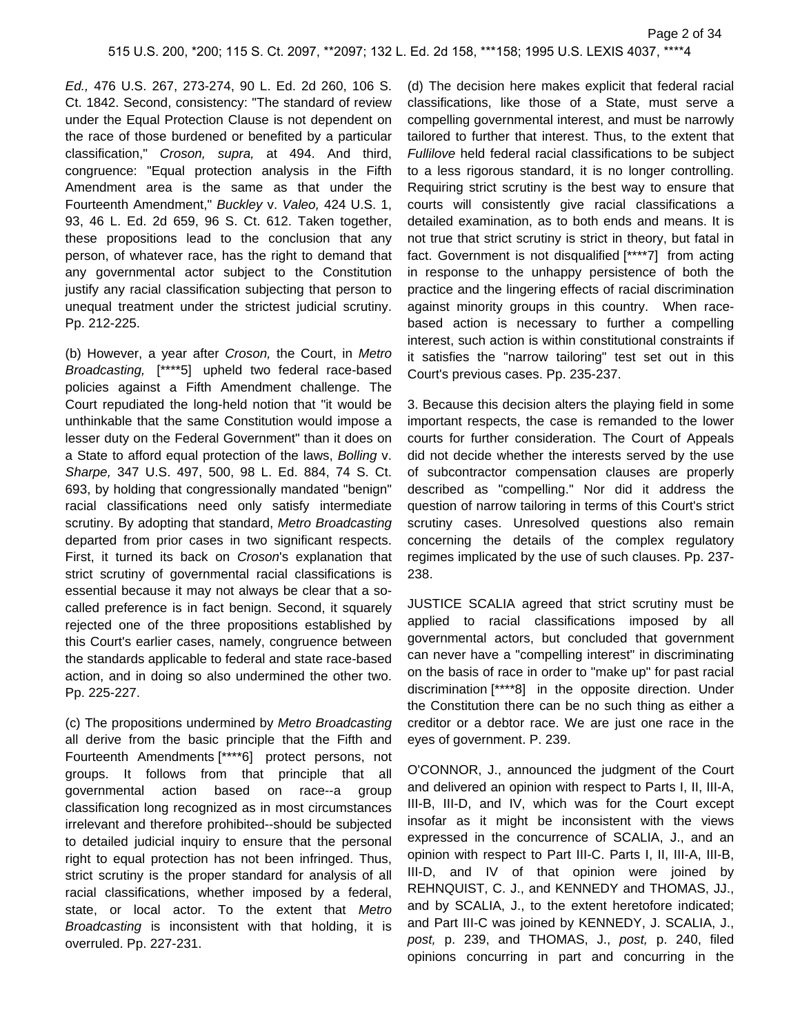*Ed.,* 476 U.S. 267, 273-274, 90 L. Ed. 2d 260, 106 S. Ct. 1842. Second, consistency: "The standard of review under the Equal Protection Clause is not dependent on the race of those burdened or benefited by a particular classification," *Croson, supra,* at 494. And third, congruence: "Equal protection analysis in the Fifth Amendment area is the same as that under the Fourteenth Amendment," *Buckley* v. *Valeo,* 424 U.S. 1, 93, 46 L. Ed. 2d 659, 96 S. Ct. 612. Taken together, these propositions lead to the conclusion that any person, of whatever race, has the right to demand that any governmental actor subject to the Constitution justify any racial classification subjecting that person to unequal treatment under the strictest judicial scrutiny. Pp. 212-225.

(b) However, a year after *Croson,* the Court, in *Metro Broadcasting,* [****5] upheld two federal race-based policies against a Fifth Amendment challenge. The Court repudiated the long-held notion that "it would be unthinkable that the same Constitution would impose a lesser duty on the Federal Government" than it does on a State to afford equal protection of the laws, *Bolling* v. *Sharpe,* 347 U.S. 497, 500, 98 L. Ed. 884, 74 S. Ct. 693, by holding that congressionally mandated "benign" racial classifications need only satisfy intermediate scrutiny. By adopting that standard, *Metro Broadcasting* departed from prior cases in two significant respects. First, it turned its back on *Croson*'s explanation that strict scrutiny of governmental racial classifications is essential because it may not always be clear that a so-called preference is in fact benign. Second, it squarely rejected one of the three propositions established by this Court's earlier cases, namely, congruence between the standards applicable to federal and state race-based action, and in doing so also undermined the other two. Pp. 225-227.

(c) The propositions undermined by *Metro Broadcasting* all derive from the basic principle that the Fifth and Fourteenth Amendments [****6] protect persons, not groups. It follows from that principle that all governmental action based on race--a group classification long recognized as in most circumstances irrelevant and therefore prohibited--should be subjected to detailed judicial inquiry to ensure that the personal right to equal protection has not been infringed. Thus, strict scrutiny is the proper standard for analysis of all racial classifications, whether imposed by a federal, state, or local actor. To the extent that *Metro Broadcasting* is inconsistent with that holding, it is overruled. Pp. 227-231.

(d) The decision here makes explicit that federal racial classifications, like those of a State, must serve a compelling governmental interest, and must be narrowly tailored to further that interest. Thus, to the extent that *Fullilove* held federal racial classifications to be subject to a less rigorous standard, it is no longer controlling. Requiring strict scrutiny is the best way to ensure that courts will consistently give racial classifications a detailed examination, as to both ends and means. It is not true that strict scrutiny is strict in theory, but fatal in fact. Government is not disqualified [****7] from acting in response to the unhappy persistence of both the practice and the lingering effects of racial discrimination against minority groups in this country. When race-based action is necessary to further a compelling interest, such action is within constitutional constraints if it satisfies the "narrow tailoring" test set out in this Court's previous cases. Pp. 235-237.

3. Because this decision alters the playing field in some important respects, the case is remanded to the lower courts for further consideration. The Court of Appeals did not decide whether the interests served by the use of subcontractor compensation clauses are properly described as "compelling." Nor did it address the question of narrow tailoring in terms of this Court's strict scrutiny cases. Unresolved questions also remain concerning the details of the complex regulatory regimes implicated by the use of such clauses. Pp. 237-238.

JUSTICE SCALIA agreed that strict scrutiny must be applied to racial classifications imposed by all governmental actors, but concluded that government can never have a "compelling interest" in discriminating on the basis of race in order to "make up" for past racial discrimination [****8] in the opposite direction. Under the Constitution there can be no such thing as either a creditor or a debtor race. We are just one race in the eyes of government. P. 239.

O'CONNOR, J., announced the judgment of the Court and delivered an opinion with respect to Parts I, II, III-A, III-B, III-D, and IV, which was for the Court except insofar as it might be inconsistent with the views expressed in the concurrence of SCALIA, J., and an opinion with respect to Part III-C. Parts I, II, III-A, III-B, III-D, and IV of that opinion were joined by REHNQUIST, C. J., and KENNEDY and THOMAS, JJ., and by SCALIA, J., to the extent heretofore indicated; and Part III-C was joined by KENNEDY, J. SCALIA, J., *post,* p. 239, and THOMAS, J., *post,* p. 240, filed opinions concurring in part and concurring in the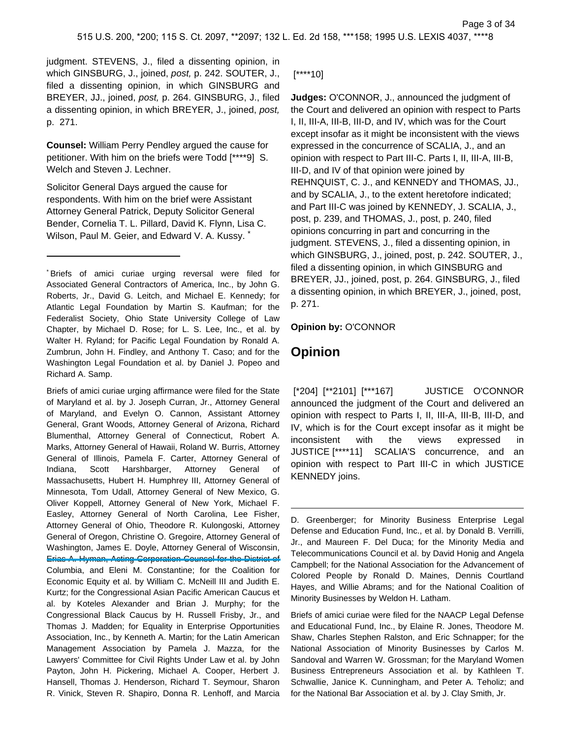judgment. STEVENS, J., filed a dissenting opinion, in which GINSBURG, J., joined, *post,* p. 242. SOUTER, J., filed a dissenting opinion, in which GINSBURG and BREYER, JJ., joined, *post,* p. 264. GINSBURG, J., filed a dissenting opinion, in which BREYER, J., joined, *post,* p. 271.

**Counsel:** William Perry Pendley argued the cause for petitioner. With him on the briefs were Todd [****9] S. Welch and Steven J. Lechner.

Solicitor General Days argued the cause for respondents. With him on the brief were Assistant Attorney General Patrick, Deputy Solicitor General Bender, Cornelia T. L. Pillard, David K. Flynn, Lisa C. Wilson, Paul M. Geier, and Edward V. A. Kussy. *

[****10]

**Judges:** O'CONNOR, J., announced the judgment of the Court and delivered an opinion with respect to Parts I, II, III-A, III-B, III-D, and IV, which was for the Court except insofar as it might be inconsistent with the views expressed in the concurrence of SCALIA, J., and an opinion with respect to Part III-C. Parts I, II, III-A, III-B, III-D, and IV of that opinion were joined by REHNQUIST, C. J., and KENNEDY and THOMAS, JJ., and by SCALIA, J., to the extent heretofore indicated; and Part III-C was joined by KENNEDY, J. SCALIA, J., post, p. 239, and THOMAS, J., post, p. 240, filed opinions concurring in part and concurring in the judgment. STEVENS, J., filed a dissenting opinion, in which GINSBURG, J., joined, post, p. 242. SOUTER, J., filed a dissenting opinion, in which GINSBURG and BREYER, JJ., joined, post, p. 264. GINSBURG, J., filed a dissenting opinion, in which BREYER, J., joined, post, p. 271.

**Opinion by:** O'CONNOR

## Opinion

[*204] [**2101] [***167] JUSTICE O'CONNOR announced the judgment of the Court and delivered an opinion with respect to Parts I, II, III-A, III-B, III-D, and IV, which is for the Court except insofar as it might be inconsistent with the views expressed in JUSTICE [****11] SCALIA'S concurrence, and an opinion with respect to Part III-C in which JUSTICE KENNEDY joins.

---

* Briefs of amici curiae urging reversal were filed for Associated General Contractors of America, Inc., by John G. Roberts, Jr., David G. Leitch, and Michael E. Kennedy; for Atlantic Legal Foundation by Martin S. Kaufman; for the Federalist Society, Ohio State University College of Law Chapter, by Michael D. Rose; for L. S. Lee, Inc., et al. by Walter H. Ryland; for Pacific Legal Foundation by Ronald A. Zumbrun, John H. Findley, and Anthony T. Caso; and for the Washington Legal Foundation et al. by Daniel J. Popeo and Richard A. Samp.

Briefs of amici curiae urging affirmance were filed for the State of Maryland et al. by J. Joseph Curran, Jr., Attorney General of Maryland, and Evelyn O. Cannon, Assistant Attorney General, Grant Woods, Attorney General of Arizona, Richard Blumenthal, Attorney General of Connecticut, Robert A. Marks, Attorney General of Hawaii, Roland W. Burris, Attorney General of Illinois, Pamela F. Carter, Attorney General of Indiana, Scott Harshbarger, Attorney General of Massachusetts, Hubert H. Humphrey III, Attorney General of Minnesota, Tom Udall, Attorney General of New Mexico, G. Oliver Koppell, Attorney General of New York, Michael F. Easley, Attorney General of North Carolina, Lee Fisher, Attorney General of Ohio, Theodore R. Kulongoski, Attorney General of Oregon, Christine O. Gregoire, Attorney General of Washington, James E. Doyle, Attorney General of Wisconsin, Erias A. Hyman, Acting Corporation Counsel for the District of Columbia, and Eleni M. Constantine; for the Coalition for Economic Equity et al. by William C. McNeill III and Judith E. Kurtz; for the Congressional Asian Pacific American Caucus et al. by Koteles Alexander and Brian J. Murphy; for the Congressional Black Caucus by H. Russell Frisby, Jr., and Thomas J. Madden; for Equality in Enterprise Opportunities Association, Inc., by Kenneth A. Martin; for the Latin American Management Association by Pamela J. Mazza, for the Lawyers' Committee for Civil Rights Under Law et al. by John Payton, John H. Pickering, Michael A. Cooper, Herbert J. Hansell, Thomas J. Henderson, Richard T. Seymour, Sharon R. Vinick, Steven R. Shapiro, Donna R. Lenhoff, and Marcia D. Greenberger; for Minority Business Enterprise Legal Defense and Education Fund, Inc., et al. by Donald B. Verrilli, Jr., and Maureen F. Del Duca; for the Minority Media and Telecommunications Council et al. by David Honig and Angela Campbell; for the National Association for the Advancement of Colored People by Ronald D. Maines, Dennis Courtland Hayes, and Willie Abrams; and for the National Coalition of Minority Businesses by Weldon H. Latham.

Briefs of amici curiae were filed for the NAACP Legal Defense and Educational Fund, Inc., by Elaine R. Jones, Theodore M. Shaw, Charles Stephen Ralston, and Eric Schnapper; for the National Association of Minority Businesses by Carlos M. Sandoval and Warren W. Grossman; for the Maryland Women Business Entrepreneurs Association et al. by Kathleen T. Schwallie, Janice K. Cunningham, and Peter A. Teholiz; and for the National Bar Association et al. by J. Clay Smith, Jr.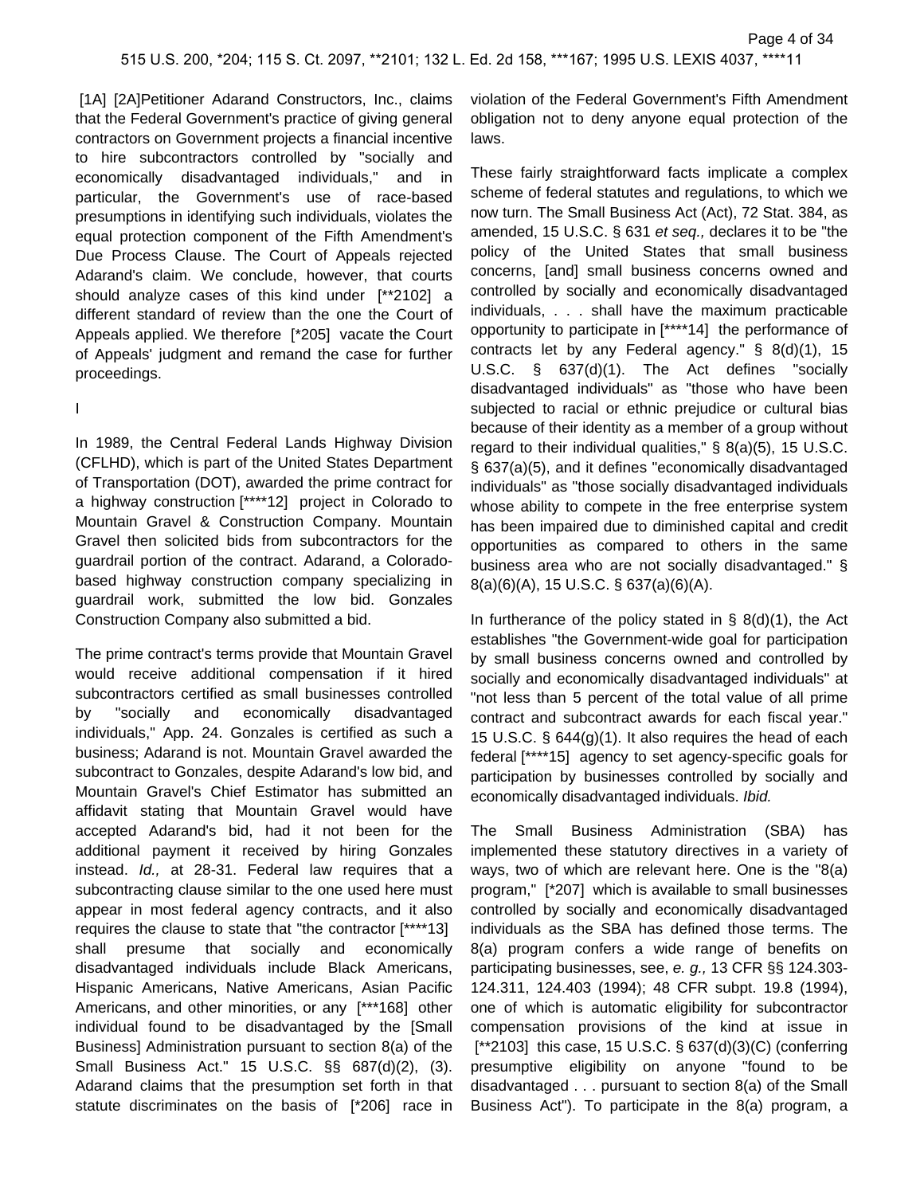[1A] [2A]Petitioner Adarand Constructors, Inc., claims that the Federal Government's practice of giving general contractors on Government projects a financial incentive to hire subcontractors controlled by "socially and economically disadvantaged individuals," and in particular, the Government's use of race-based presumptions in identifying such individuals, violates the equal protection component of the Fifth Amendment's Due Process Clause. The Court of Appeals rejected Adarand's claim. We conclude, however, that courts should analyze cases of this kind under [**2102] a different standard of review than the one the Court of Appeals applied. We therefore [*205] vacate the Court of Appeals' judgment and remand the case for further proceedings.

I

In 1989, the Central Federal Lands Highway Division (CFLHD), which is part of the United States Department of Transportation (DOT), awarded the prime contract for a highway construction [****12] project in Colorado to Mountain Gravel & Construction Company. Mountain Gravel then solicited bids from subcontractors for the guardrail portion of the contract. Adarand, a Colorado-based highway construction company specializing in guardrail work, submitted the low bid. Gonzales Construction Company also submitted a bid.

The prime contract's terms provide that Mountain Gravel would receive additional compensation if it hired subcontractors certified as small businesses controlled by "socially and economically disadvantaged individuals," App. 24. Gonzales is certified as such a business; Adarand is not. Mountain Gravel awarded the subcontract to Gonzales, despite Adarand's low bid, and Mountain Gravel's Chief Estimator has submitted an affidavit stating that Mountain Gravel would have accepted Adarand's bid, had it not been for the additional payment it received by hiring Gonzales instead. *Id.,* at 28-31. Federal law requires that a subcontracting clause similar to the one used here must appear in most federal agency contracts, and it also requires the clause to state that "the contractor [****13] shall presume that socially and economically disadvantaged individuals include Black Americans, Hispanic Americans, Native Americans, Asian Pacific Americans, and other minorities, or any [***168] other individual found to be disadvantaged by the [Small Business] Administration pursuant to section 8(a) of the Small Business Act." 15 U.S.C. §§ 687(d)(2), (3). Adarand claims that the presumption set forth in that statute discriminates on the basis of [*206] race in violation of the Federal Government's Fifth Amendment obligation not to deny anyone equal protection of the laws.

These fairly straightforward facts implicate a complex scheme of federal statutes and regulations, to which we now turn. The Small Business Act (Act), 72 Stat. 384, as amended, 15 U.S.C. § 631 *et seq.,* declares it to be "the policy of the United States that small business concerns, [and] small business concerns owned and controlled by socially and economically disadvantaged individuals, . . . shall have the maximum practicable opportunity to participate in [****14] the performance of contracts let by any Federal agency." § 8(d)(1), 15 U.S.C. § 637(d)(1). The Act defines "socially disadvantaged individuals" as "those who have been subjected to racial or ethnic prejudice or cultural bias because of their identity as a member of a group without regard to their individual qualities," § 8(a)(5), 15 U.S.C. § 637(a)(5), and it defines "economically disadvantaged individuals" as "those socially disadvantaged individuals whose ability to compete in the free enterprise system has been impaired due to diminished capital and credit opportunities as compared to others in the same business area who are not socially disadvantaged." § 8(a)(6)(A), 15 U.S.C. § 637(a)(6)(A).

In furtherance of the policy stated in § 8(d)(1), the Act establishes "the Government-wide goal for participation by small business concerns owned and controlled by socially and economically disadvantaged individuals" at "not less than 5 percent of the total value of all prime contract and subcontract awards for each fiscal year." 15 U.S.C. § 644(g)(1). It also requires the head of each federal [****15] agency to set agency-specific goals for participation by businesses controlled by socially and economically disadvantaged individuals. *Ibid.*

The Small Business Administration (SBA) has implemented these statutory directives in a variety of ways, two of which are relevant here. One is the "8(a) program," [*207] which is available to small businesses controlled by socially and economically disadvantaged individuals as the SBA has defined those terms. The 8(a) program confers a wide range of benefits on participating businesses, see, *e. g.,* 13 CFR §§ 124.303-124.311, 124.403 (1994); 48 CFR subpt. 19.8 (1994), one of which is automatic eligibility for subcontractor compensation provisions of the kind at issue in [**2103] this case, 15 U.S.C. § 637(d)(3)(C) (conferring presumptive eligibility on anyone "found to be disadvantaged . . . pursuant to section 8(a) of the Small Business Act"). To participate in the 8(a) program, a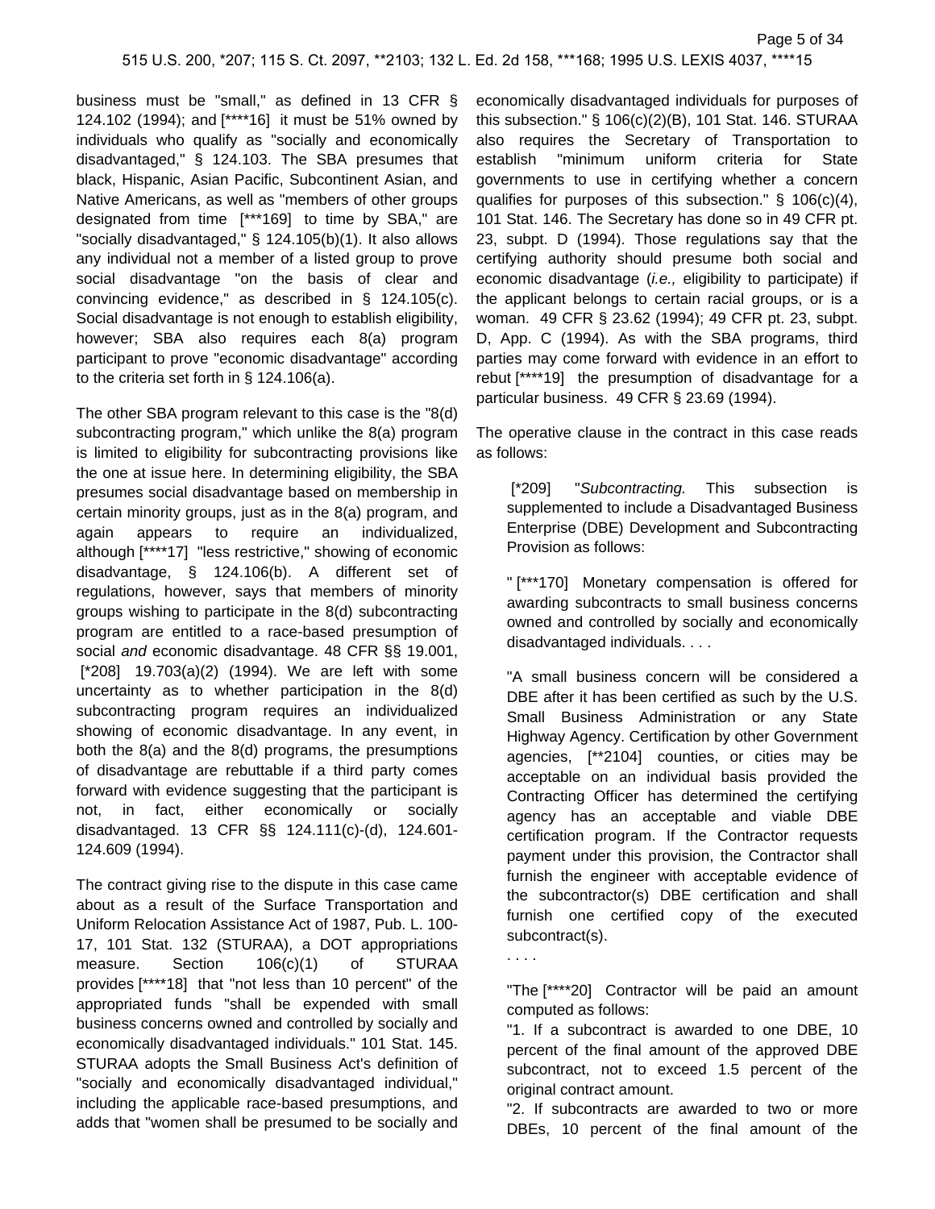business must be "small," as defined in 13 CFR § 124.102 (1994); and [****16] it must be 51% owned by individuals who qualify as "socially and economically disadvantaged," § 124.103. The SBA presumes that black, Hispanic, Asian Pacific, Subcontinent Asian, and Native Americans, as well as "members of other groups designated from time [***169] to time by SBA," are "socially disadvantaged," § 124.105(b)(1). It also allows any individual not a member of a listed group to prove social disadvantage "on the basis of clear and convincing evidence," as described in § 124.105(c). Social disadvantage is not enough to establish eligibility, however; SBA also requires each 8(a) program participant to prove "economic disadvantage" according to the criteria set forth in § 124.106(a).

The other SBA program relevant to this case is the "8(d) subcontracting program," which unlike the 8(a) program is limited to eligibility for subcontracting provisions like the one at issue here. In determining eligibility, the SBA presumes social disadvantage based on membership in certain minority groups, just as in the 8(a) program, and again appears to require an individualized, although [****17] "less restrictive," showing of economic disadvantage, § 124.106(b). A different set of regulations, however, says that members of minority groups wishing to participate in the 8(d) subcontracting program are entitled to a race-based presumption of social *and* economic disadvantage. 48 CFR §§ 19.001, [*208] 19.703(a)(2) (1994). We are left with some uncertainty as to whether participation in the 8(d) subcontracting program requires an individualized showing of economic disadvantage. In any event, in both the 8(a) and the 8(d) programs, the presumptions of disadvantage are rebuttable if a third party comes forward with evidence suggesting that the participant is not, in fact, either economically or socially disadvantaged. 13 CFR §§ 124.111(c)-(d), 124.601-124.609 (1994).

The contract giving rise to the dispute in this case came about as a result of the Surface Transportation and Uniform Relocation Assistance Act of 1987, Pub. L. 100-17, 101 Stat. 132 (STURAA), a DOT appropriations measure. Section 106(c)(1) of STURAA provides [****18] that "not less than 10 percent" of the appropriated funds "shall be expended with small business concerns owned and controlled by socially and economically disadvantaged individuals." 101 Stat. 145. STURAA adopts the Small Business Act's definition of "socially and economically disadvantaged individual," including the applicable race-based presumptions, and adds that "women shall be presumed to be socially and economically disadvantaged individuals for purposes of this subsection." § 106(c)(2)(B), 101 Stat. 146. STURAA also requires the Secretary of Transportation to establish "minimum uniform criteria for State governments to use in certifying whether a concern qualifies for purposes of this subsection." § 106(c)(4), 101 Stat. 146. The Secretary has done so in 49 CFR pt. 23, subpt. D (1994). Those regulations say that the certifying authority should presume both social and economic disadvantage (*i.e.,* eligibility to participate) if the applicant belongs to certain racial groups, or is a woman. 49 CFR § 23.62 (1994); 49 CFR pt. 23, subpt. D, App. C (1994). As with the SBA programs, third parties may come forward with evidence in an effort to rebut [****19] the presumption of disadvantage for a particular business. 49 CFR § 23.69 (1994).

The operative clause in the contract in this case reads as follows:

> [*209] "*Subcontracting.* This subsection is supplemented to include a Disadvantaged Business Enterprise (DBE) Development and Subcontracting Provision as follows:
>
> " [***170] Monetary compensation is offered for awarding subcontracts to small business concerns owned and controlled by socially and economically disadvantaged individuals. . . .
>
> "A small business concern will be considered a DBE after it has been certified as such by the U.S. Small Business Administration or any State Highway Agency. Certification by other Government agencies, [**2104] counties, or cities may be acceptable on an individual basis provided the Contracting Officer has determined the certifying agency has an acceptable and viable DBE certification program. If the Contractor requests payment under this provision, the Contractor shall furnish the engineer with acceptable evidence of the subcontractor(s) DBE certification and shall furnish one certified copy of the executed subcontract(s).
>
> . . . .
>
> "The [****20] Contractor will be paid an amount computed as follows:
>
> "1. If a subcontract is awarded to one DBE, 10 percent of the final amount of the approved DBE subcontract, not to exceed 1.5 percent of the original contract amount.
>
> "2. If subcontracts are awarded to two or more DBEs, 10 percent of the final amount of the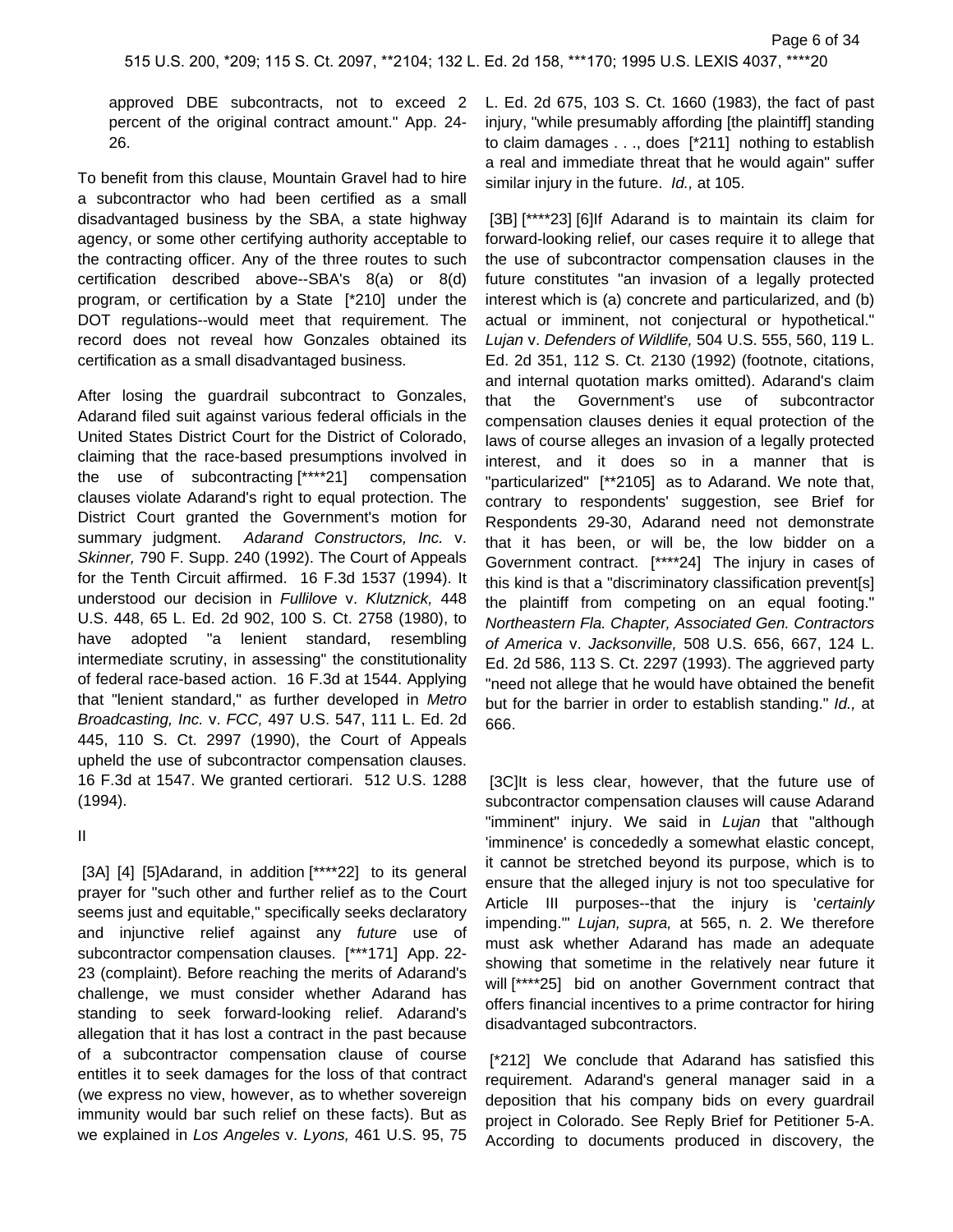approved DBE subcontracts, not to exceed 2 percent of the original contract amount." App. 24-26.

To benefit from this clause, Mountain Gravel had to hire a subcontractor who had been certified as a small disadvantaged business by the SBA, a state highway agency, or some other certifying authority acceptable to the contracting officer. Any of the three routes to such certification described above--SBA's 8(a) or 8(d) program, or certification by a State [*210] under the DOT regulations--would meet that requirement. The record does not reveal how Gonzales obtained its certification as a small disadvantaged business.

After losing the guardrail subcontract to Gonzales, Adarand filed suit against various federal officials in the United States District Court for the District of Colorado, claiming that the race-based presumptions involved in the use of subcontracting [****21] compensation clauses violate Adarand's right to equal protection. The District Court granted the Government's motion for summary judgment. *Adarand Constructors, Inc.* v. *Skinner,* 790 F. Supp. 240 (1992). The Court of Appeals for the Tenth Circuit affirmed. 16 F.3d 1537 (1994). It understood our decision in *Fullilove* v. *Klutznick,* 448 U.S. 448, 65 L. Ed. 2d 902, 100 S. Ct. 2758 (1980), to have adopted "a lenient standard, resembling intermediate scrutiny, in assessing" the constitutionality of federal race-based action. 16 F.3d at 1544. Applying that "lenient standard," as further developed in *Metro Broadcasting, Inc.* v. *FCC,* 497 U.S. 547, 111 L. Ed. 2d 445, 110 S. Ct. 2997 (1990), the Court of Appeals upheld the use of subcontractor compensation clauses. 16 F.3d at 1547. We granted certiorari. 512 U.S. 1288 (1994).

II

[3A] [4] [5]Adarand, in addition [****22] to its general prayer for "such other and further relief as to the Court seems just and equitable," specifically seeks declaratory and injunctive relief against any *future* use of subcontractor compensation clauses. [***171] App. 22-23 (complaint). Before reaching the merits of Adarand's challenge, we must consider whether Adarand has standing to seek forward-looking relief. Adarand's allegation that it has lost a contract in the past because of a subcontractor compensation clause of course entitles it to seek damages for the loss of that contract (we express no view, however, as to whether sovereign immunity would bar such relief on these facts). But as we explained in *Los Angeles* v. *Lyons,* 461 U.S. 95, 75 L. Ed. 2d 675, 103 S. Ct. 1660 (1983), the fact of past injury, "while presumably affording [the plaintiff] standing to claim damages . . ., does [*211] nothing to establish a real and immediate threat that he would again" suffer similar injury in the future. *Id.,* at 105.

[3B] [****23] [6]If Adarand is to maintain its claim for forward-looking relief, our cases require it to allege that the use of subcontractor compensation clauses in the future constitutes "an invasion of a legally protected interest which is (a) concrete and particularized, and (b) actual or imminent, not conjectural or hypothetical." *Lujan* v. *Defenders of Wildlife,* 504 U.S. 555, 560, 119 L. Ed. 2d 351, 112 S. Ct. 2130 (1992) (footnote, citations, and internal quotation marks omitted). Adarand's claim that the Government's use of subcontractor compensation clauses denies it equal protection of the laws of course alleges an invasion of a legally protected interest, and it does so in a manner that is "particularized" [**2105] as to Adarand. We note that, contrary to respondents' suggestion, see Brief for Respondents 29-30, Adarand need not demonstrate that it has been, or will be, the low bidder on a Government contract. [****24] The injury in cases of this kind is that a "discriminatory classification prevent[s] the plaintiff from competing on an equal footing." *Northeastern Fla. Chapter, Associated Gen. Contractors of America* v. *Jacksonville,* 508 U.S. 656, 667, 124 L. Ed. 2d 586, 113 S. Ct. 2297 (1993). The aggrieved party "need not allege that he would have obtained the benefit but for the barrier in order to establish standing." *Id.,* at 666.

[3C]It is less clear, however, that the future use of subcontractor compensation clauses will cause Adarand "imminent" injury. We said in *Lujan* that "although 'imminence' is concededly a somewhat elastic concept, it cannot be stretched beyond its purpose, which is to ensure that the alleged injury is not too speculative for Article III purposes--that the injury is '*certainly* impending.'" *Lujan, supra,* at 565, n. 2. We therefore must ask whether Adarand has made an adequate showing that sometime in the relatively near future it will [****25] bid on another Government contract that offers financial incentives to a prime contractor for hiring disadvantaged subcontractors.

[*212] We conclude that Adarand has satisfied this requirement. Adarand's general manager said in a deposition that his company bids on every guardrail project in Colorado. See Reply Brief for Petitioner 5-A. According to documents produced in discovery, the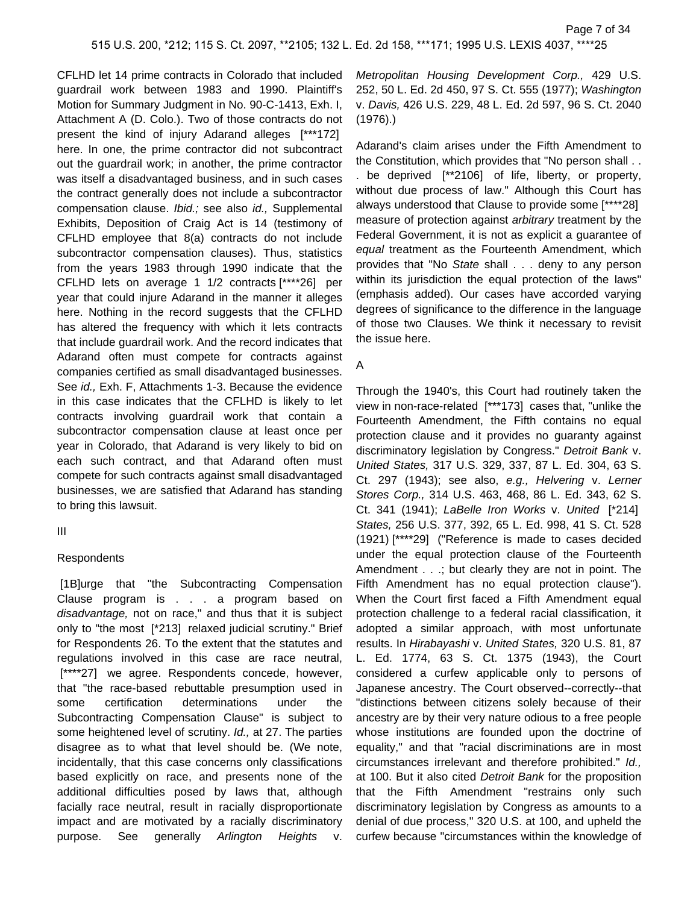CFLHD let 14 prime contracts in Colorado that included guardrail work between 1983 and 1990. Plaintiff's Motion for Summary Judgment in No. 90-C-1413, Exh. I, Attachment A (D. Colo.). Two of those contracts do not present the kind of injury Adarand alleges [***172] here. In one, the prime contractor did not subcontract out the guardrail work; in another, the prime contractor was itself a disadvantaged business, and in such cases the contract generally does not include a subcontractor compensation clause. *Ibid.;* see also *id.,* Supplemental Exhibits, Deposition of Craig Act is 14 (testimony of CFLHD employee that 8(a) contracts do not include subcontractor compensation clauses). Thus, statistics from the years 1983 through 1990 indicate that the CFLHD lets on average 1 1/2 contracts [****26] per year that could injure Adarand in the manner it alleges here. Nothing in the record suggests that the CFLHD has altered the frequency with which it lets contracts that include guardrail work. And the record indicates that Adarand often must compete for contracts against companies certified as small disadvantaged businesses. See *id.,* Exh. F, Attachments 1-3. Because the evidence in this case indicates that the CFLHD is likely to let contracts involving guardrail work that contain a subcontractor compensation clause at least once per year in Colorado, that Adarand is very likely to bid on each such contract, and that Adarand often must compete for such contracts against small disadvantaged businesses, we are satisfied that Adarand has standing to bring this lawsuit.

III

Respondents

[1B]urge that "the Subcontracting Compensation Clause program is . . . a program based on *disadvantage,* not on race," and thus that it is subject only to "the most [*213] relaxed judicial scrutiny." Brief for Respondents 26. To the extent that the statutes and regulations involved in this case are race neutral, [****27] we agree. Respondents concede, however, that "the race-based rebuttable presumption used in some certification determinations under the Subcontracting Compensation Clause" is subject to some heightened level of scrutiny. *Id.,* at 27. The parties disagree as to what that level should be. (We note, incidentally, that this case concerns only classifications based explicitly on race, and presents none of the additional difficulties posed by laws that, although facially race neutral, result in racially disproportionate impact and are motivated by a racially discriminatory purpose. See generally *Arlington Heights* v. *Metropolitan Housing Development Corp.,* 429 U.S. 252, 50 L. Ed. 2d 450, 97 S. Ct. 555 (1977); *Washington* v. *Davis,* 426 U.S. 229, 48 L. Ed. 2d 597, 96 S. Ct. 2040 (1976).)

Adarand's claim arises under the Fifth Amendment to the Constitution, which provides that "No person shall . . . be deprived [**2106] of life, liberty, or property, without due process of law." Although this Court has always understood that Clause to provide some [****28] measure of protection against *arbitrary* treatment by the Federal Government, it is not as explicit a guarantee of *equal* treatment as the Fourteenth Amendment, which provides that "No *State* shall . . . deny to any person within its jurisdiction the equal protection of the laws" (emphasis added). Our cases have accorded varying degrees of significance to the difference in the language of those two Clauses. We think it necessary to revisit the issue here.

A

Through the 1940's, this Court had routinely taken the view in non-race-related [***173] cases that, "unlike the Fourteenth Amendment, the Fifth contains no equal protection clause and it provides no guaranty against discriminatory legislation by Congress." *Detroit Bank* v. *United States,* 317 U.S. 329, 337, 87 L. Ed. 304, 63 S. Ct. 297 (1943); see also, *e.g., Helvering* v. *Lerner Stores Corp.,* 314 U.S. 463, 468, 86 L. Ed. 343, 62 S. Ct. 341 (1941); *LaBelle Iron Works* v. *United* [*214] *States,* 256 U.S. 377, 392, 65 L. Ed. 998, 41 S. Ct. 528 (1921) [****29] ("Reference is made to cases decided under the equal protection clause of the Fourteenth Amendment . . .; but clearly they are not in point. The Fifth Amendment has no equal protection clause"). When the Court first faced a Fifth Amendment equal protection challenge to a federal racial classification, it adopted a similar approach, with most unfortunate results. In *Hirabayashi* v. *United States,* 320 U.S. 81, 87 L. Ed. 1774, 63 S. Ct. 1375 (1943), the Court considered a curfew applicable only to persons of Japanese ancestry. The Court observed--correctly--that "distinctions between citizens solely because of their ancestry are by their very nature odious to a free people whose institutions are founded upon the doctrine of equality," and that "racial discriminations are in most circumstances irrelevant and therefore prohibited." *Id.,* at 100. But it also cited *Detroit Bank* for the proposition that the Fifth Amendment "restrains only such discriminatory legislation by Congress as amounts to a denial of due process," 320 U.S. at 100, and upheld the curfew because "circumstances within the knowledge of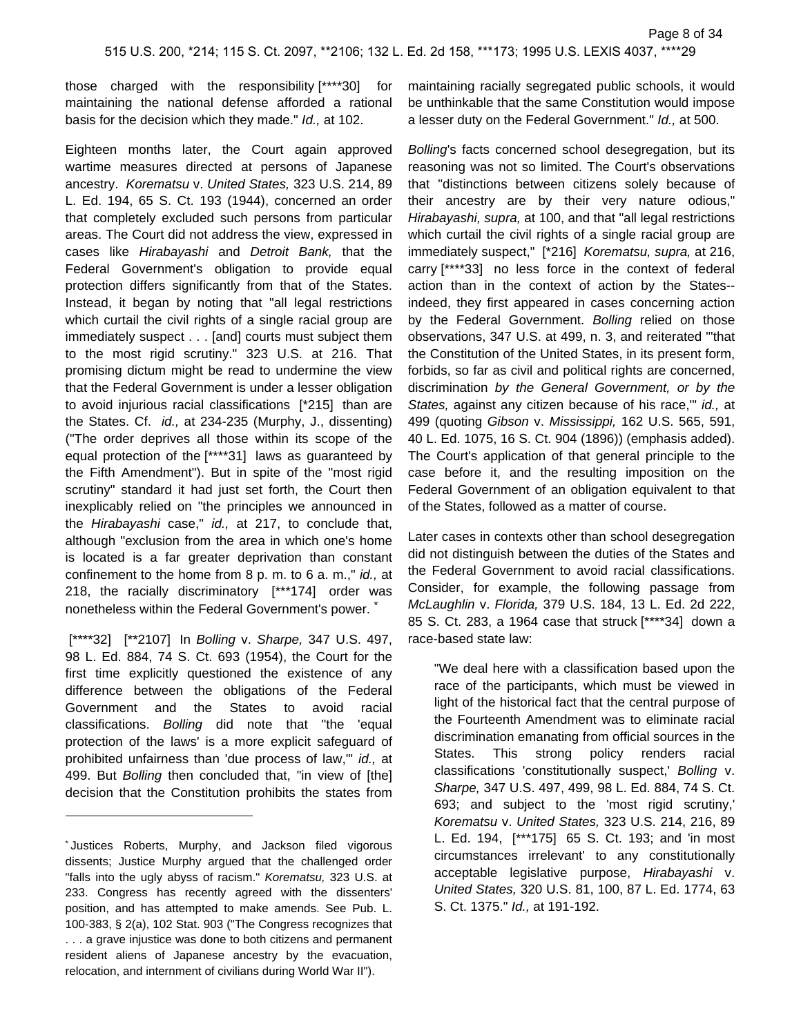those charged with the responsibility [****30] for maintaining the national defense afforded a rational basis for the decision which they made." *Id.,* at 102.

Eighteen months later, the Court again approved wartime measures directed at persons of Japanese ancestry. *Korematsu* v. *United States,* 323 U.S. 214, 89 L. Ed. 194, 65 S. Ct. 193 (1944), concerned an order that completely excluded such persons from particular areas. The Court did not address the view, expressed in cases like *Hirabayashi* and *Detroit Bank,* that the Federal Government's obligation to provide equal protection differs significantly from that of the States. Instead, it began by noting that "all legal restrictions which curtail the civil rights of a single racial group are immediately suspect . . . [and] courts must subject them to the most rigid scrutiny." 323 U.S. at 216. That promising dictum might be read to undermine the view that the Federal Government is under a lesser obligation to avoid injurious racial classifications [*215] than are the States. Cf. *id.,* at 234-235 (Murphy, J., dissenting) ("The order deprives all those within its scope of the equal protection of the [****31] laws as guaranteed by the Fifth Amendment"). But in spite of the "most rigid scrutiny" standard it had just set forth, the Court then inexplicably relied on "the principles we announced in the *Hirabayashi* case," *id.,* at 217, to conclude that, although "exclusion from the area in which one's home is located is a far greater deprivation than constant confinement to the home from 8 p. m. to 6 a. m.," *id.,* at 218, the racially discriminatory [***174] order was nonetheless within the Federal Government's power. *

[****32] [**2107] In *Bolling* v. *Sharpe,* 347 U.S. 497, 98 L. Ed. 884, 74 S. Ct. 693 (1954), the Court for the first time explicitly questioned the existence of any difference between the obligations of the Federal Government and the States to avoid racial classifications. *Bolling* did note that "the 'equal protection of the laws' is a more explicit safeguard of prohibited unfairness than 'due process of law,'" *id.,* at 499. But *Bolling* then concluded that, "in view of [the] decision that the Constitution prohibits the states from maintaining racially segregated public schools, it would be unthinkable that the same Constitution would impose a lesser duty on the Federal Government." *Id.,* at 500.

*Bolling*'s facts concerned school desegregation, but its reasoning was not so limited. The Court's observations that "distinctions between citizens solely because of their ancestry are by their very nature odious," *Hirabayashi, supra,* at 100, and that "all legal restrictions which curtail the civil rights of a single racial group are immediately suspect," [*216] *Korematsu, supra,* at 216, carry [****33] no less force in the context of federal action than in the context of action by the States--indeed, they first appeared in cases concerning action by the Federal Government. *Bolling* relied on those observations, 347 U.S. at 499, n. 3, and reiterated "'that the Constitution of the United States, in its present form, forbids, so far as civil and political rights are concerned, discrimination *by the General Government, or by the States,* against any citizen because of his race,'" *id.,* at 499 (quoting *Gibson* v. *Mississippi,* 162 U.S. 565, 591, 40 L. Ed. 1075, 16 S. Ct. 904 (1896)) (emphasis added). The Court's application of that general principle to the case before it, and the resulting imposition on the Federal Government of an obligation equivalent to that of the States, followed as a matter of course.

Later cases in contexts other than school desegregation did not distinguish between the duties of the States and the Federal Government to avoid racial classifications. Consider, for example, the following passage from *McLaughlin* v. *Florida,* 379 U.S. 184, 13 L. Ed. 2d 222, 85 S. Ct. 283, a 1964 case that struck [****34] down a race-based state law:

> "We deal here with a classification based upon the race of the participants, which must be viewed in light of the historical fact that the central purpose of the Fourteenth Amendment was to eliminate racial discrimination emanating from official sources in the States. This strong policy renders racial classifications 'constitutionally suspect,' *Bolling* v. *Sharpe,* 347 U.S. 497, 499, 98 L. Ed. 884, 74 S. Ct. 693; and subject to the 'most rigid scrutiny,' *Korematsu* v. *United States,* 323 U.S. 214, 216, 89 L. Ed. 194, [***175] 65 S. Ct. 193; and 'in most circumstances irrelevant' to any constitutionally acceptable legislative purpose, *Hirabayashi* v. *United States,* 320 U.S. 81, 100, 87 L. Ed. 1774, 63 S. Ct. 1375." *Id.,* at 191-192.

---

* Justices Roberts, Murphy, and Jackson filed vigorous dissents; Justice Murphy argued that the challenged order "falls into the ugly abyss of racism." *Korematsu,* 323 U.S. at 233. Congress has recently agreed with the dissenters' position, and has attempted to make amends. See Pub. L. 100-383, § 2(a), 102 Stat. 903 ("The Congress recognizes that . . . a grave injustice was done to both citizens and permanent resident aliens of Japanese ancestry by the evacuation, relocation, and internment of civilians during World War II").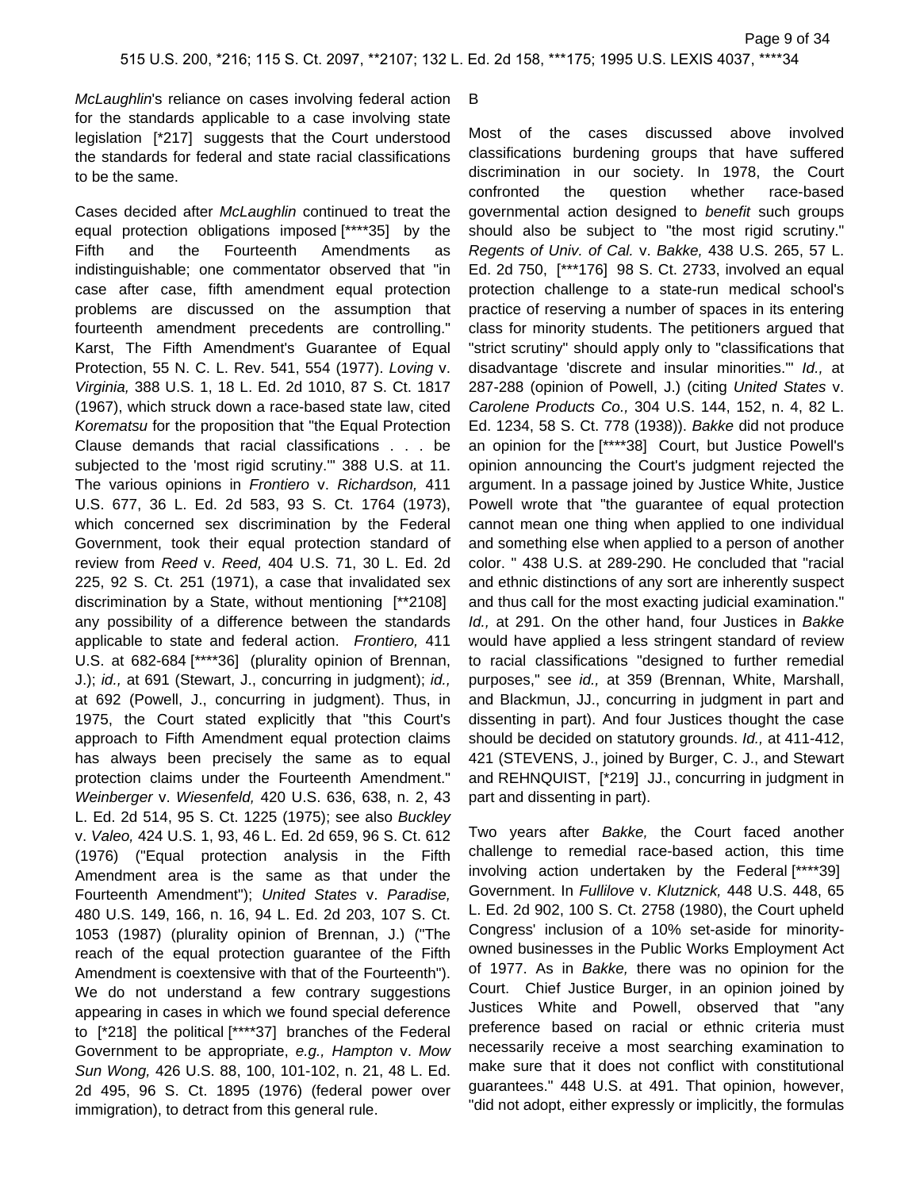*McLaughlin*'s reliance on cases involving federal action for the standards applicable to a case involving state legislation [*217] suggests that the Court understood the standards for federal and state racial classifications to be the same.

Cases decided after *McLaughlin* continued to treat the equal protection obligations imposed [****35] by the Fifth and the Fourteenth Amendments as indistinguishable; one commentator observed that "in case after case, fifth amendment equal protection problems are discussed on the assumption that fourteenth amendment precedents are controlling." Karst, The Fifth Amendment's Guarantee of Equal Protection, 55 N. C. L. Rev. 541, 554 (1977). *Loving* v. *Virginia,* 388 U.S. 1, 18 L. Ed. 2d 1010, 87 S. Ct. 1817 (1967), which struck down a race-based state law, cited *Korematsu* for the proposition that "the Equal Protection Clause demands that racial classifications . . . be subjected to the 'most rigid scrutiny.'" 388 U.S. at 11. The various opinions in *Frontiero* v. *Richardson,* 411 U.S. 677, 36 L. Ed. 2d 583, 93 S. Ct. 1764 (1973), which concerned sex discrimination by the Federal Government, took their equal protection standard of review from *Reed* v. *Reed,* 404 U.S. 71, 30 L. Ed. 2d 225, 92 S. Ct. 251 (1971), a case that invalidated sex discrimination by a State, without mentioning [**2108] any possibility of a difference between the standards applicable to state and federal action. *Frontiero,* 411 U.S. at 682-684 [****36] (plurality opinion of Brennan, J.); *id.,* at 691 (Stewart, J., concurring in judgment); *id.,* at 692 (Powell, J., concurring in judgment). Thus, in 1975, the Court stated explicitly that "this Court's approach to Fifth Amendment equal protection claims has always been precisely the same as to equal protection claims under the Fourteenth Amendment." *Weinberger* v. *Wiesenfeld,* 420 U.S. 636, 638, n. 2, 43 L. Ed. 2d 514, 95 S. Ct. 1225 (1975); see also *Buckley* v. *Valeo,* 424 U.S. 1, 93, 46 L. Ed. 2d 659, 96 S. Ct. 612 (1976) ("Equal protection analysis in the Fifth Amendment area is the same as that under the Fourteenth Amendment"); *United States* v. *Paradise,* 480 U.S. 149, 166, n. 16, 94 L. Ed. 2d 203, 107 S. Ct. 1053 (1987) (plurality opinion of Brennan, J.) ("The reach of the equal protection guarantee of the Fifth Amendment is coextensive with that of the Fourteenth"). We do not understand a few contrary suggestions appearing in cases in which we found special deference to [*218] the political [****37] branches of the Federal Government to be appropriate, *e.g., Hampton* v. *Mow Sun Wong,* 426 U.S. 88, 100, 101-102, n. 21, 48 L. Ed. 2d 495, 96 S. Ct. 1895 (1976) (federal power over immigration), to detract from this general rule.

B

Most of the cases discussed above involved classifications burdening groups that have suffered discrimination in our society. In 1978, the Court confronted the question whether race-based governmental action designed to *benefit* such groups should also be subject to "the most rigid scrutiny." *Regents of Univ. of Cal.* v. *Bakke,* 438 U.S. 265, 57 L. Ed. 2d 750, [***176] 98 S. Ct. 2733, involved an equal protection challenge to a state-run medical school's practice of reserving a number of spaces in its entering class for minority students. The petitioners argued that "strict scrutiny" should apply only to "classifications that disadvantage 'discrete and insular minorities.'" *Id.,* at 287-288 (opinion of Powell, J.) (citing *United States* v. *Carolene Products Co.,* 304 U.S. 144, 152, n. 4, 82 L. Ed. 1234, 58 S. Ct. 778 (1938)). *Bakke* did not produce an opinion for the [****38] Court, but Justice Powell's opinion announcing the Court's judgment rejected the argument. In a passage joined by Justice White, Justice Powell wrote that "the guarantee of equal protection cannot mean one thing when applied to one individual and something else when applied to a person of another color. " 438 U.S. at 289-290. He concluded that "racial and ethnic distinctions of any sort are inherently suspect and thus call for the most exacting judicial examination." *Id.,* at 291. On the other hand, four Justices in *Bakke* would have applied a less stringent standard of review to racial classifications "designed to further remedial purposes," see *id.,* at 359 (Brennan, White, Marshall, and Blackmun, JJ., concurring in judgment in part and dissenting in part). And four Justices thought the case should be decided on statutory grounds. *Id.,* at 411-412, 421 (STEVENS, J., joined by Burger, C. J., and Stewart and REHNQUIST, [*219] JJ., concurring in judgment in part and dissenting in part).

Two years after *Bakke,* the Court faced another challenge to remedial race-based action, this time involving action undertaken by the Federal [****39] Government. In *Fullilove* v. *Klutznick,* 448 U.S. 448, 65 L. Ed. 2d 902, 100 S. Ct. 2758 (1980), the Court upheld Congress' inclusion of a 10% set-aside for minority-owned businesses in the Public Works Employment Act of 1977. As in *Bakke,* there was no opinion for the Court. Chief Justice Burger, in an opinion joined by Justices White and Powell, observed that "any preference based on racial or ethnic criteria must necessarily receive a most searching examination to make sure that it does not conflict with constitutional guarantees." 448 U.S. at 491. That opinion, however, "did not adopt, either expressly or implicitly, the formulas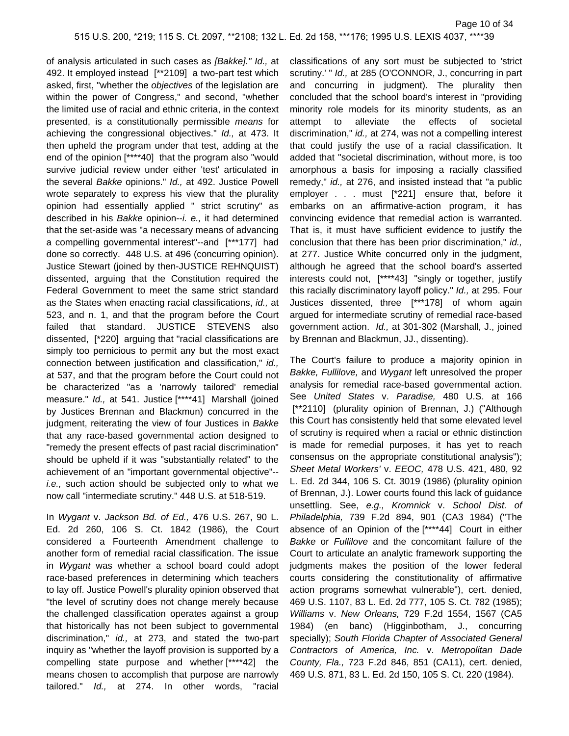of analysis articulated in such cases as *[Bakke]." Id.,* at 492. It employed instead [**2109] a two-part test which asked, first, "whether the *objectives* of the legislation are within the power of Congress," and second, "whether the limited use of racial and ethnic criteria, in the context presented, is a constitutionally permissible *means* for achieving the congressional objectives." *Id.,* at 473. It then upheld the program under that test, adding at the end of the opinion [****40] that the program also "would survive judicial review under either 'test' articulated in the several *Bakke* opinions." *Id.,* at 492. Justice Powell wrote separately to express his view that the plurality opinion had essentially applied " strict scrutiny" as described in his *Bakke* opinion--*i. e.,* it had determined that the set-aside was "a necessary means of advancing a compelling governmental interest"--and [***177] had done so correctly. 448 U.S. at 496 (concurring opinion). Justice Stewart (joined by then-JUSTICE REHNQUIST) dissented, arguing that the Constitution required the Federal Government to meet the same strict standard as the States when enacting racial classifications, *id.,* at 523, and n. 1, and that the program before the Court failed that standard. JUSTICE STEVENS also dissented, [*220] arguing that "racial classifications are simply too pernicious to permit any but the most exact connection between justification and classification," *id.,* at 537, and that the program before the Court could not be characterized "as a 'narrowly tailored' remedial measure." *Id.,* at 541. Justice [****41] Marshall (joined by Justices Brennan and Blackmun) concurred in the judgment, reiterating the view of four Justices in *Bakke* that any race-based governmental action designed to "remedy the present effects of past racial discrimination" should be upheld if it was "substantially related" to the achievement of an "important governmental objective"--*i.e.,* such action should be subjected only to what we now call "intermediate scrutiny." 448 U.S. at 518-519.

In *Wygant* v. *Jackson Bd. of Ed.,* 476 U.S. 267, 90 L. Ed. 2d 260, 106 S. Ct. 1842 (1986), the Court considered a Fourteenth Amendment challenge to another form of remedial racial classification. The issue in *Wygant* was whether a school board could adopt race-based preferences in determining which teachers to lay off. Justice Powell's plurality opinion observed that "the level of scrutiny does not change merely because the challenged classification operates against a group that historically has not been subject to governmental discrimination," *id.,* at 273, and stated the two-part inquiry as "whether the layoff provision is supported by a compelling state purpose and whether [****42] the means chosen to accomplish that purpose are narrowly tailored." *Id.,* at 274. In other words, "racial classifications of any sort must be subjected to 'strict scrutiny.' " *Id.,* at 285 (O'CONNOR, J., concurring in part and concurring in judgment). The plurality then concluded that the school board's interest in "providing minority role models for its minority students, as an attempt to alleviate the effects of societal discrimination," *id.,* at 274, was not a compelling interest that could justify the use of a racial classification. It added that "societal discrimination, without more, is too amorphous a basis for imposing a racially classified remedy," *id.,* at 276, and insisted instead that "a public employer . . . must [*221] ensure that, before it embarks on an affirmative-action program, it has convincing evidence that remedial action is warranted. That is, it must have sufficient evidence to justify the conclusion that there has been prior discrimination," *id.,* at 277. Justice White concurred only in the judgment, although he agreed that the school board's asserted interests could not, [****43] "singly or together, justify this racially discriminatory layoff policy." *Id.,* at 295. Four Justices dissented, three [***178] of whom again argued for intermediate scrutiny of remedial race-based government action. *Id.,* at 301-302 (Marshall, J., joined by Brennan and Blackmun, JJ., dissenting).

The Court's failure to produce a majority opinion in *Bakke, Fullilove,* and *Wygant* left unresolved the proper analysis for remedial race-based governmental action. See *United States* v. *Paradise,* 480 U.S. at 166 [**2110] (plurality opinion of Brennan, J.) ("Although this Court has consistently held that some elevated level of scrutiny is required when a racial or ethnic distinction is made for remedial purposes, it has yet to reach consensus on the appropriate constitutional analysis"); *Sheet Metal Workers'* v. *EEOC,* 478 U.S. 421, 480, 92 L. Ed. 2d 344, 106 S. Ct. 3019 (1986) (plurality opinion of Brennan, J.). Lower courts found this lack of guidance unsettling. See, *e.g., Kromnick* v. *School Dist. of Philadelphia,* 739 F.2d 894, 901 (CA3 1984) ("The absence of an Opinion of the [****44] Court in either *Bakke* or *Fullilove* and the concomitant failure of the Court to articulate an analytic framework supporting the judgments makes the position of the lower federal courts considering the constitutionality of affirmative action programs somewhat vulnerable"), cert. denied, 469 U.S. 1107, 83 L. Ed. 2d 777, 105 S. Ct. 782 (1985); *Williams* v. *New Orleans,* 729 F.2d 1554, 1567 (CA5 1984) (en banc) (Higginbotham, J., concurring specially); *South Florida Chapter of Associated General Contractors of America, Inc.* v. *Metropolitan Dade County, Fla.,* 723 F.2d 846, 851 (CA11), cert. denied, 469 U.S. 871, 83 L. Ed. 2d 150, 105 S. Ct. 220 (1984).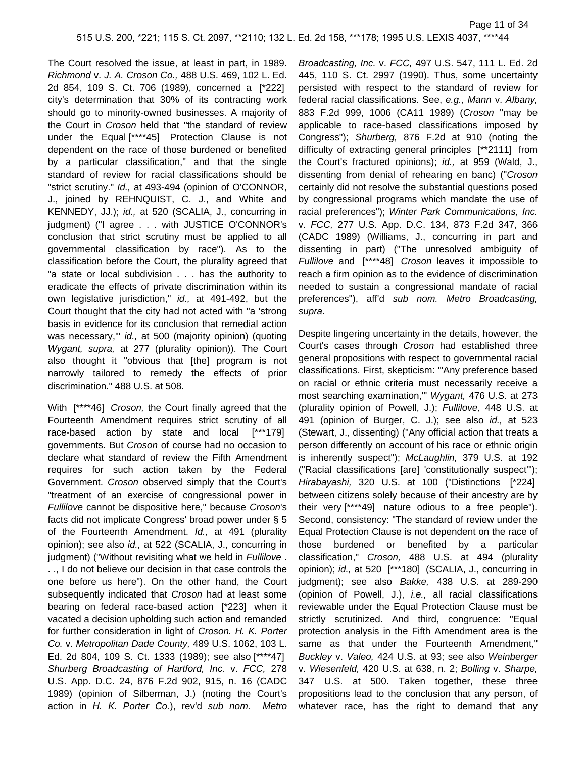The Court resolved the issue, at least in part, in 1989. *Richmond* v. *J. A. Croson Co.,* 488 U.S. 469, 102 L. Ed. 2d 854, 109 S. Ct. 706 (1989), concerned a [*222] city's determination that 30% of its contracting work should go to minority-owned businesses. A majority of the Court in *Croson* held that "the standard of review under the Equal [****45] Protection Clause is not dependent on the race of those burdened or benefited by a particular classification," and that the single standard of review for racial classifications should be "strict scrutiny." *Id.,* at 493-494 (opinion of O'CONNOR, J., joined by REHNQUIST, C. J., and White and KENNEDY, JJ.); *id.,* at 520 (SCALIA, J., concurring in judgment) ("I agree . . . with JUSTICE O'CONNOR's conclusion that strict scrutiny must be applied to all governmental classification by race"). As to the classification before the Court, the plurality agreed that "a state or local subdivision . . . has the authority to eradicate the effects of private discrimination within its own legislative jurisdiction," *id.,* at 491-492, but the Court thought that the city had not acted with "a 'strong basis in evidence for its conclusion that remedial action was necessary,'" *id.,* at 500 (majority opinion) (quoting *Wygant, supra,* at 277 (plurality opinion)). The Court also thought it "obvious that [the] program is not narrowly tailored to remedy the effects of prior discrimination." 488 U.S. at 508.

With [****46] *Croson,* the Court finally agreed that the Fourteenth Amendment requires strict scrutiny of all race-based action by state and local [***179] governments. But *Croson* of course had no occasion to declare what standard of review the Fifth Amendment requires for such action taken by the Federal Government. *Croson* observed simply that the Court's "treatment of an exercise of congressional power in *Fullilove* cannot be dispositive here," because *Croson*'s facts did not implicate Congress' broad power under § 5 of the Fourteenth Amendment. *Id.,* at 491 (plurality opinion); see also *id.,* at 522 (SCALIA, J., concurring in judgment) ("Without revisiting what we held in *Fullilove* . . ., I do not believe our decision in that case controls the one before us here"). On the other hand, the Court subsequently indicated that *Croson* had at least some bearing on federal race-based action [*223] when it vacated a decision upholding such action and remanded for further consideration in light of *Croson. H. K. Porter Co.* v. *Metropolitan Dade County,* 489 U.S. 1062, 103 L. Ed. 2d 804, 109 S. Ct. 1333 (1989); see also [****47] *Shurberg Broadcasting of Hartford, Inc.* v. *FCC,* 278 U.S. App. D.C. 24, 876 F.2d 902, 915, n. 16 (CADC 1989) (opinion of Silberman, J.) (noting the Court's action in *H. K. Porter Co.*), rev'd *sub nom. Metro Broadcasting, Inc.* v. *FCC,* 497 U.S. 547, 111 L. Ed. 2d 445, 110 S. Ct. 2997 (1990). Thus, some uncertainty persisted with respect to the standard of review for federal racial classifications. See, *e.g., Mann* v. *Albany,* 883 F.2d 999, 1006 (CA11 1989) (*Croson* "may be applicable to race-based classifications imposed by Congress"); *Shurberg,* 876 F.2d at 910 (noting the difficulty of extracting general principles [**2111] from the Court's fractured opinions); *id.,* at 959 (Wald, J., dissenting from denial of rehearing en banc) ("*Croson* certainly did not resolve the substantial questions posed by congressional programs which mandate the use of racial preferences"); *Winter Park Communications, Inc.* v. *FCC,* 277 U.S. App. D.C. 134, 873 F.2d 347, 366 (CADC 1989) (Williams, J., concurring in part and dissenting in part) ("The unresolved ambiguity of *Fullilove* and [****48] *Croson* leaves it impossible to reach a firm opinion as to the evidence of discrimination needed to sustain a congressional mandate of racial preferences"), aff'd *sub nom. Metro Broadcasting, supra.*

Despite lingering uncertainty in the details, however, the Court's cases through *Croson* had established three general propositions with respect to governmental racial classifications. First, skepticism: "'Any preference based on racial or ethnic criteria must necessarily receive a most searching examination,'" *Wygant,* 476 U.S. at 273 (plurality opinion of Powell, J.); *Fullilove,* 448 U.S. at 491 (opinion of Burger, C. J.); see also *id.,* at 523 (Stewart, J., dissenting) ("Any official action that treats a person differently on account of his race or ethnic origin is inherently suspect"); *McLaughlin,* 379 U.S. at 192 ("Racial classifications [are] 'constitutionally suspect'"); *Hirabayashi,* 320 U.S. at 100 ("Distinctions [*224] between citizens solely because of their ancestry are by their very [****49] nature odious to a free people"). Second, consistency: "The standard of review under the Equal Protection Clause is not dependent on the race of those burdened or benefited by a particular classification," *Croson,* 488 U.S. at 494 (plurality opinion); *id.,* at 520 [***180] (SCALIA, J., concurring in judgment); see also *Bakke,* 438 U.S. at 289-290 (opinion of Powell, J.), *i.e.,* all racial classifications reviewable under the Equal Protection Clause must be strictly scrutinized. And third, congruence: "Equal protection analysis in the Fifth Amendment area is the same as that under the Fourteenth Amendment," *Buckley* v. *Valeo,* 424 U.S. at 93; see also *Weinberger* v. *Wiesenfeld,* 420 U.S. at 638, n. 2; *Bolling* v. *Sharpe,* 347 U.S. at 500. Taken together, these three propositions lead to the conclusion that any person, of whatever race, has the right to demand that any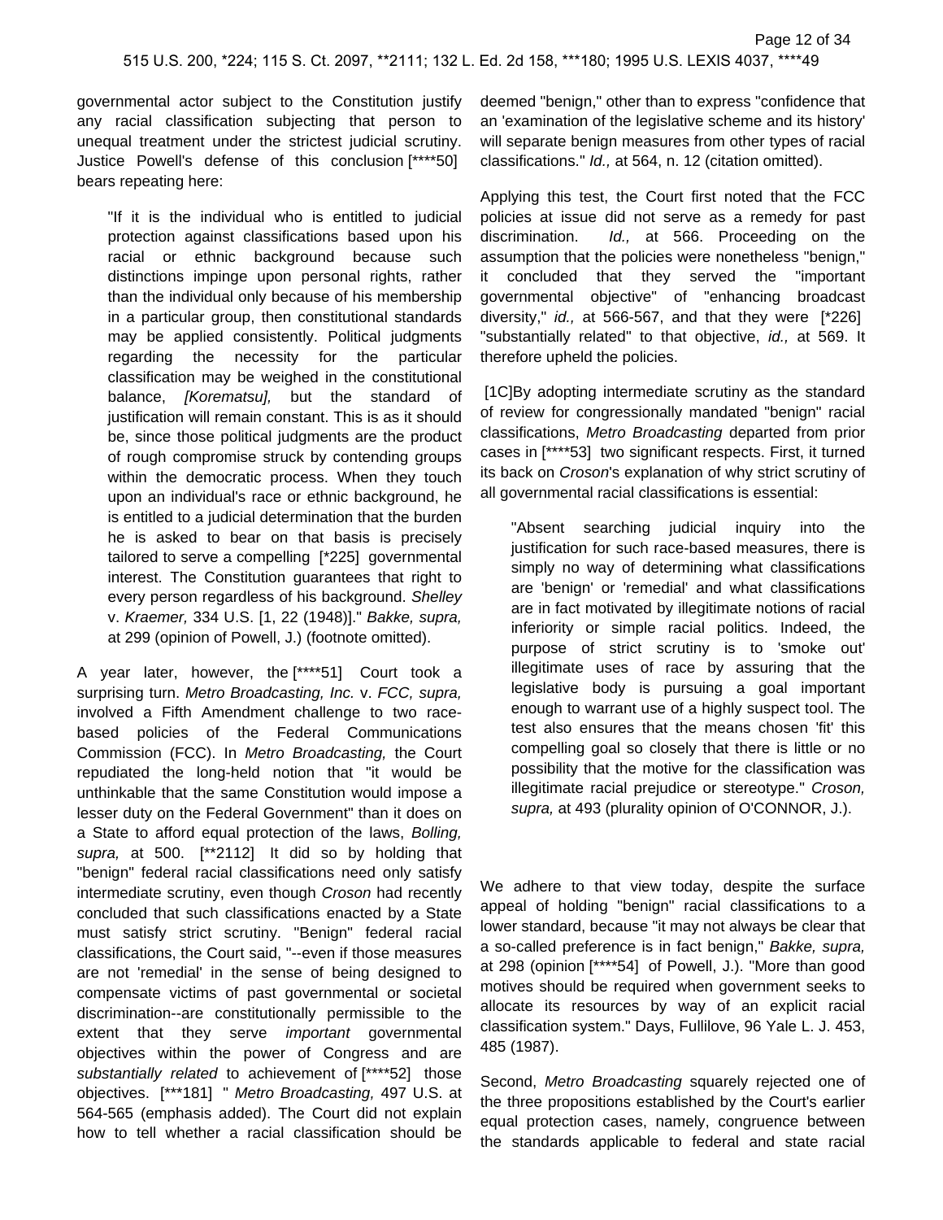governmental actor subject to the Constitution justify any racial classification subjecting that person to unequal treatment under the strictest judicial scrutiny. Justice Powell's defense of this conclusion [****50] bears repeating here:

> "If it is the individual who is entitled to judicial protection against classifications based upon his racial or ethnic background because such distinctions impinge upon personal rights, rather than the individual only because of his membership in a particular group, then constitutional standards may be applied consistently. Political judgments regarding the necessity for the particular classification may be weighed in the constitutional balance, *[Korematsu],* but the standard of justification will remain constant. This is as it should be, since those political judgments are the product of rough compromise struck by contending groups within the democratic process. When they touch upon an individual's race or ethnic background, he is entitled to a judicial determination that the burden he is asked to bear on that basis is precisely tailored to serve a compelling [*225] governmental interest. The Constitution guarantees that right to every person regardless of his background. *Shelley* v. *Kraemer,* 334 U.S. [1, 22 (1948)]." *Bakke, supra,* at 299 (opinion of Powell, J.) (footnote omitted).

A year later, however, the [****51] Court took a surprising turn. *Metro Broadcasting, Inc.* v. *FCC, supra,* involved a Fifth Amendment challenge to two race-based policies of the Federal Communications Commission (FCC). In *Metro Broadcasting,* the Court repudiated the long-held notion that "it would be unthinkable that the same Constitution would impose a lesser duty on the Federal Government" than it does on a State to afford equal protection of the laws, *Bolling, supra,* at 500. [**2112] It did so by holding that "benign" federal racial classifications need only satisfy intermediate scrutiny, even though *Croson* had recently concluded that such classifications enacted by a State must satisfy strict scrutiny. "Benign" federal racial classifications, the Court said, "--even if those measures are not 'remedial' in the sense of being designed to compensate victims of past governmental or societal discrimination--are constitutionally permissible to the extent that they serve *important* governmental objectives within the power of Congress and are *substantially related* to achievement of [****52] those objectives. [***181] " *Metro Broadcasting,* 497 U.S. at 564-565 (emphasis added). The Court did not explain how to tell whether a racial classification should be deemed "benign," other than to express "confidence that an 'examination of the legislative scheme and its history' will separate benign measures from other types of racial classifications." *Id.,* at 564, n. 12 (citation omitted).

Applying this test, the Court first noted that the FCC policies at issue did not serve as a remedy for past discrimination. *Id.,* at 566. Proceeding on the assumption that the policies were nonetheless "benign," it concluded that they served the "important governmental objective" of "enhancing broadcast diversity," *id.,* at 566-567, and that they were [*226] "substantially related" to that objective, *id.,* at 569. It therefore upheld the policies.

[1C]By adopting intermediate scrutiny as the standard of review for congressionally mandated "benign" racial classifications, *Metro Broadcasting* departed from prior cases in [****53] two significant respects. First, it turned its back on *Croson*'s explanation of why strict scrutiny of all governmental racial classifications is essential:

> "Absent searching judicial inquiry into the justification for such race-based measures, there is simply no way of determining what classifications are 'benign' or 'remedial' and what classifications are in fact motivated by illegitimate notions of racial inferiority or simple racial politics. Indeed, the purpose of strict scrutiny is to 'smoke out' illegitimate uses of race by assuring that the legislative body is pursuing a goal important enough to warrant use of a highly suspect tool. The test also ensures that the means chosen 'fit' this compelling goal so closely that there is little or no possibility that the motive for the classification was illegitimate racial prejudice or stereotype." *Croson, supra,* at 493 (plurality opinion of O'CONNOR, J.).

We adhere to that view today, despite the surface appeal of holding "benign" racial classifications to a lower standard, because "it may not always be clear that a so-called preference is in fact benign," *Bakke, supra,* at 298 (opinion [****54] of Powell, J.). "More than good motives should be required when government seeks to allocate its resources by way of an explicit racial classification system." Days, Fullilove, 96 Yale L. J. 453, 485 (1987).

Second, *Metro Broadcasting* squarely rejected one of the three propositions established by the Court's earlier equal protection cases, namely, congruence between the standards applicable to federal and state racial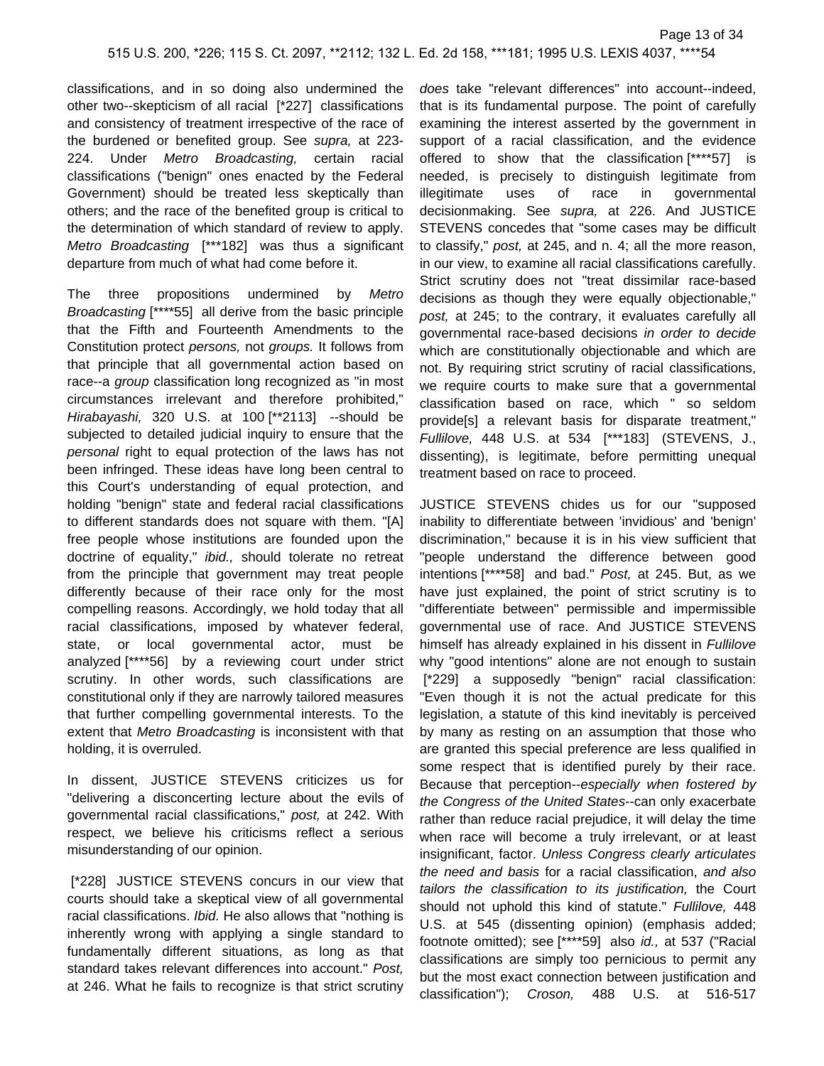classifications, and in so doing also undermined the other two--skepticism of all racial [*227] classifications and consistency of treatment irrespective of the race of the burdened or benefited group. See *supra,* at 223-224. Under *Metro Broadcasting,* certain racial classifications ("benign" ones enacted by the Federal Government) should be treated less skeptically than others; and the race of the benefited group is critical to the determination of which standard of review to apply. *Metro Broadcasting* [***182] was thus a significant departure from much of what had come before it.

The three propositions undermined by *Metro Broadcasting* [****55] all derive from the basic principle that the Fifth and Fourteenth Amendments to the Constitution protect *persons,* not *groups.* It follows from that principle that all governmental action based on race--a *group* classification long recognized as "in most circumstances irrelevant and therefore prohibited," *Hirabayashi,* 320 U.S. at 100 [**2113] --should be subjected to detailed judicial inquiry to ensure that the *personal* right to equal protection of the laws has not been infringed. These ideas have long been central to this Court's understanding of equal protection, and holding "benign" state and federal racial classifications to different standards does not square with them. "[A] free people whose institutions are founded upon the doctrine of equality," *ibid.,* should tolerate no retreat from the principle that government may treat people differently because of their race only for the most compelling reasons. Accordingly, we hold today that all racial classifications, imposed by whatever federal, state, or local governmental actor, must be analyzed [****56] by a reviewing court under strict scrutiny. In other words, such classifications are constitutional only if they are narrowly tailored measures that further compelling governmental interests. To the extent that *Metro Broadcasting* is inconsistent with that holding, it is overruled.

In dissent, JUSTICE STEVENS criticizes us for "delivering a disconcerting lecture about the evils of governmental racial classifications," *post,* at 242. With respect, we believe his criticisms reflect a serious misunderstanding of our opinion.

[*228] JUSTICE STEVENS concurs in our view that courts should take a skeptical view of all governmental racial classifications. *Ibid.* He also allows that "nothing is inherently wrong with applying a single standard to fundamentally different situations, as long as that standard takes relevant differences into account." *Post,* at 246. What he fails to recognize is that strict scrutiny *does* take "relevant differences" into account--indeed, that is its fundamental purpose. The point of carefully examining the interest asserted by the government in support of a racial classification, and the evidence offered to show that the classification [****57] is needed, is precisely to distinguish legitimate from illegitimate uses of race in governmental decisionmaking. See *supra,* at 226. And JUSTICE STEVENS concedes that "some cases may be difficult to classify," *post,* at 245, and n. 4; all the more reason, in our view, to examine all racial classifications carefully. Strict scrutiny does not "treat dissimilar race-based decisions as though they were equally objectionable," *post,* at 245; to the contrary, it evaluates carefully all governmental race-based decisions *in order to decide* which are constitutionally objectionable and which are not. By requiring strict scrutiny of racial classifications, we require courts to make sure that a governmental classification based on race, which " so seldom provide[s] a relevant basis for disparate treatment," *Fullilove,* 448 U.S. at 534 [***183] (STEVENS, J., dissenting), is legitimate, before permitting unequal treatment based on race to proceed.

JUSTICE STEVENS chides us for our "supposed inability to differentiate between 'invidious' and 'benign' discrimination," because it is in his view sufficient that "people understand the difference between good intentions [****58] and bad." *Post,* at 245. But, as we have just explained, the point of strict scrutiny is to "differentiate between" permissible and impermissible governmental use of race. And JUSTICE STEVENS himself has already explained in his dissent in *Fullilove* why "good intentions" alone are not enough to sustain [*229] a supposedly "benign" racial classification: "Even though it is not the actual predicate for this legislation, a statute of this kind inevitably is perceived by many as resting on an assumption that those who are granted this special preference are less qualified in some respect that is identified purely by their race. Because that perception--*especially when fostered by the Congress of the United States*--can only exacerbate rather than reduce racial prejudice, it will delay the time when race will become a truly irrelevant, or at least insignificant, factor. *Unless Congress clearly articulates the need and basis* for a racial classification, *and also tailors the classification to its justification,* the Court should not uphold this kind of statute." *Fullilove,* 448 U.S. at 545 (dissenting opinion) (emphasis added; footnote omitted); see [****59] also *id.,* at 537 ("Racial classifications are simply too pernicious to permit any but the most exact connection between justification and classification"); *Croson,* 488 U.S. at 516-517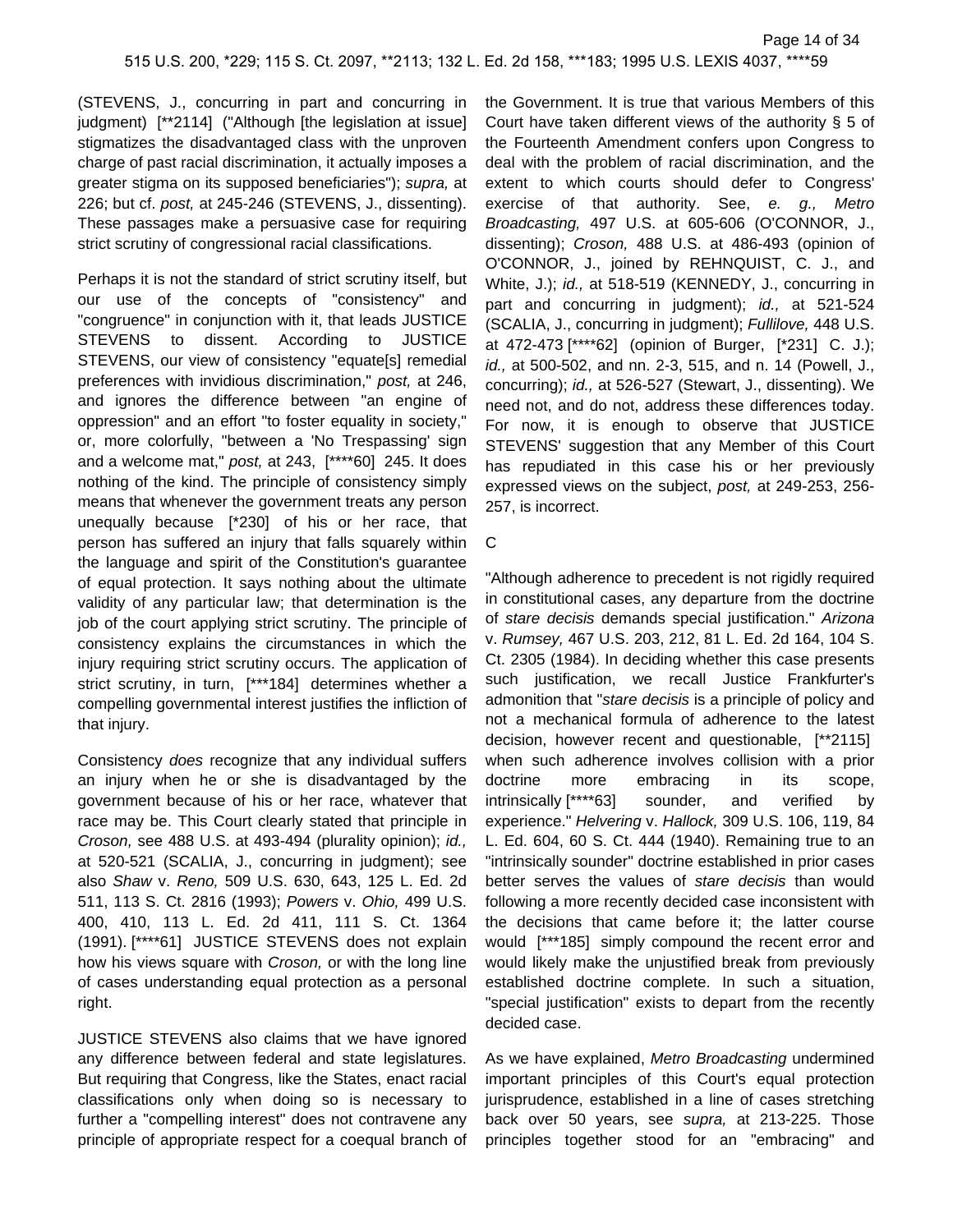(STEVENS, J., concurring in part and concurring in judgment) [**2114] ("Although [the legislation at issue] stigmatizes the disadvantaged class with the unproven charge of past racial discrimination, it actually imposes a greater stigma on its supposed beneficiaries"); *supra,* at 226; but cf. *post,* at 245-246 (STEVENS, J., dissenting). These passages make a persuasive case for requiring strict scrutiny of congressional racial classifications.

Perhaps it is not the standard of strict scrutiny itself, but our use of the concepts of "consistency" and "congruence" in conjunction with it, that leads JUSTICE STEVENS to dissent. According to JUSTICE STEVENS, our view of consistency "equate[s] remedial preferences with invidious discrimination," *post,* at 246, and ignores the difference between "an engine of oppression" and an effort "to foster equality in society," or, more colorfully, "between a 'No Trespassing' sign and a welcome mat," *post,* at 243, [****60] 245. It does nothing of the kind. The principle of consistency simply means that whenever the government treats any person unequally because [*230] of his or her race, that person has suffered an injury that falls squarely within the language and spirit of the Constitution's guarantee of equal protection. It says nothing about the ultimate validity of any particular law; that determination is the job of the court applying strict scrutiny. The principle of consistency explains the circumstances in which the injury requiring strict scrutiny occurs. The application of strict scrutiny, in turn, [***184] determines whether a compelling governmental interest justifies the infliction of that injury.

Consistency *does* recognize that any individual suffers an injury when he or she is disadvantaged by the government because of his or her race, whatever that race may be. This Court clearly stated that principle in *Croson,* see 488 U.S. at 493-494 (plurality opinion); *id.,* at 520-521 (SCALIA, J., concurring in judgment); see also *Shaw* v. *Reno,* 509 U.S. 630, 643, 125 L. Ed. 2d 511, 113 S. Ct. 2816 (1993); *Powers* v. *Ohio,* 499 U.S. 400, 410, 113 L. Ed. 2d 411, 111 S. Ct. 1364 (1991). [****61] JUSTICE STEVENS does not explain how his views square with *Croson,* or with the long line of cases understanding equal protection as a personal right.

JUSTICE STEVENS also claims that we have ignored any difference between federal and state legislatures. But requiring that Congress, like the States, enact racial classifications only when doing so is necessary to further a "compelling interest" does not contravene any principle of appropriate respect for a coequal branch of the Government. It is true that various Members of this Court have taken different views of the authority § 5 of the Fourteenth Amendment confers upon Congress to deal with the problem of racial discrimination, and the extent to which courts should defer to Congress' exercise of that authority. See, *e. g., Metro Broadcasting,* 497 U.S. at 605-606 (O'CONNOR, J., dissenting); *Croson,* 488 U.S. at 486-493 (opinion of O'CONNOR, J., joined by REHNQUIST, C. J., and White, J.); *id.,* at 518-519 (KENNEDY, J., concurring in part and concurring in judgment); *id.,* at 521-524 (SCALIA, J., concurring in judgment); *Fullilove,* 448 U.S. at 472-473 [****62] (opinion of Burger, [*231] C. J.); *id.,* at 500-502, and nn. 2-3, 515, and n. 14 (Powell, J., concurring); *id.,* at 526-527 (Stewart, J., dissenting). We need not, and do not, address these differences today. For now, it is enough to observe that JUSTICE STEVENS' suggestion that any Member of this Court has repudiated in this case his or her previously expressed views on the subject, *post,* at 249-253, 256-257, is incorrect.

C

"Although adherence to precedent is not rigidly required in constitutional cases, any departure from the doctrine of *stare decisis* demands special justification." *Arizona* v. *Rumsey,* 467 U.S. 203, 212, 81 L. Ed. 2d 164, 104 S. Ct. 2305 (1984). In deciding whether this case presents such justification, we recall Justice Frankfurter's admonition that "*stare decisis* is a principle of policy and not a mechanical formula of adherence to the latest decision, however recent and questionable, [**2115] when such adherence involves collision with a prior doctrine more embracing in its scope, intrinsically [****63] sounder, and verified by experience." *Helvering* v. *Hallock,* 309 U.S. 106, 119, 84 L. Ed. 604, 60 S. Ct. 444 (1940). Remaining true to an "intrinsically sounder" doctrine established in prior cases better serves the values of *stare decisis* than would following a more recently decided case inconsistent with the decisions that came before it; the latter course would [***185] simply compound the recent error and would likely make the unjustified break from previously established doctrine complete. In such a situation, "special justification" exists to depart from the recently decided case.

As we have explained, *Metro Broadcasting* undermined important principles of this Court's equal protection jurisprudence, established in a line of cases stretching back over 50 years, see *supra,* at 213-225. Those principles together stood for an "embracing" and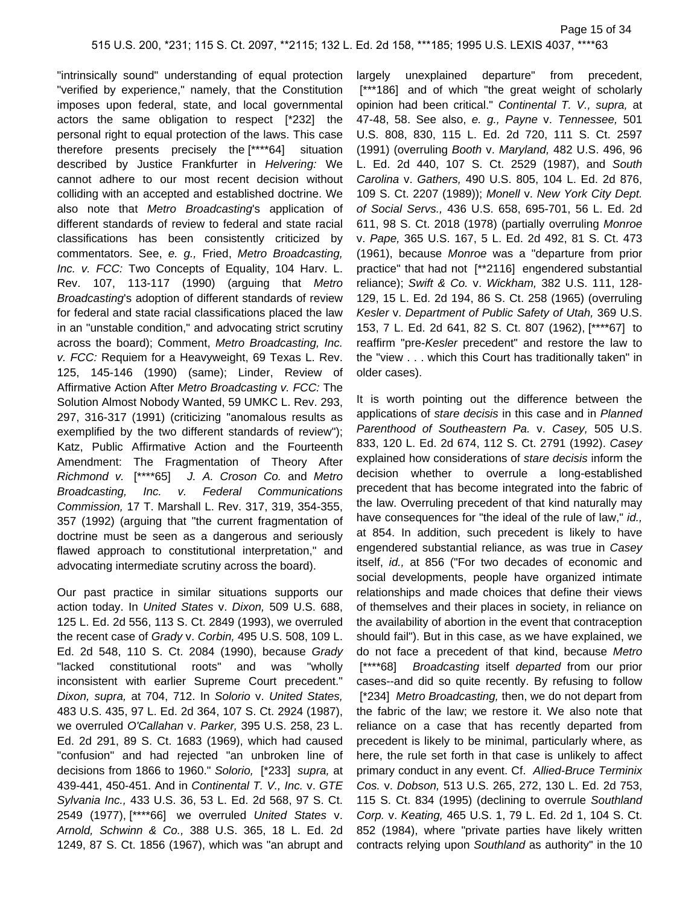"intrinsically sound" understanding of equal protection "verified by experience," namely, that the Constitution imposes upon federal, state, and local governmental actors the same obligation to respect [*232] the personal right to equal protection of the laws. This case therefore presents precisely the [****64] situation described by Justice Frankfurter in *Helvering:* We cannot adhere to our most recent decision without colliding with an accepted and established doctrine. We also note that *Metro Broadcasting*'s application of different standards of review to federal and state racial classifications has been consistently criticized by commentators. See, *e. g.,* Fried, *Metro Broadcasting, Inc. v. FCC:* Two Concepts of Equality, 104 Harv. L. Rev. 107, 113-117 (1990) (arguing that *Metro Broadcasting*'s adoption of different standards of review for federal and state racial classifications placed the law in an "unstable condition," and advocating strict scrutiny across the board); Comment, *Metro Broadcasting, Inc. v. FCC:* Requiem for a Heavyweight, 69 Texas L. Rev. 125, 145-146 (1990) (same); Linder, Review of Affirmative Action After *Metro Broadcasting v. FCC:* The Solution Almost Nobody Wanted, 59 UMKC L. Rev. 293, 297, 316-317 (1991) (criticizing "anomalous results as exemplified by the two different standards of review"); Katz, Public Affirmative Action and the Fourteenth Amendment: The Fragmentation of Theory After *Richmond v.* [****65] *J. A. Croson Co.* and *Metro Broadcasting, Inc. v. Federal Communications Commission,* 17 T. Marshall L. Rev. 317, 319, 354-355, 357 (1992) (arguing that "the current fragmentation of doctrine must be seen as a dangerous and seriously flawed approach to constitutional interpretation," and advocating intermediate scrutiny across the board).

Our past practice in similar situations supports our action today. In *United States* v. *Dixon,* 509 U.S. 688, 125 L. Ed. 2d 556, 113 S. Ct. 2849 (1993), we overruled the recent case of *Grady* v. *Corbin,* 495 U.S. 508, 109 L. Ed. 2d 548, 110 S. Ct. 2084 (1990), because *Grady* "lacked constitutional roots" and was "wholly inconsistent with earlier Supreme Court precedent." *Dixon, supra,* at 704, 712. In *Solorio* v. *United States,* 483 U.S. 435, 97 L. Ed. 2d 364, 107 S. Ct. 2924 (1987), we overruled *O'Callahan* v. *Parker,* 395 U.S. 258, 23 L. Ed. 2d 291, 89 S. Ct. 1683 (1969), which had caused "confusion" and had rejected "an unbroken line of decisions from 1866 to 1960." *Solorio,* [*233] *supra,* at 439-441, 450-451. And in *Continental T. V., Inc.* v. *GTE Sylvania Inc.,* 433 U.S. 36, 53 L. Ed. 2d 568, 97 S. Ct. 2549 (1977), [****66] we overruled *United States* v. *Arnold, Schwinn & Co.,* 388 U.S. 365, 18 L. Ed. 2d 1249, 87 S. Ct. 1856 (1967), which was "an abrupt and largely unexplained departure" from precedent, [***186] and of which "the great weight of scholarly opinion had been critical." *Continental T. V., supra,* at 47-48, 58. See also, *e. g., Payne* v. *Tennessee,* 501 U.S. 808, 830, 115 L. Ed. 2d 720, 111 S. Ct. 2597 (1991) (overruling *Booth* v. *Maryland,* 482 U.S. 496, 96 L. Ed. 2d 440, 107 S. Ct. 2529 (1987), and *South Carolina* v. *Gathers,* 490 U.S. 805, 104 L. Ed. 2d 876, 109 S. Ct. 2207 (1989)); *Monell* v. *New York City Dept. of Social Servs.,* 436 U.S. 658, 695-701, 56 L. Ed. 2d 611, 98 S. Ct. 2018 (1978) (partially overruling *Monroe* v. *Pape,* 365 U.S. 167, 5 L. Ed. 2d 492, 81 S. Ct. 473 (1961), because *Monroe* was a "departure from prior practice" that had not [**2116] engendered substantial reliance); *Swift & Co.* v. *Wickham,* 382 U.S. 111, 128-129, 15 L. Ed. 2d 194, 86 S. Ct. 258 (1965) (overruling *Kesler* v. *Department of Public Safety of Utah,* 369 U.S. 153, 7 L. Ed. 2d 641, 82 S. Ct. 807 (1962), [****67] to reaffirm "pre-*Kesler* precedent" and restore the law to the "view . . . which this Court has traditionally taken" in older cases).

It is worth pointing out the difference between the applications of *stare decisis* in this case and in *Planned Parenthood of Southeastern Pa.* v. *Casey,* 505 U.S. 833, 120 L. Ed. 2d 674, 112 S. Ct. 2791 (1992). *Casey* explained how considerations of *stare decisis* inform the decision whether to overrule a long-established precedent that has become integrated into the fabric of the law. Overruling precedent of that kind naturally may have consequences for "the ideal of the rule of law," *id.,* at 854. In addition, such precedent is likely to have engendered substantial reliance, as was true in *Casey* itself, *id.,* at 856 ("For two decades of economic and social developments, people have organized intimate relationships and made choices that define their views of themselves and their places in society, in reliance on the availability of abortion in the event that contraception should fail"). But in this case, as we have explained, we do not face a precedent of that kind, because *Metro* [****68] *Broadcasting* itself *departed* from our prior cases--and did so quite recently. By refusing to follow [*234] *Metro Broadcasting,* then, we do not depart from the fabric of the law; we restore it. We also note that reliance on a case that has recently departed from precedent is likely to be minimal, particularly where, as here, the rule set forth in that case is unlikely to affect primary conduct in any event. Cf. *Allied-Bruce Terminix Cos.* v. *Dobson,* 513 U.S. 265, 272, 130 L. Ed. 2d 753, 115 S. Ct. 834 (1995) (declining to overrule *Southland Corp.* v. *Keating,* 465 U.S. 1, 79 L. Ed. 2d 1, 104 S. Ct. 852 (1984), where "private parties have likely written contracts relying upon *Southland* as authority" in the 10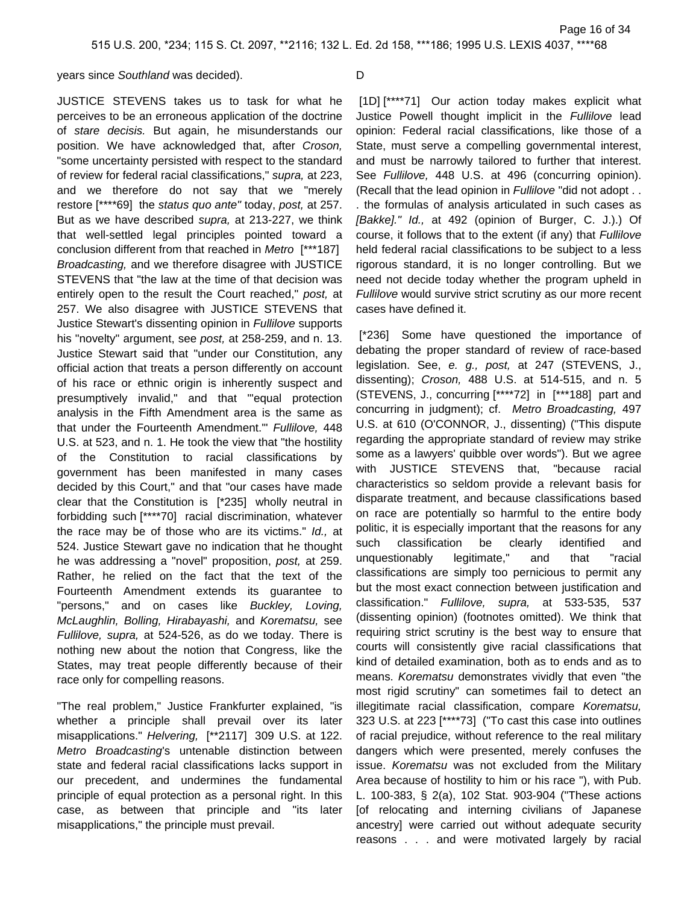years since *Southland* was decided).

JUSTICE STEVENS takes us to task for what he perceives to be an erroneous application of the doctrine of *stare decisis.* But again, he misunderstands our position. We have acknowledged that, after *Croson,* "some uncertainty persisted with respect to the standard of review for federal racial classifications," *supra,* at 223, and we therefore do not say that we "merely restore [****69] the *status quo ante"* today, *post,* at 257. But as we have described *supra,* at 213-227, we think that well-settled legal principles pointed toward a conclusion different from that reached in *Metro* [***187] *Broadcasting,* and we therefore disagree with JUSTICE STEVENS that "the law at the time of that decision was entirely open to the result the Court reached," *post,* at 257. We also disagree with JUSTICE STEVENS that Justice Stewart's dissenting opinion in *Fullilove* supports his "novelty" argument, see *post,* at 258-259, and n. 13. Justice Stewart said that "under our Constitution, any official action that treats a person differently on account of his race or ethnic origin is inherently suspect and presumptively invalid," and that "'equal protection analysis in the Fifth Amendment area is the same as that under the Fourteenth Amendment.'" *Fullilove,* 448 U.S. at 523, and n. 1. He took the view that "the hostility of the Constitution to racial classifications by government has been manifested in many cases decided by this Court," and that "our cases have made clear that the Constitution is [*235] wholly neutral in forbidding such [****70] racial discrimination, whatever the race may be of those who are its victims." *Id.,* at 524. Justice Stewart gave no indication that he thought he was addressing a "novel" proposition, *post,* at 259. Rather, he relied on the fact that the text of the Fourteenth Amendment extends its guarantee to "persons," and on cases like *Buckley, Loving, McLaughlin, Bolling, Hirabayashi,* and *Korematsu,* see *Fullilove, supra,* at 524-526, as do we today. There is nothing new about the notion that Congress, like the States, may treat people differently because of their race only for compelling reasons.

"The real problem," Justice Frankfurter explained, "is whether a principle shall prevail over its later misapplications." *Helvering,* [**2117] 309 U.S. at 122. *Metro Broadcasting*'s untenable distinction between state and federal racial classifications lacks support in our precedent, and undermines the fundamental principle of equal protection as a personal right. In this case, as between that principle and "its later misapplications," the principle must prevail.

D

[1D] [****71] Our action today makes explicit what Justice Powell thought implicit in the *Fullilove* lead opinion: Federal racial classifications, like those of a State, must serve a compelling governmental interest, and must be narrowly tailored to further that interest. See *Fullilove,* 448 U.S. at 496 (concurring opinion). (Recall that the lead opinion in *Fullilove* "did not adopt . . . the formulas of analysis articulated in such cases as *[Bakke]." Id.,* at 492 (opinion of Burger, C. J.).) Of course, it follows that to the extent (if any) that *Fullilove* held federal racial classifications to be subject to a less rigorous standard, it is no longer controlling. But we need not decide today whether the program upheld in *Fullilove* would survive strict scrutiny as our more recent cases have defined it.

[*236] Some have questioned the importance of debating the proper standard of review of race-based legislation. See, *e. g., post,* at 247 (STEVENS, J., dissenting); *Croson,* 488 U.S. at 514-515, and n. 5 (STEVENS, J., concurring [****72] in [***188] part and concurring in judgment); cf. *Metro Broadcasting,* 497 U.S. at 610 (O'CONNOR, J., dissenting) ("This dispute regarding the appropriate standard of review may strike some as a lawyers' quibble over words"). But we agree with JUSTICE STEVENS that, "because racial characteristics so seldom provide a relevant basis for disparate treatment, and because classifications based on race are potentially so harmful to the entire body politic, it is especially important that the reasons for any such classification be clearly identified and unquestionably legitimate," and that "racial classifications are simply too pernicious to permit any but the most exact connection between justification and classification." *Fullilove, supra,* at 533-535, 537 (dissenting opinion) (footnotes omitted). We think that requiring strict scrutiny is the best way to ensure that courts will consistently give racial classifications that kind of detailed examination, both as to ends and as to means. *Korematsu* demonstrates vividly that even "the most rigid scrutiny" can sometimes fail to detect an illegitimate racial classification, compare *Korematsu,* 323 U.S. at 223 [****73] ("To cast this case into outlines of racial prejudice, without reference to the real military dangers which were presented, merely confuses the issue. *Korematsu* was not excluded from the Military Area because of hostility to him or his race "), with Pub. L. 100-383, § 2(a), 102 Stat. 903-904 ("These actions [of relocating and interning civilians of Japanese ancestry] were carried out without adequate security reasons . . . and were motivated largely by racial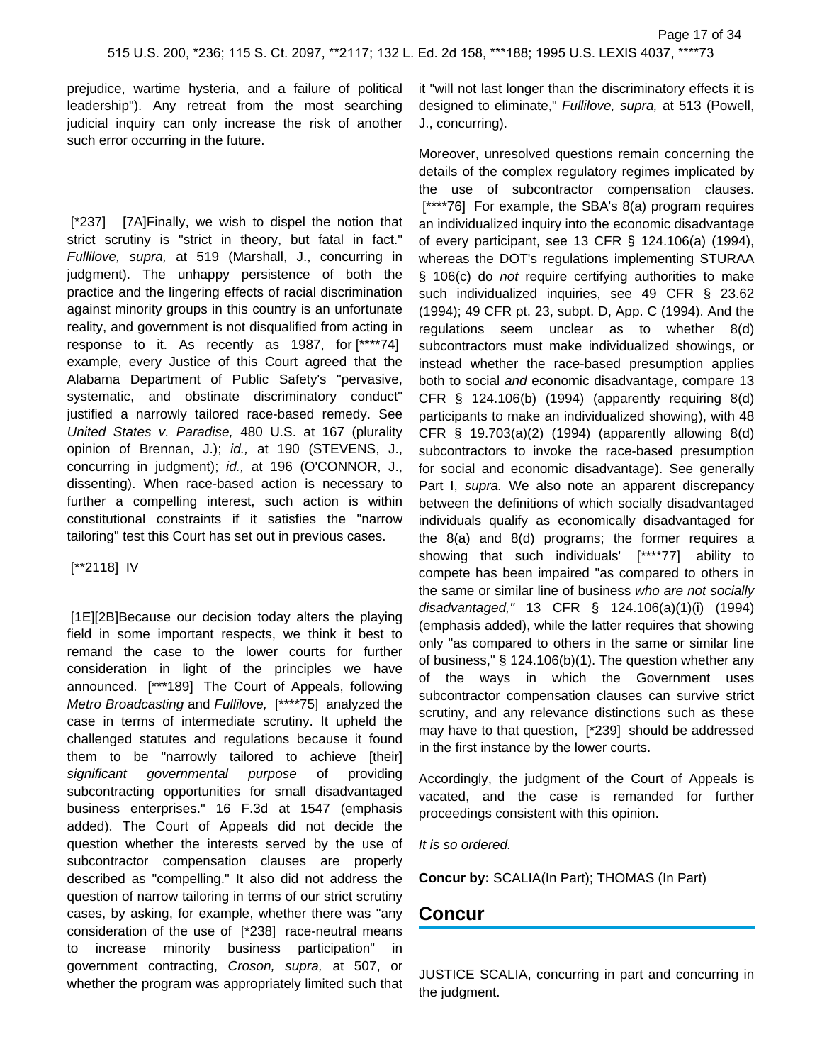prejudice, wartime hysteria, and a failure of political leadership"). Any retreat from the most searching judicial inquiry can only increase the risk of another such error occurring in the future.

[*237] [7A]Finally, we wish to dispel the notion that strict scrutiny is "strict in theory, but fatal in fact." *Fullilove, supra,* at 519 (Marshall, J., concurring in judgment). The unhappy persistence of both the practice and the lingering effects of racial discrimination against minority groups in this country is an unfortunate reality, and government is not disqualified from acting in response to it. As recently as 1987, for [****74] example, every Justice of this Court agreed that the Alabama Department of Public Safety's "pervasive, systematic, and obstinate discriminatory conduct" justified a narrowly tailored race-based remedy. See *United States v. Paradise,* 480 U.S. at 167 (plurality opinion of Brennan, J.); *id.,* at 190 (STEVENS, J., concurring in judgment); *id.,* at 196 (O'CONNOR, J., dissenting). When race-based action is necessary to further a compelling interest, such action is within constitutional constraints if it satisfies the "narrow tailoring" test this Court has set out in previous cases.

[**2118] IV

[1E][2B]Because our decision today alters the playing field in some important respects, we think it best to remand the case to the lower courts for further consideration in light of the principles we have announced. [***189] The Court of Appeals, following *Metro Broadcasting* and *Fullilove,* [****75] analyzed the case in terms of intermediate scrutiny. It upheld the challenged statutes and regulations because it found them to be "narrowly tailored to achieve [their] *significant governmental purpose* of providing subcontracting opportunities for small disadvantaged business enterprises." 16 F.3d at 1547 (emphasis added). The Court of Appeals did not decide the question whether the interests served by the use of subcontractor compensation clauses are properly described as "compelling." It also did not address the question of narrow tailoring in terms of our strict scrutiny cases, by asking, for example, whether there was "any consideration of the use of [*238] race-neutral means to increase minority business participation" in government contracting, *Croson, supra,* at 507, or whether the program was appropriately limited such that it "will not last longer than the discriminatory effects it is designed to eliminate," *Fullilove, supra,* at 513 (Powell, J., concurring).

Moreover, unresolved questions remain concerning the details of the complex regulatory regimes implicated by the use of subcontractor compensation clauses. [****76] For example, the SBA's 8(a) program requires an individualized inquiry into the economic disadvantage of every participant, see 13 CFR § 124.106(a) (1994), whereas the DOT's regulations implementing STURAA § 106(c) do *not* require certifying authorities to make such individualized inquiries, see 49 CFR § 23.62 (1994); 49 CFR pt. 23, subpt. D, App. C (1994). And the regulations seem unclear as to whether 8(d) subcontractors must make individualized showings, or instead whether the race-based presumption applies both to social *and* economic disadvantage, compare 13 CFR § 124.106(b) (1994) (apparently requiring 8(d) participants to make an individualized showing), with 48 CFR § 19.703(a)(2) (1994) (apparently allowing 8(d) subcontractors to invoke the race-based presumption for social and economic disadvantage). See generally Part I, *supra.* We also note an apparent discrepancy between the definitions of which socially disadvantaged individuals qualify as economically disadvantaged for the 8(a) and 8(d) programs; the former requires a showing that such individuals' [****77] ability to compete has been impaired "as compared to others in the same or similar line of business *who are not socially disadvantaged,"* 13 CFR § 124.106(a)(1)(i) (1994) (emphasis added), while the latter requires that showing only "as compared to others in the same or similar line of business," § 124.106(b)(1). The question whether any of the ways in which the Government uses subcontractor compensation clauses can survive strict scrutiny, and any relevance distinctions such as these may have to that question, [*239] should be addressed in the first instance by the lower courts.

Accordingly, the judgment of the Court of Appeals is vacated, and the case is remanded for further proceedings consistent with this opinion.

*It is so ordered.*

**Concur by:** SCALIA(In Part); THOMAS (In Part)

## Concur

JUSTICE SCALIA, concurring in part and concurring in the judgment.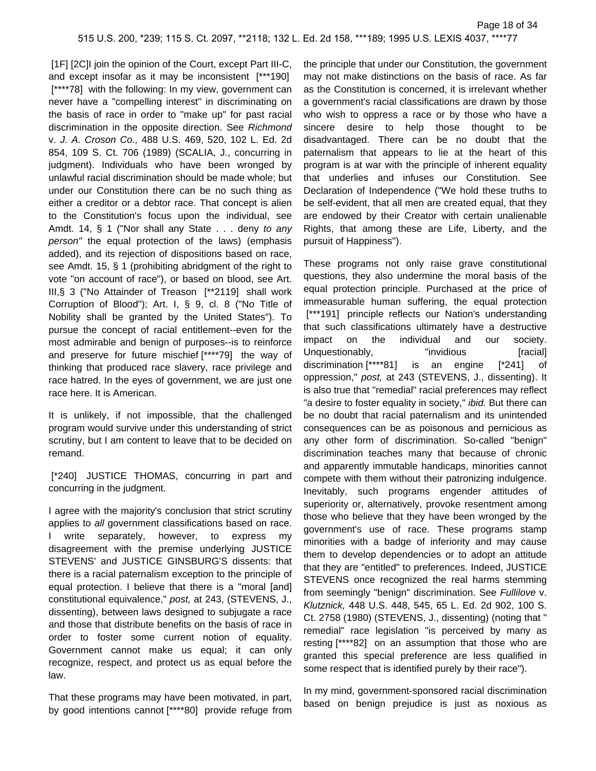[1F] [2C]I join the opinion of the Court, except Part III-C, and except insofar as it may be inconsistent [***190] [****78] with the following: In my view, government can never have a "compelling interest" in discriminating on the basis of race in order to "make up" for past racial discrimination in the opposite direction. See *Richmond* v. *J. A. Croson Co.,* 488 U.S. 469, 520, 102 L. Ed. 2d 854, 109 S. Ct. 706 (1989) (SCALIA, J., concurring in judgment). Individuals who have been wronged by unlawful racial discrimination should be made whole; but under our Constitution there can be no such thing as either a creditor or a debtor race. That concept is alien to the Constitution's focus upon the individual, see Amdt. 14, § 1 ("Nor shall any State . . . deny *to any person"* the equal protection of the laws) (emphasis added), and its rejection of dispositions based on race, see Amdt. 15, § 1 (prohibiting abridgment of the right to vote "on account of race"), or based on blood, see Art. III,§ 3 ("No Attainder of Treason [**2119] shall work Corruption of Blood"); Art. I, § 9, cl. 8 ("No Title of Nobility shall be granted by the United States"). To pursue the concept of racial entitlement--even for the most admirable and benign of purposes--is to reinforce and preserve for future mischief [****79] the way of thinking that produced race slavery, race privilege and race hatred. In the eyes of government, we are just one race here. It is American.

It is unlikely, if not impossible, that the challenged program would survive under this understanding of strict scrutiny, but I am content to leave that to be decided on remand.

[*240] JUSTICE THOMAS, concurring in part and concurring in the judgment.

I agree with the majority's conclusion that strict scrutiny applies to *all* government classifications based on race. I write separately, however, to express my disagreement with the premise underlying JUSTICE STEVENS' and JUSTICE GINSBURG'S dissents: that there is a racial paternalism exception to the principle of equal protection. I believe that there is a "moral [and] constitutional equivalence," *post,* at 243, (STEVENS, J., dissenting), between laws designed to subjugate a race and those that distribute benefits on the basis of race in order to foster some current notion of equality. Government cannot make us equal; it can only recognize, respect, and protect us as equal before the law.

That these programs may have been motivated, in part, by good intentions cannot [****80] provide refuge from the principle that under our Constitution, the government may not make distinctions on the basis of race. As far as the Constitution is concerned, it is irrelevant whether a government's racial classifications are drawn by those who wish to oppress a race or by those who have a sincere desire to help those thought to be disadvantaged. There can be no doubt that the paternalism that appears to lie at the heart of this program is at war with the principle of inherent equality that underlies and infuses our Constitution. See Declaration of Independence ("We hold these truths to be self-evident, that all men are created equal, that they are endowed by their Creator with certain unalienable Rights, that among these are Life, Liberty, and the pursuit of Happiness").

These programs not only raise grave constitutional questions, they also undermine the moral basis of the equal protection principle. Purchased at the price of immeasurable human suffering, the equal protection [***191] principle reflects our Nation's understanding that such classifications ultimately have a destructive impact on the individual and our society. Unquestionably, "invidious [racial] discrimination [****81] is an engine [*241] of oppression," *post,* at 243 (STEVENS, J., dissenting). It is also true that "remedial" racial preferences may reflect "a desire to foster equality in society," *ibid.* But there can be no doubt that racial paternalism and its unintended consequences can be as poisonous and pernicious as any other form of discrimination. So-called "benign" discrimination teaches many that because of chronic and apparently immutable handicaps, minorities cannot compete with them without their patronizing indulgence. Inevitably, such programs engender attitudes of superiority or, alternatively, provoke resentment among those who believe that they have been wronged by the government's use of race. These programs stamp minorities with a badge of inferiority and may cause them to develop dependencies or to adopt an attitude that they are "entitled" to preferences. Indeed, JUSTICE STEVENS once recognized the real harms stemming from seemingly "benign" discrimination. See *Fullilove* v. *Klutznick,* 448 U.S. 448, 545, 65 L. Ed. 2d 902, 100 S. Ct. 2758 (1980) (STEVENS, J., dissenting) (noting that " remedial" race legislation "is perceived by many as resting [****82] on an assumption that those who are granted this special preference are less qualified in some respect that is identified purely by their race").

In my mind, government-sponsored racial discrimination based on benign prejudice is just as noxious as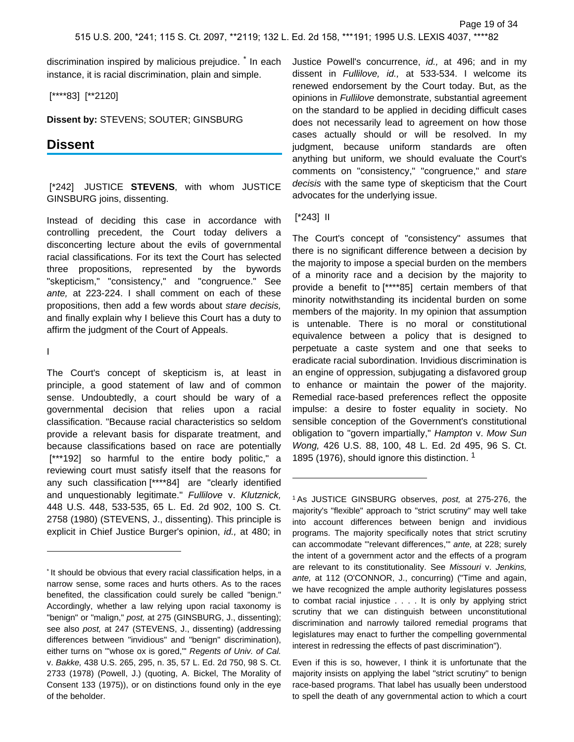discrimination inspired by malicious prejudice. * In each instance, it is racial discrimination, plain and simple.

[****83] [**2120]

**Dissent by:** STEVENS; SOUTER; GINSBURG

## Dissent

[*242] JUSTICE **STEVENS**, with whom JUSTICE GINSBURG joins, dissenting.

Instead of deciding this case in accordance with controlling precedent, the Court today delivers a disconcerting lecture about the evils of governmental racial classifications. For its text the Court has selected three propositions, represented by the bywords "skepticism," "consistency," and "congruence." See *ante,* at 223-224. I shall comment on each of these propositions, then add a few words about *stare decisis,* and finally explain why I believe this Court has a duty to affirm the judgment of the Court of Appeals.

I

The Court's concept of skepticism is, at least in principle, a good statement of law and of common sense. Undoubtedly, a court should be wary of a governmental decision that relies upon a racial classification. "Because racial characteristics so seldom provide a relevant basis for disparate treatment, and because classifications based on race are potentially [***192] so harmful to the entire body politic," a reviewing court must satisfy itself that the reasons for any such classification [****84] are "clearly identified and unquestionably legitimate." *Fullilove* v. *Klutznick,* 448 U.S. 448, 533-535, 65 L. Ed. 2d 902, 100 S. Ct. 2758 (1980) (STEVENS, J., dissenting). This principle is explicit in Chief Justice Burger's opinion, *id.,* at 480; in Justice Powell's concurrence, *id.,* at 496; and in my dissent in *Fullilove, id.,* at 533-534. I welcome its renewed endorsement by the Court today. But, as the opinions in *Fullilove* demonstrate, substantial agreement on the standard to be applied in deciding difficult cases does not necessarily lead to agreement on how those cases actually should or will be resolved. In my judgment, because uniform standards are often anything but uniform, we should evaluate the Court's comments on "consistency," "congruence," and *stare decisis* with the same type of skepticism that the Court advocates for the underlying issue.

[*243] II

The Court's concept of "consistency" assumes that there is no significant difference between a decision by the majority to impose a special burden on the members of a minority race and a decision by the majority to provide a benefit to [****85] certain members of that minority notwithstanding its incidental burden on some members of the majority. In my opinion that assumption is untenable. There is no moral or constitutional equivalence between a policy that is designed to perpetuate a caste system and one that seeks to eradicate racial subordination. Invidious discrimination is an engine of oppression, subjugating a disfavored group to enhance or maintain the power of the majority. Remedial race-based preferences reflect the opposite impulse: a desire to foster equality in society. No sensible conception of the Government's constitutional obligation to "govern impartially," *Hampton* v. *Mow Sun Wong,* 426 U.S. 88, 100, 48 L. Ed. 2d 495, 96 S. Ct. 1895 (1976), should ignore this distinction. [1]

---

* It should be obvious that every racial classification helps, in a narrow sense, some races and hurts others. As to the races benefited, the classification could surely be called "benign." Accordingly, whether a law relying upon racial taxonomy is "benign" or "malign," *post,* at 275 (GINSBURG, J., dissenting); see also *post,* at 247 (STEVENS, J., dissenting) (addressing differences between "invidious" and "benign" discrimination), either turns on "'whose ox is gored,'" *Regents of Univ. of Cal.* v. *Bakke,* 438 U.S. 265, 295, n. 35, 57 L. Ed. 2d 750, 98 S. Ct. 2733 (1978) (Powell, J.) (quoting, A. Bickel, The Morality of Consent 133 (1975)), or on distinctions found only in the eye of the beholder.

[1] As JUSTICE GINSBURG observes, *post,* at 275-276, the majority's "flexible" approach to "strict scrutiny" may well take into account differences between benign and invidious programs. The majority specifically notes that strict scrutiny can accommodate "'relevant differences,'" *ante,* at 228; surely the intent of a government actor and the effects of a program are relevant to its constitutionality. See *Missouri* v. *Jenkins, ante,* at 112 (O'CONNOR, J., concurring) ("Time and again, we have recognized the ample authority legislatures possess to combat racial injustice . . . . It is only by applying strict scrutiny that we can distinguish between unconstitutional discrimination and narrowly tailored remedial programs that legislatures may enact to further the compelling governmental interest in redressing the effects of past discrimination").

Even if this is so, however, I think it is unfortunate that the majority insists on applying the label "strict scrutiny" to benign race-based programs. That label has usually been understood to spell the death of any governmental action to which a court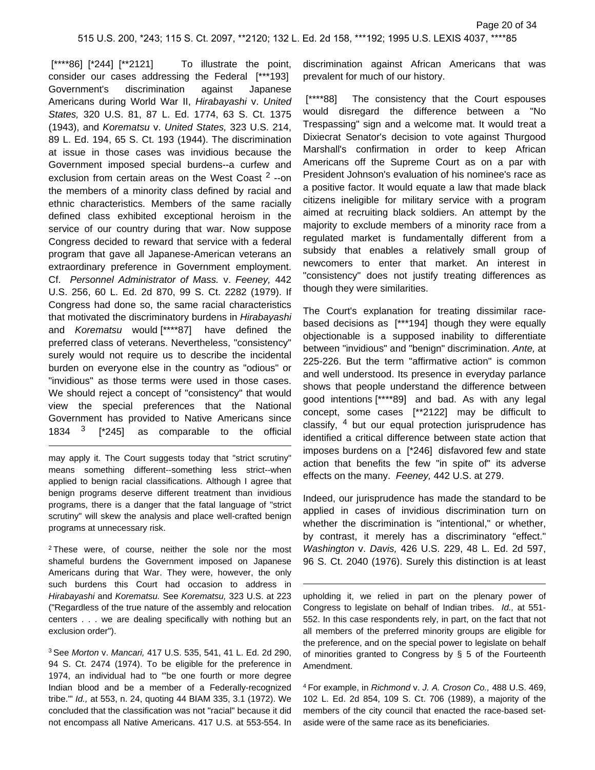[****86] [*244] [**2121] To illustrate the point, consider our cases addressing the Federal [***193] Government's discrimination against Japanese Americans during World War II, *Hirabayashi* v. *United States,* 320 U.S. 81, 87 L. Ed. 1774, 63 S. Ct. 1375 (1943), and *Korematsu* v. *United States,* 323 U.S. 214, 89 L. Ed. 194, 65 S. Ct. 193 (1944). The discrimination at issue in those cases was invidious because the Government imposed special burdens--a curfew and exclusion from certain areas on the West Coast [2] --on the members of a minority class defined by racial and ethnic characteristics. Members of the same racially defined class exhibited exceptional heroism in the service of our country during that war. Now suppose Congress decided to reward that service with a federal program that gave all Japanese-American veterans an extraordinary preference in Government employment. Cf. *Personnel Administrator of Mass.* v. *Feeney,* 442 U.S. 256, 60 L. Ed. 2d 870, 99 S. Ct. 2282 (1979). If Congress had done so, the same racial characteristics that motivated the discriminatory burdens in *Hirabayashi* and *Korematsu* would [****87] have defined the preferred class of veterans. Nevertheless, "consistency" surely would not require us to describe the incidental burden on everyone else in the country as "odious" or "invidious" as those terms were used in those cases. We should reject a concept of "consistency" that would view the special preferences that the National Government has provided to Native Americans since 1834 [3] [*245] as comparable to the official discrimination against African Americans that was prevalent for much of our history.

[****88] The consistency that the Court espouses would disregard the difference between a "No Trespassing" sign and a welcome mat. It would treat a Dixiecrat Senator's decision to vote against Thurgood Marshall's confirmation in order to keep African Americans off the Supreme Court as on a par with President Johnson's evaluation of his nominee's race as a positive factor. It would equate a law that made black citizens ineligible for military service with a program aimed at recruiting black soldiers. An attempt by the majority to exclude members of a minority race from a regulated market is fundamentally different from a subsidy that enables a relatively small group of newcomers to enter that market. An interest in "consistency" does not justify treating differences as though they were similarities.

The Court's explanation for treating dissimilar race-based decisions as [***194] though they were equally objectionable is a supposed inability to differentiate between "invidious" and "benign" discrimination. *Ante,* at 225-226. But the term "affirmative action" is common and well understood. Its presence in everyday parlance shows that people understand the difference between good intentions [****89] and bad. As with any legal concept, some cases [**2122] may be difficult to classify, [4] but our equal protection jurisprudence has identified a critical difference between state action that imposes burdens on a [*246] disfavored few and state action that benefits the few "in spite of" its adverse effects on the many. *Feeney,* 442 U.S. at 279.

Indeed, our jurisprudence has made the standard to be applied in cases of invidious discrimination turn on whether the discrimination is "intentional," or whether, by contrast, it merely has a discriminatory "effect." *Washington* v. *Davis,* 426 U.S. 229, 48 L. Ed. 2d 597, 96 S. Ct. 2040 (1976). Surely this distinction is at least

---

may apply it. The Court suggests today that "strict scrutiny" means something different--something less strict--when applied to benign racial classifications. Although I agree that benign programs deserve different treatment than invidious programs, there is a danger that the fatal language of "strict scrutiny" will skew the analysis and place well-crafted benign programs at unnecessary risk.

[2] These were, of course, neither the sole nor the most shameful burdens the Government imposed on Japanese Americans during that War. They were, however, the only such burdens this Court had occasion to address in *Hirabayashi* and *Korematsu.* See *Korematsu,* 323 U.S. at 223 ("Regardless of the true nature of the assembly and relocation centers . . . we are dealing specifically with nothing but an exclusion order").

[3] See *Morton* v. *Mancari,* 417 U.S. 535, 541, 41 L. Ed. 2d 290, 94 S. Ct. 2474 (1974). To be eligible for the preference in 1974, an individual had to "'be one fourth or more degree Indian blood and be a member of a Federally-recognized tribe.'" *Id.,* at 553, n. 24, quoting 44 BIAM 335, 3.1 (1972). We concluded that the classification was not "racial" because it did not encompass all Native Americans. 417 U.S. at 553-554. In upholding it, we relied in part on the plenary power of Congress to legislate on behalf of Indian tribes. *Id.,* at 551-552. In this case respondents rely, in part, on the fact that not all members of the preferred minority groups are eligible for the preference, and on the special power to legislate on behalf of minorities granted to Congress by § 5 of the Fourteenth Amendment.

[4] For example, in *Richmond* v. *J. A. Croson Co.,* 488 U.S. 469, 102 L. Ed. 2d 854, 109 S. Ct. 706 (1989), a majority of the members of the city council that enacted the race-based set-aside were of the same race as its beneficiaries.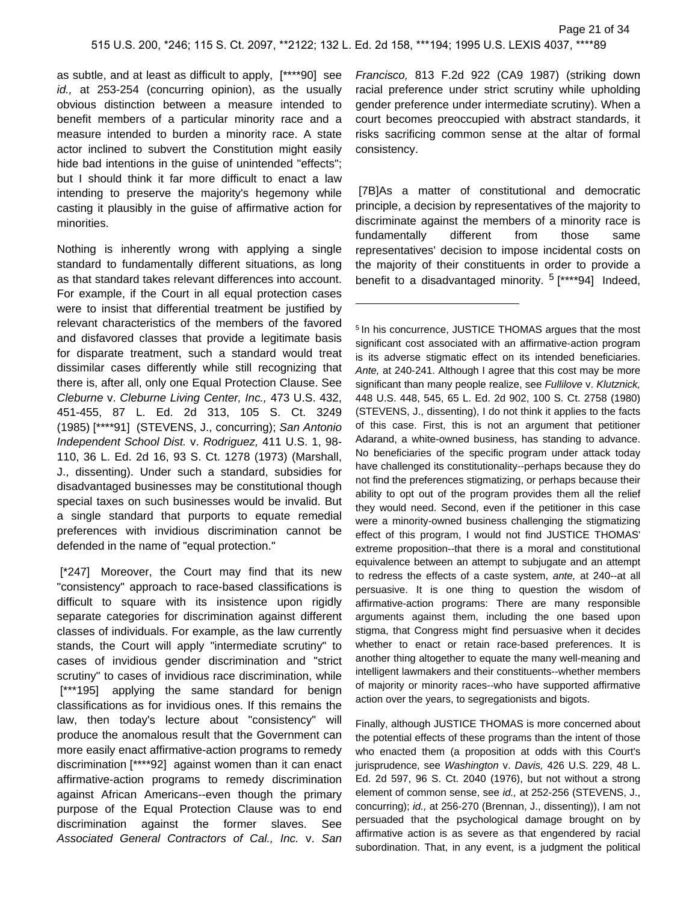as subtle, and at least as difficult to apply, [****90] see *id.,* at 253-254 (concurring opinion), as the usually obvious distinction between a measure intended to benefit members of a particular minority race and a measure intended to burden a minority race. A state actor inclined to subvert the Constitution might easily hide bad intentions in the guise of unintended "effects"; but I should think it far more difficult to enact a law intending to preserve the majority's hegemony while casting it plausibly in the guise of affirmative action for minorities.

Nothing is inherently wrong with applying a single standard to fundamentally different situations, as long as that standard takes relevant differences into account. For example, if the Court in all equal protection cases were to insist that differential treatment be justified by relevant characteristics of the members of the favored and disfavored classes that provide a legitimate basis for disparate treatment, such a standard would treat dissimilar cases differently while still recognizing that there is, after all, only one Equal Protection Clause. See *Cleburne* v. *Cleburne Living Center, Inc.,* 473 U.S. 432, 451-455, 87 L. Ed. 2d 313, 105 S. Ct. 3249 (1985) [****91] (STEVENS, J., concurring); *San Antonio Independent School Dist.* v. *Rodriguez,* 411 U.S. 1, 98-110, 36 L. Ed. 2d 16, 93 S. Ct. 1278 (1973) (Marshall, J., dissenting). Under such a standard, subsidies for disadvantaged businesses may be constitutional though special taxes on such businesses would be invalid. But a single standard that purports to equate remedial preferences with invidious discrimination cannot be defended in the name of "equal protection."

[*247] Moreover, the Court may find that its new "consistency" approach to race-based classifications is difficult to square with its insistence upon rigidly separate categories for discrimination against different classes of individuals. For example, as the law currently stands, the Court will apply "intermediate scrutiny" to cases of invidious gender discrimination and "strict scrutiny" to cases of invidious race discrimination, while [***195] applying the same standard for benign classifications as for invidious ones. If this remains the law, then today's lecture about "consistency" will produce the anomalous result that the Government can more easily enact affirmative-action programs to remedy discrimination [****92] against women than it can enact affirmative-action programs to remedy discrimination against African Americans--even though the primary purpose of the Equal Protection Clause was to end discrimination against the former slaves. See *Associated General Contractors of Cal., Inc.* v. *San Francisco,* 813 F.2d 922 (CA9 1987) (striking down racial preference under strict scrutiny while upholding gender preference under intermediate scrutiny). When a court becomes preoccupied with abstract standards, it risks sacrificing common sense at the altar of formal consistency.

[7B]As a matter of constitutional and democratic principle, a decision by representatives of the majority to discriminate against the members of a minority race is fundamentally different from those same representatives' decision to impose incidental costs on the majority of their constituents in order to provide a benefit to a disadvantaged minority. [5] [****94] Indeed,

---

[5] In his concurrence, JUSTICE THOMAS argues that the most significant cost associated with an affirmative-action program is its adverse stigmatic effect on its intended beneficiaries. *Ante,* at 240-241. Although I agree that this cost may be more significant than many people realize, see *Fullilove* v. *Klutznick,* 448 U.S. 448, 545, 65 L. Ed. 2d 902, 100 S. Ct. 2758 (1980) (STEVENS, J., dissenting), I do not think it applies to the facts of this case. First, this is not an argument that petitioner Adarand, a white-owned business, has standing to advance. No beneficiaries of the specific program under attack today have challenged its constitutionality--perhaps because they do not find the preferences stigmatizing, or perhaps because their ability to opt out of the program provides them all the relief they would need. Second, even if the petitioner in this case were a minority-owned business challenging the stigmatizing effect of this program, I would not find JUSTICE THOMAS' extreme proposition--that there is a moral and constitutional equivalence between an attempt to subjugate and an attempt to redress the effects of a caste system, *ante,* at 240--at all persuasive. It is one thing to question the wisdom of affirmative-action programs: There are many responsible arguments against them, including the one based upon stigma, that Congress might find persuasive when it decides whether to enact or retain race-based preferences. It is another thing altogether to equate the many well-meaning and intelligent lawmakers and their constituents--whether members of majority or minority races--who have supported affirmative action over the years, to segregationists and bigots.

Finally, although JUSTICE THOMAS is more concerned about the potential effects of these programs than the intent of those who enacted them (a proposition at odds with this Court's jurisprudence, see *Washington* v. *Davis,* 426 U.S. 229, 48 L. Ed. 2d 597, 96 S. Ct. 2040 (1976), but not without a strong element of common sense, see *id.,* at 252-256 (STEVENS, J., concurring); *id.,* at 256-270 (Brennan, J., dissenting)), I am not persuaded that the psychological damage brought on by affirmative action is as severe as that engendered by racial subordination. That, in any event, is a judgment the political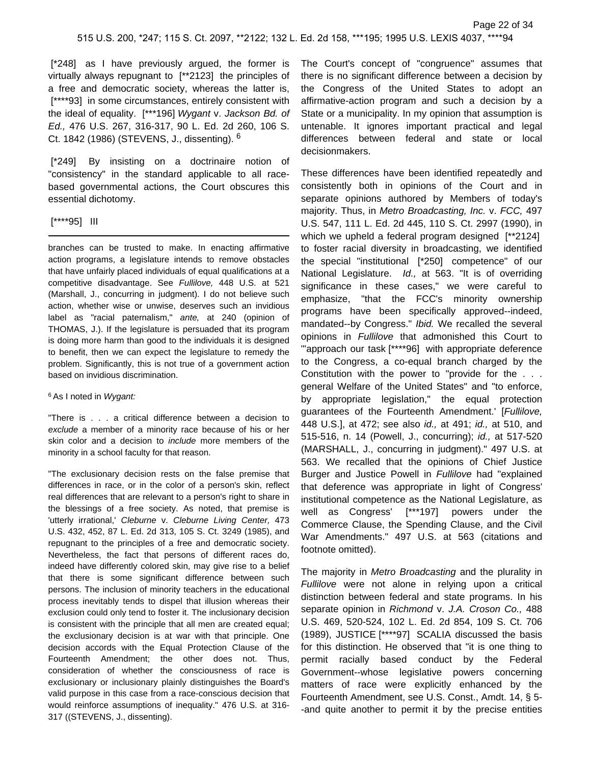[*248] as I have previously argued, the former is virtually always repugnant to [**2123] the principles of a free and democratic society, whereas the latter is, [****93] in some circumstances, entirely consistent with the ideal of equality. [***196] *Wygant* v. *Jackson Bd. of Ed.,* 476 U.S. 267, 316-317, 90 L. Ed. 2d 260, 106 S. Ct. 1842 (1986) (STEVENS, J., dissenting). [6]

[*249] By insisting on a doctrinaire notion of "consistency" in the standard applicable to all race-based governmental actions, the Court obscures this essential dichotomy.

[****95] III

The Court's concept of "congruence" assumes that there is no significant difference between a decision by the Congress of the United States to adopt an affirmative-action program and such a decision by a State or a municipality. In my opinion that assumption is untenable. It ignores important practical and legal differences between federal and state or local decisionmakers.

These differences have been identified repeatedly and consistently both in opinions of the Court and in separate opinions authored by Members of today's majority. Thus, in *Metro Broadcasting, Inc.* v. *FCC,* 497 U.S. 547, 111 L. Ed. 2d 445, 110 S. Ct. 2997 (1990), in which we upheld a federal program designed [**2124] to foster racial diversity in broadcasting, we identified the special "institutional [*250] competence" of our National Legislature. *Id.,* at 563. "It is of overriding significance in these cases," we were careful to emphasize, "that the FCC's minority ownership programs have been specifically approved--indeed, mandated--by Congress." *Ibid.* We recalled the several opinions in *Fullilove* that admonished this Court to "'approach our task [****96] with appropriate deference to the Congress, a co-equal branch charged by the Constitution with the power to "provide for the . . . general Welfare of the United States" and "to enforce, by appropriate legislation," the equal protection guarantees of the Fourteenth Amendment.' [*Fullilove,* 448 U.S.], at 472; see also *id.,* at 491; *id.,* at 510, and 515-516, n. 14 (Powell, J., concurring); *id.,* at 517-520 (MARSHALL, J., concurring in judgment)." 497 U.S. at 563. We recalled that the opinions of Chief Justice Burger and Justice Powell in *Fullilove* had "explained that deference was appropriate in light of Congress' institutional competence as the National Legislature, as well as Congress' [***197] powers under the Commerce Clause, the Spending Clause, and the Civil War Amendments." 497 U.S. at 563 (citations and footnote omitted).

The majority in *Metro Broadcasting* and the plurality in *Fullilove* were not alone in relying upon a critical distinction between federal and state programs. In his separate opinion in *Richmond* v. *J.A. Croson Co.,* 488 U.S. 469, 520-524, 102 L. Ed. 2d 854, 109 S. Ct. 706 (1989), JUSTICE [****97] SCALIA discussed the basis for this distinction. He observed that "it is one thing to permit racially based conduct by the Federal Government--whose legislative powers concerning matters of race were explicitly enhanced by the Fourteenth Amendment, see U.S. Const., Amdt. 14, § 5--and quite another to permit it by the precise entities

---

branches can be trusted to make. In enacting affirmative action programs, a legislature intends to remove obstacles that have unfairly placed individuals of equal qualifications at a competitive disadvantage. See *Fullilove,* 448 U.S. at 521 (Marshall, J., concurring in judgment). I do not believe such action, whether wise or unwise, deserves such an invidious label as "racial paternalism," *ante,* at 240 (opinion of THOMAS, J.). If the legislature is persuaded that its program is doing more harm than good to the individuals it is designed to benefit, then we can expect the legislature to remedy the problem. Significantly, this is not true of a government action based on invidious discrimination.

[6] As I noted in *Wygant:*

"There is . . . a critical difference between a decision to *exclude* a member of a minority race because of his or her skin color and a decision to *include* more members of the minority in a school faculty for that reason.

"The exclusionary decision rests on the false premise that differences in race, or in the color of a person's skin, reflect real differences that are relevant to a person's right to share in the blessings of a free society. As noted, that premise is 'utterly irrational,' *Cleburne* v. *Cleburne Living Center,* 473 U.S. 432, 452, 87 L. Ed. 2d 313, 105 S. Ct. 3249 (1985), and repugnant to the principles of a free and democratic society. Nevertheless, the fact that persons of different races do, indeed have differently colored skin, may give rise to a belief that there is some significant difference between such persons. The inclusion of minority teachers in the educational process inevitably tends to dispel that illusion whereas their exclusion could only tend to foster it. The inclusionary decision is consistent with the principle that all men are created equal; the exclusionary decision is at war with that principle. One decision accords with the Equal Protection Clause of the Fourteenth Amendment; the other does not. Thus, consideration of whether the consciousness of race is exclusionary or inclusionary plainly distinguishes the Board's valid purpose in this case from a race-conscious decision that would reinforce assumptions of inequality." 476 U.S. at 316-317 ((STEVENS, J., dissenting).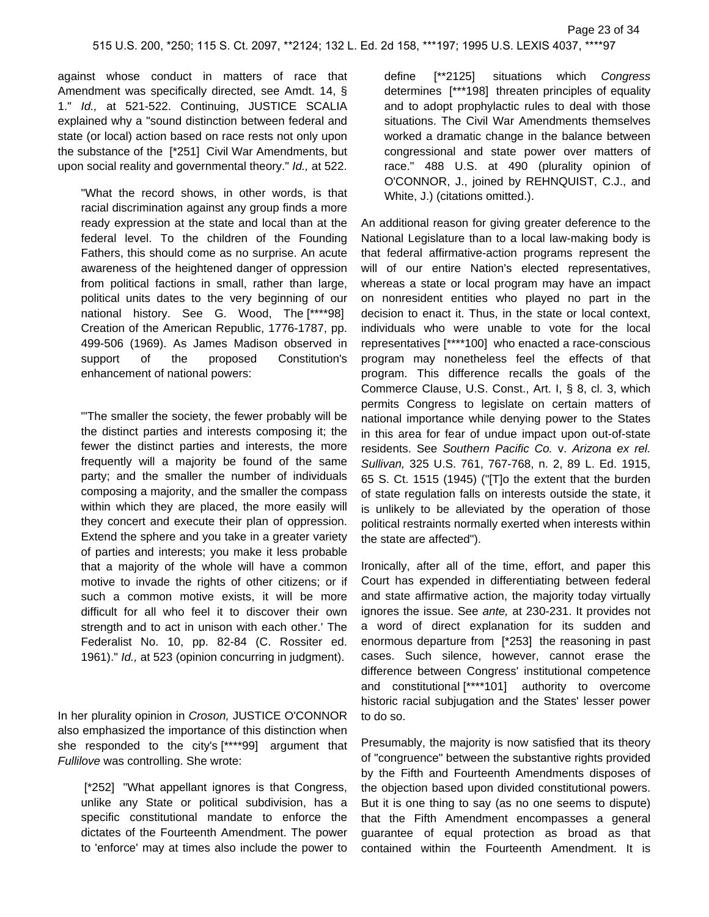against whose conduct in matters of race that Amendment was specifically directed, see Amdt. 14, § 1." *Id.,* at 521-522. Continuing, JUSTICE SCALIA explained why a "sound distinction between federal and state (or local) action based on race rests not only upon the substance of the [*251] Civil War Amendments, but upon social reality and governmental theory." *Id.,* at 522.

> "What the record shows, in other words, is that racial discrimination against any group finds a more ready expression at the state and local than at the federal level. To the children of the Founding Fathers, this should come as no surprise. An acute awareness of the heightened danger of oppression from political factions in small, rather than large, political units dates to the very beginning of our national history. See G. Wood, The [****98] Creation of the American Republic, 1776-1787, pp. 499-506 (1969). As James Madison observed in support of the proposed Constitution's enhancement of national powers:
>
> "'The smaller the society, the fewer probably will be the distinct parties and interests composing it; the fewer the distinct parties and interests, the more frequently will a majority be found of the same party; and the smaller the number of individuals composing a majority, and the smaller the compass within which they are placed, the more easily will they concert and execute their plan of oppression. Extend the sphere and you take in a greater variety of parties and interests; you make it less probable that a majority of the whole will have a common motive to invade the rights of other citizens; or if such a common motive exists, it will be more difficult for all who feel it to discover their own strength and to act in unison with each other.' The Federalist No. 10, pp. 82-84 (C. Rossiter ed. 1961)." *Id.,* at 523 (opinion concurring in judgment).

In her plurality opinion in *Croson,* JUSTICE O'CONNOR also emphasized the importance of this distinction when she responded to the city's [****99] argument that *Fullilove* was controlling. She wrote:

> [*252] "What appellant ignores is that Congress, unlike any State or political subdivision, has a specific constitutional mandate to enforce the dictates of the Fourteenth Amendment. The power to 'enforce' may at times also include the power to define [**2125] situations which *Congress* determines [***198] threaten principles of equality and to adopt prophylactic rules to deal with those situations. The Civil War Amendments themselves worked a dramatic change in the balance between congressional and state power over matters of race." 488 U.S. at 490 (plurality opinion of O'CONNOR, J., joined by REHNQUIST, C.J., and White, J.) (citations omitted.).

An additional reason for giving greater deference to the National Legislature than to a local law-making body is that federal affirmative-action programs represent the will of our entire Nation's elected representatives, whereas a state or local program may have an impact on nonresident entities who played no part in the decision to enact it. Thus, in the state or local context, individuals who were unable to vote for the local representatives [****100] who enacted a race-conscious program may nonetheless feel the effects of that program. This difference recalls the goals of the Commerce Clause, U.S. Const., Art. I, § 8, cl. 3, which permits Congress to legislate on certain matters of national importance while denying power to the States in this area for fear of undue impact upon out-of-state residents. See *Southern Pacific Co.* v. *Arizona ex rel. Sullivan,* 325 U.S. 761, 767-768, n. 2, 89 L. Ed. 1915, 65 S. Ct. 1515 (1945) ("[T]o the extent that the burden of state regulation falls on interests outside the state, it is unlikely to be alleviated by the operation of those political restraints normally exerted when interests within the state are affected").

Ironically, after all of the time, effort, and paper this Court has expended in differentiating between federal and state affirmative action, the majority today virtually ignores the issue. See *ante,* at 230-231. It provides not a word of direct explanation for its sudden and enormous departure from [*253] the reasoning in past cases. Such silence, however, cannot erase the difference between Congress' institutional competence and constitutional [****101] authority to overcome historic racial subjugation and the States' lesser power to do so.

Presumably, the majority is now satisfied that its theory of "congruence" between the substantive rights provided by the Fifth and Fourteenth Amendments disposes of the objection based upon divided constitutional powers. But it is one thing to say (as no one seems to dispute) that the Fifth Amendment encompasses a general guarantee of equal protection as broad as that contained within the Fourteenth Amendment. It is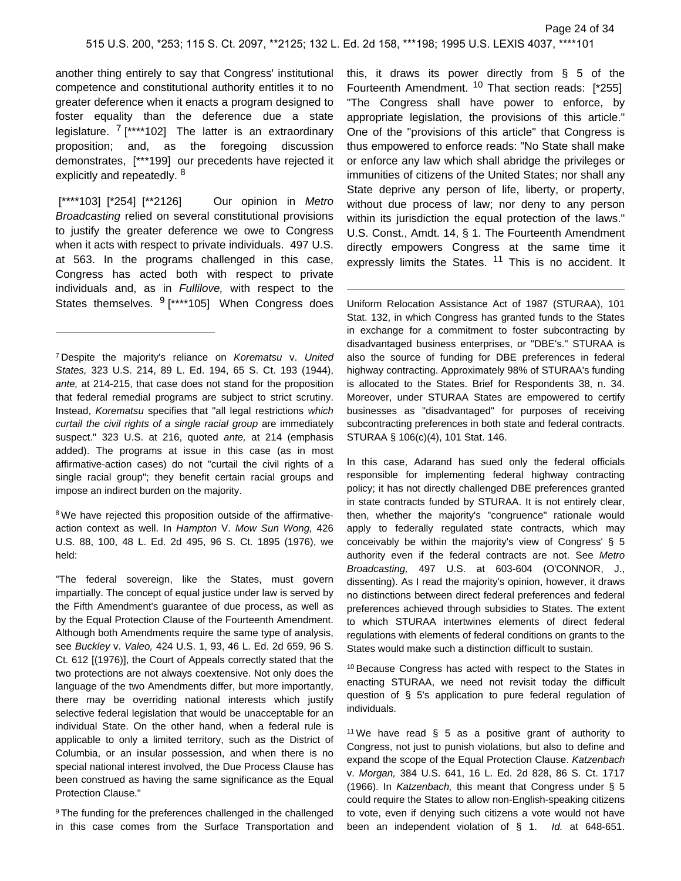another thing entirely to say that Congress' institutional competence and constitutional authority entitles it to no greater deference when it enacts a program designed to foster equality than the deference due a state legislature. [7] [****102] The latter is an extraordinary proposition; and, as the foregoing discussion demonstrates, [***199] our precedents have rejected it explicitly and repeatedly. [8]

[****103] [*254] [**2126] Our opinion in *Metro Broadcasting* relied on several constitutional provisions to justify the greater deference we owe to Congress when it acts with respect to private individuals. 497 U.S. at 563. In the programs challenged in this case, Congress has acted both with respect to private individuals and, as in *Fullilove,* with respect to the States themselves. [9] [****105] When Congress does this, it draws its power directly from § 5 of the Fourteenth Amendment. [10] That section reads: [*255] "The Congress shall have power to enforce, by appropriate legislation, the provisions of this article." One of the "provisions of this article" that Congress is thus empowered to enforce reads: "No State shall make or enforce any law which shall abridge the privileges or immunities of citizens of the United States; nor shall any State deprive any person of life, liberty, or property, without due process of law; nor deny to any person within its jurisdiction the equal protection of the laws." U.S. Const., Amdt. 14, § 1. The Fourteenth Amendment directly empowers Congress at the same time it expressly limits the States. [11] This is no accident. It

---

[7] Despite the majority's reliance on *Korematsu* v. *United States,* 323 U.S. 214, 89 L. Ed. 194, 65 S. Ct. 193 (1944), *ante,* at 214-215, that case does not stand for the proposition that federal remedial programs are subject to strict scrutiny. Instead, *Korematsu* specifies that "all legal restrictions *which curtail the civil rights of a single racial group* are immediately suspect." 323 U.S. at 216, quoted *ante,* at 214 (emphasis added). The programs at issue in this case (as in most affirmative-action cases) do not "curtail the civil rights of a single racial group"; they benefit certain racial groups and impose an indirect burden on the majority.

[8] We have rejected this proposition outside of the affirmative-action context as well. In *Hampton* V. *Mow Sun Wong,* 426 U.S. 88, 100, 48 L. Ed. 2d 495, 96 S. Ct. 1895 (1976), we held:

"The federal sovereign, like the States, must govern impartially. The concept of equal justice under law is served by the Fifth Amendment's guarantee of due process, as well as by the Equal Protection Clause of the Fourteenth Amendment. Although both Amendments require the same type of analysis, see *Buckley* v. *Valeo,* 424 U.S. 1, 93, 46 L. Ed. 2d 659, 96 S. Ct. 612 [(1976)], the Court of Appeals correctly stated that the two protections are not always coextensive. Not only does the language of the two Amendments differ, but more importantly, there may be overriding national interests which justify selective federal legislation that would be unacceptable for an individual State. On the other hand, when a federal rule is applicable to only a limited territory, such as the District of Columbia, or an insular possession, and when there is no special national interest involved, the Due Process Clause has been construed as having the same significance as the Equal Protection Clause."

[9] The funding for the preferences challenged in the challenged in this case comes from the Surface Transportation and Uniform Relocation Assistance Act of 1987 (STURAA), 101 Stat. 132, in which Congress has granted funds to the States in exchange for a commitment to foster subcontracting by disadvantaged business enterprises, or "DBE's." STURAA is also the source of funding for DBE preferences in federal highway contracting. Approximately 98% of STURAA's funding is allocated to the States. Brief for Respondents 38, n. 34. Moreover, under STURAA States are empowered to certify businesses as "disadvantaged" for purposes of receiving subcontracting preferences in both state and federal contracts. STURAA § 106(c)(4), 101 Stat. 146.

In this case, Adarand has sued only the federal officials responsible for implementing federal highway contracting policy; it has not directly challenged DBE preferences granted in state contracts funded by STURAA. It is not entirely clear, then, whether the majority's "congruence" rationale would apply to federally regulated state contracts, which may conceivably be within the majority's view of Congress' § 5 authority even if the federal contracts are not. See *Metro Broadcasting,* 497 U.S. at 603-604 (O'CONNOR, J., dissenting). As I read the majority's opinion, however, it draws no distinctions between direct federal preferences and federal preferences achieved through subsidies to States. The extent to which STURAA intertwines elements of direct federal regulations with elements of federal conditions on grants to the States would make such a distinction difficult to sustain.

[10] Because Congress has acted with respect to the States in enacting STURAA, we need not revisit today the difficult question of § 5's application to pure federal regulation of individuals.

[11] We have read § 5 as a positive grant of authority to Congress, not just to punish violations, but also to define and expand the scope of the Equal Protection Clause. *Katzenbach* v. *Morgan,* 384 U.S. 641, 16 L. Ed. 2d 828, 86 S. Ct. 1717 (1966). In *Katzenbach,* this meant that Congress under § 5 could require the States to allow non-English-speaking citizens to vote, even if denying such citizens a vote would not have been an independent violation of § 1. *Id.* at 648-651.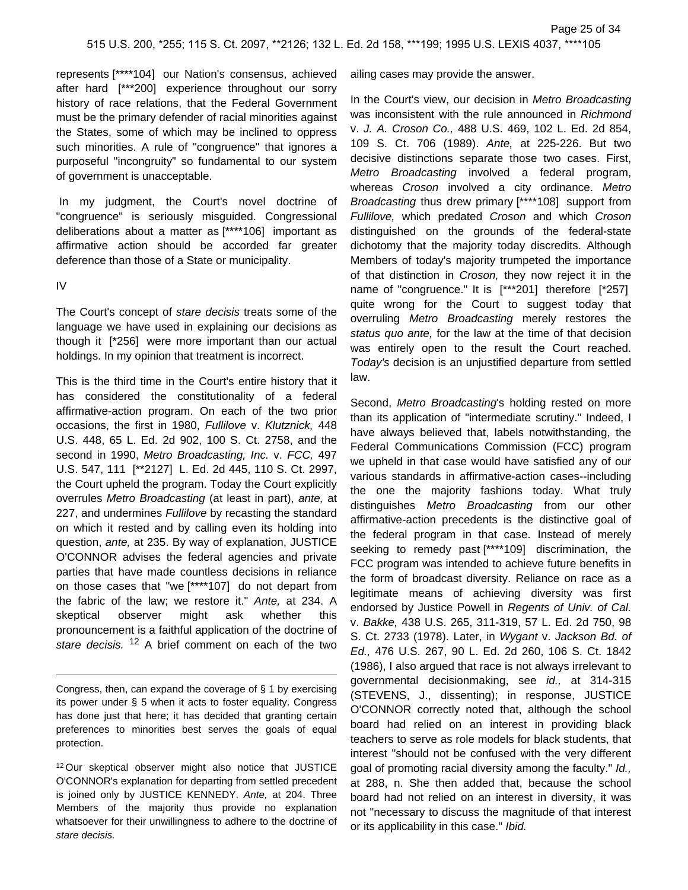represents [****104] our Nation's consensus, achieved after hard [***200] experience throughout our sorry history of race relations, that the Federal Government must be the primary defender of racial minorities against the States, some of which may be inclined to oppress such minorities. A rule of "congruence" that ignores a purposeful "incongruity" so fundamental to our system of government is unacceptable.

In my judgment, the Court's novel doctrine of "congruence" is seriously misguided. Congressional deliberations about a matter as [****106] important as affirmative action should be accorded far greater deference than those of a State or municipality.

IV

The Court's concept of *stare decisis* treats some of the language we have used in explaining our decisions as though it [*256] were more important than our actual holdings. In my opinion that treatment is incorrect.

This is the third time in the Court's entire history that it has considered the constitutionality of a federal affirmative-action program. On each of the two prior occasions, the first in 1980, *Fullilove* v. *Klutznick,* 448 U.S. 448, 65 L. Ed. 2d 902, 100 S. Ct. 2758, and the second in 1990, *Metro Broadcasting, Inc.* v. *FCC,* 497 U.S. 547, 111 [**2127] L. Ed. 2d 445, 110 S. Ct. 2997, the Court upheld the program. Today the Court explicitly overrules *Metro Broadcasting* (at least in part), *ante,* at 227, and undermines *Fullilove* by recasting the standard on which it rested and by calling even its holding into question, *ante,* at 235. By way of explanation, JUSTICE O'CONNOR advises the federal agencies and private parties that have made countless decisions in reliance on those cases that "we [****107] do not depart from the fabric of the law; we restore it." *Ante,* at 234. A skeptical observer might ask whether this pronouncement is a faithful application of the doctrine of *stare decisis.* [12] A brief comment on each of the two ailing cases may provide the answer.

In the Court's view, our decision in *Metro Broadcasting* was inconsistent with the rule announced in *Richmond* v. *J. A. Croson Co.,* 488 U.S. 469, 102 L. Ed. 2d 854, 109 S. Ct. 706 (1989). *Ante,* at 225-226. But two decisive distinctions separate those two cases. First, *Metro Broadcasting* involved a federal program, whereas *Croson* involved a city ordinance. *Metro Broadcasting* thus drew primary [****108] support from *Fullilove,* which predated *Croson* and which *Croson* distinguished on the grounds of the federal-state dichotomy that the majority today discredits. Although Members of today's majority trumpeted the importance of that distinction in *Croson,* they now reject it in the name of "congruence." It is [***201] therefore [*257] quite wrong for the Court to suggest today that overruling *Metro Broadcasting* merely restores the *status quo ante,* for the law at the time of that decision was entirely open to the result the Court reached. *Today's* decision is an unjustified departure from settled law.

Second, *Metro Broadcasting*'s holding rested on more than its application of "intermediate scrutiny." Indeed, I have always believed that, labels notwithstanding, the Federal Communications Commission (FCC) program we upheld in that case would have satisfied any of our various standards in affirmative-action cases--including the one the majority fashions today. What truly distinguishes *Metro Broadcasting* from our other affirmative-action precedents is the distinctive goal of the federal program in that case. Instead of merely seeking to remedy past [****109] discrimination, the FCC program was intended to achieve future benefits in the form of broadcast diversity. Reliance on race as a legitimate means of achieving diversity was first endorsed by Justice Powell in *Regents of Univ. of Cal.* v. *Bakke,* 438 U.S. 265, 311-319, 57 L. Ed. 2d 750, 98 S. Ct. 2733 (1978). Later, in *Wygant* v. *Jackson Bd. of Ed.,* 476 U.S. 267, 90 L. Ed. 2d 260, 106 S. Ct. 1842 (1986), I also argued that race is not always irrelevant to governmental decisionmaking, see *id.,* at 314-315 (STEVENS, J., dissenting); in response, JUSTICE O'CONNOR correctly noted that, although the school board had relied on an interest in providing black teachers to serve as role models for black students, that interest "should not be confused with the very different goal of promoting racial diversity among the faculty." *Id.,* at 288, n. She then added that, because the school board had not relied on an interest in diversity, it was not "necessary to discuss the magnitude of that interest or its applicability in this case." *Ibid.*

---

Congress, then, can expand the coverage of § 1 by exercising its power under § 5 when it acts to foster equality. Congress has done just that here; it has decided that granting certain preferences to minorities best serves the goals of equal protection.

[12] Our skeptical observer might also notice that JUSTICE O'CONNOR's explanation for departing from settled precedent is joined only by JUSTICE KENNEDY. *Ante,* at 204. Three Members of the majority thus provide no explanation whatsoever for their unwillingness to adhere to the doctrine of *stare decisis.*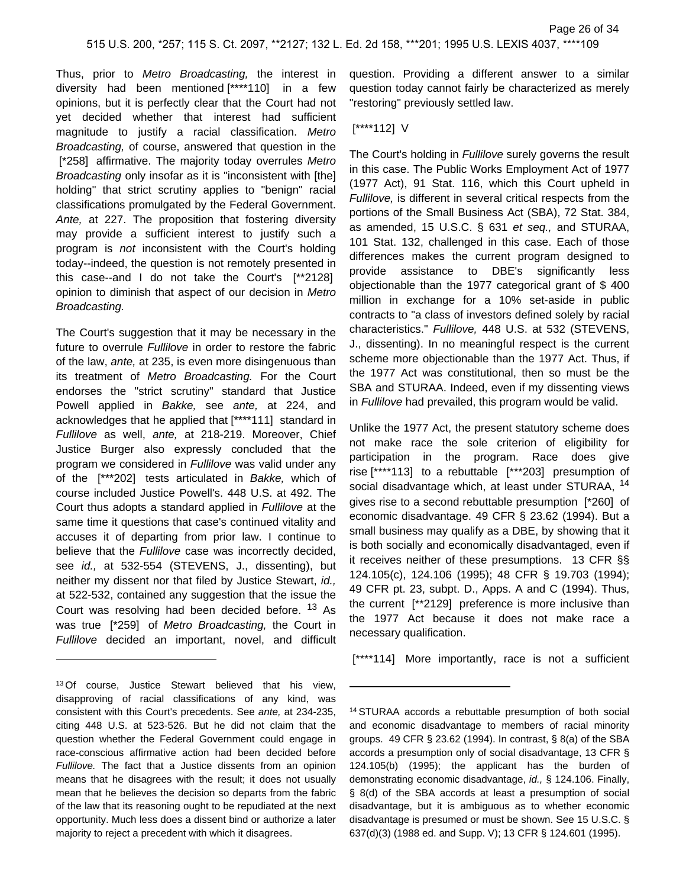Thus, prior to *Metro Broadcasting,* the interest in diversity had been mentioned [****110] in a few opinions, but it is perfectly clear that the Court had not yet decided whether that interest had sufficient magnitude to justify a racial classification. *Metro Broadcasting,* of course, answered that question in the [*258] affirmative. The majority today overrules *Metro Broadcasting* only insofar as it is "inconsistent with [the] holding" that strict scrutiny applies to "benign" racial classifications promulgated by the Federal Government. *Ante,* at 227. The proposition that fostering diversity may provide a sufficient interest to justify such a program is *not* inconsistent with the Court's holding today--indeed, the question is not remotely presented in this case--and I do not take the Court's [**2128] opinion to diminish that aspect of our decision in *Metro Broadcasting.*

The Court's suggestion that it may be necessary in the future to overrule *Fullilove* in order to restore the fabric of the law, *ante,* at 235, is even more disingenuous than its treatment of *Metro Broadcasting.* For the Court endorses the "strict scrutiny" standard that Justice Powell applied in *Bakke,* see *ante,* at 224, and acknowledges that he applied that [****111] standard in *Fullilove* as well, *ante,* at 218-219. Moreover, Chief Justice Burger also expressly concluded that the program we considered in *Fullilove* was valid under any of the [***202] tests articulated in *Bakke,* which of course included Justice Powell's. 448 U.S. at 492. The Court thus adopts a standard applied in *Fullilove* at the same time it questions that case's continued vitality and accuses it of departing from prior law. I continue to believe that the *Fullilove* case was incorrectly decided, see *id.,* at 532-554 (STEVENS, J., dissenting), but neither my dissent nor that filed by Justice Stewart, *id.,* at 522-532, contained any suggestion that the issue the Court was resolving had been decided before. [13] As was true [*259] of *Metro Broadcasting,* the Court in *Fullilove* decided an important, novel, and difficult question. Providing a different answer to a similar question today cannot fairly be characterized as merely "restoring" previously settled law.

[****112] V

The Court's holding in *Fullilove* surely governs the result in this case. The Public Works Employment Act of 1977 (1977 Act), 91 Stat. 116, which this Court upheld in *Fullilove,* is different in several critical respects from the portions of the Small Business Act (SBA), 72 Stat. 384, as amended, 15 U.S.C. § 631 *et seq.,* and STURAA, 101 Stat. 132, challenged in this case. Each of those differences makes the current program designed to provide assistance to DBE's significantly less objectionable than the 1977 categorical grant of $ 400 million in exchange for a 10% set-aside in public contracts to "a class of investors defined solely by racial characteristics." *Fullilove,* 448 U.S. at 532 (STEVENS, J., dissenting). In no meaningful respect is the current scheme more objectionable than the 1977 Act. Thus, if the 1977 Act was constitutional, then so must be the SBA and STURAA. Indeed, even if my dissenting views in *Fullilove* had prevailed, this program would be valid.

Unlike the 1977 Act, the present statutory scheme does not make race the sole criterion of eligibility for participation in the program. Race does give rise [****113] to a rebuttable [***203] presumption of social disadvantage which, at least under STURAA, [14] gives rise to a second rebuttable presumption [*260] of economic disadvantage. 49 CFR § 23.62 (1994). But a small business may qualify as a DBE, by showing that it is both socially and economically disadvantaged, even if it receives neither of these presumptions. 13 CFR §§ 124.105(c), 124.106 (1995); 48 CFR § 19.703 (1994); 49 CFR pt. 23, subpt. D., Apps. A and C (1994). Thus, the current [**2129] preference is more inclusive than the 1977 Act because it does not make race a necessary qualification.

[****114] More importantly, race is not a sufficient

---

[13] Of course, Justice Stewart believed that his view, disapproving of racial classifications of any kind, was consistent with this Court's precedents. See *ante,* at 234-235, citing 448 U.S. at 523-526. But he did not claim that the question whether the Federal Government could engage in race-conscious affirmative action had been decided before *Fullilove.* The fact that a Justice dissents from an opinion means that he disagrees with the result; it does not usually mean that he believes the decision so departs from the fabric of the law that its reasoning ought to be repudiated at the next opportunity. Much less does a dissent bind or authorize a later majority to reject a precedent with which it disagrees.

[14] STURAA accords a rebuttable presumption of both social and economic disadvantage to members of racial minority groups. 49 CFR § 23.62 (1994). In contrast, § 8(a) of the SBA accords a presumption only of social disadvantage, 13 CFR § 124.105(b) (1995); the applicant has the burden of demonstrating economic disadvantage, *id.,* § 124.106. Finally, § 8(d) of the SBA accords at least a presumption of social disadvantage, but it is ambiguous as to whether economic disadvantage is presumed or must be shown. See 15 U.S.C. § 637(d)(3) (1988 ed. and Supp. V); 13 CFR § 124.601 (1995).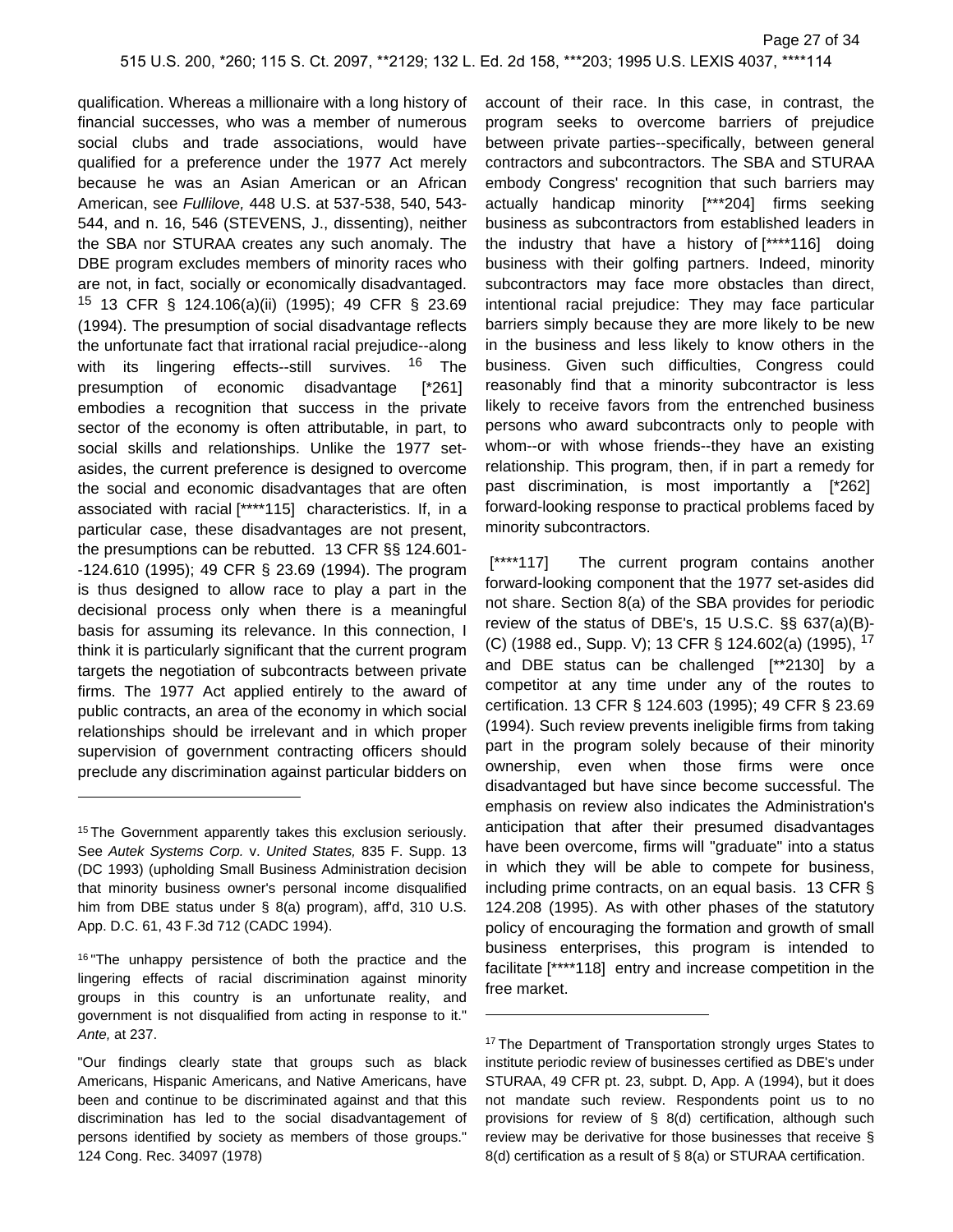qualification. Whereas a millionaire with a long history of financial successes, who was a member of numerous social clubs and trade associations, would have qualified for a preference under the 1977 Act merely because he was an Asian American or an African American, see *Fullilove,* 448 U.S. at 537-538, 540, 543-544, and n. 16, 546 (STEVENS, J., dissenting), neither the SBA nor STURAA creates any such anomaly. The DBE program excludes members of minority races who are not, in fact, socially or economically disadvantaged. [15] 13 CFR § 124.106(a)(ii) (1995); 49 CFR § 23.69 (1994). The presumption of social disadvantage reflects the unfortunate fact that irrational racial prejudice--along with its lingering effects--still survives. [16] The presumption of economic disadvantage [*261] embodies a recognition that success in the private sector of the economy is often attributable, in part, to social skills and relationships. Unlike the 1977 set-asides, the current preference is designed to overcome the social and economic disadvantages that are often associated with racial [****115] characteristics. If, in a particular case, these disadvantages are not present, the presumptions can be rebutted. 13 CFR §§ 124.601--124.610 (1995); 49 CFR § 23.69 (1994). The program is thus designed to allow race to play a part in the decisional process only when there is a meaningful basis for assuming its relevance. In this connection, I think it is particularly significant that the current program targets the negotiation of subcontracts between private firms. The 1977 Act applied entirely to the award of public contracts, an area of the economy in which social relationships should be irrelevant and in which proper supervision of government contracting officers should preclude any discrimination against particular bidders on account of their race. In this case, in contrast, the program seeks to overcome barriers of prejudice between private parties--specifically, between general contractors and subcontractors. The SBA and STURAA embody Congress' recognition that such barriers may actually handicap minority [***204] firms seeking business as subcontractors from established leaders in the industry that have a history of [****116] doing business with their golfing partners. Indeed, minority subcontractors may face more obstacles than direct, intentional racial prejudice: They may face particular barriers simply because they are more likely to be new in the business and less likely to know others in the business. Given such difficulties, Congress could reasonably find that a minority subcontractor is less likely to receive favors from the entrenched business persons who award subcontracts only to people with whom--or with whose friends--they have an existing relationship. This program, then, if in part a remedy for past discrimination, is most importantly a [*262] forward-looking response to practical problems faced by minority subcontractors.

[****117] The current program contains another forward-looking component that the 1977 set-asides did not share. Section 8(a) of the SBA provides for periodic review of the status of DBE's, 15 U.S.C. §§ 637(a)(B)-(C) (1988 ed., Supp. V); 13 CFR § 124.602(a) (1995), [17] and DBE status can be challenged [**2130] by a competitor at any time under any of the routes to certification. 13 CFR § 124.603 (1995); 49 CFR § 23.69 (1994). Such review prevents ineligible firms from taking part in the program solely because of their minority ownership, even when those firms were once disadvantaged but have since become successful. The emphasis on review also indicates the Administration's anticipation that after their presumed disadvantages have been overcome, firms will "graduate" into a status in which they will be able to compete for business, including prime contracts, on an equal basis. 13 CFR § 124.208 (1995). As with other phases of the statutory policy of encouraging the formation and growth of small business enterprises, this program is intended to facilitate [****118] entry and increase competition in the free market.

---

[15] The Government apparently takes this exclusion seriously. See *Autek Systems Corp.* v. *United States,* 835 F. Supp. 13 (DC 1993) (upholding Small Business Administration decision that minority business owner's personal income disqualified him from DBE status under § 8(a) program), aff'd, 310 U.S. App. D.C. 61, 43 F.3d 712 (CADC 1994).

[16] "The unhappy persistence of both the practice and the lingering effects of racial discrimination against minority groups in this country is an unfortunate reality, and government is not disqualified from acting in response to it." *Ante,* at 237.

"Our findings clearly state that groups such as black Americans, Hispanic Americans, and Native Americans, have been and continue to be discriminated against and that this discrimination has led to the social disadvantagement of persons identified by society as members of those groups." 124 Cong. Rec. 34097 (1978)

[17] The Department of Transportation strongly urges States to institute periodic review of businesses certified as DBE's under STURAA, 49 CFR pt. 23, subpt. D, App. A (1994), but it does not mandate such review. Respondents point us to no provisions for review of § 8(d) certification, although such review may be derivative for those businesses that receive § 8(d) certification as a result of § 8(a) or STURAA certification.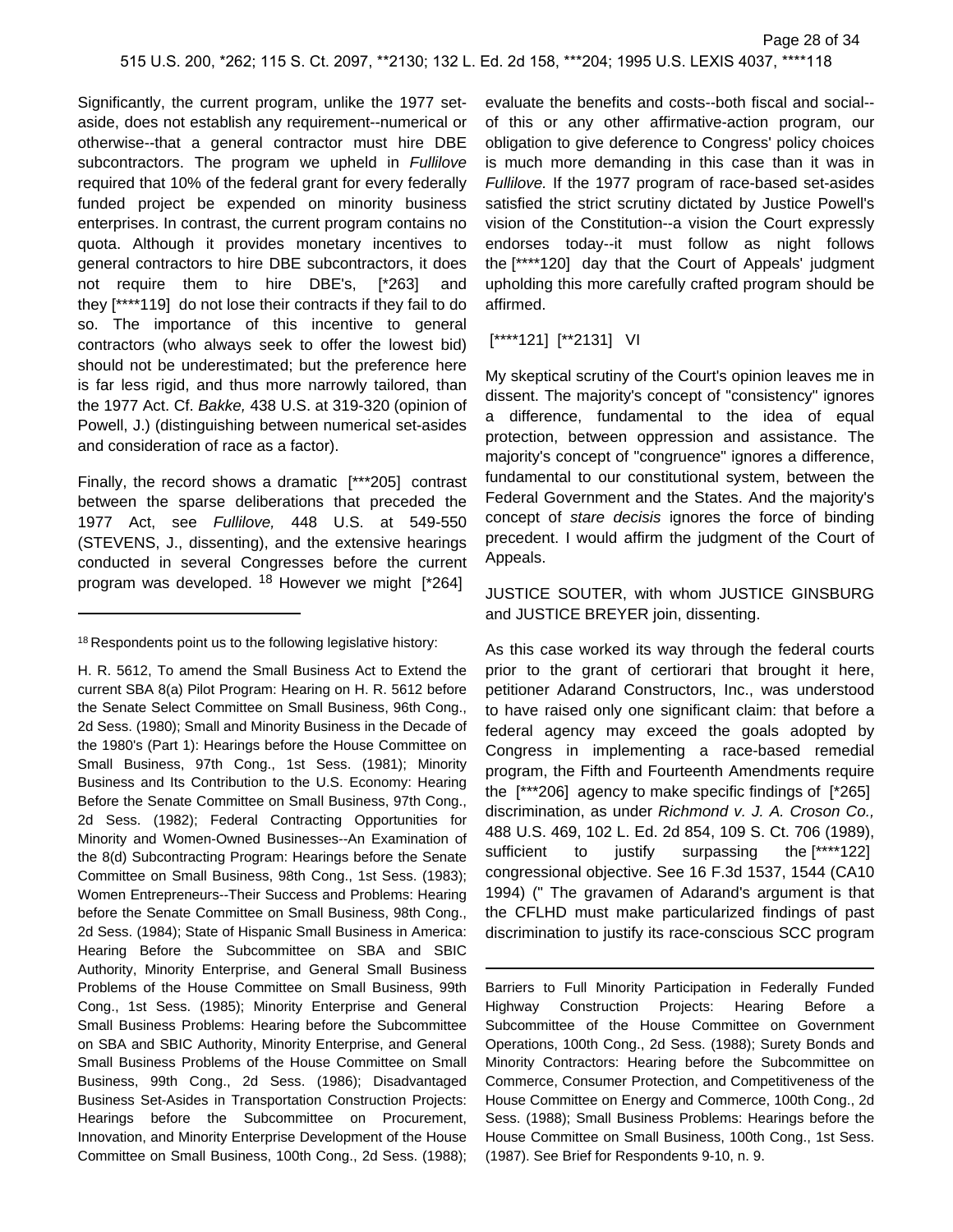Significantly, the current program, unlike the 1977 set-aside, does not establish any requirement--numerical or otherwise--that a general contractor must hire DBE subcontractors. The program we upheld in *Fullilove* required that 10% of the federal grant for every federally funded project be expended on minority business enterprises. In contrast, the current program contains no quota. Although it provides monetary incentives to general contractors to hire DBE subcontractors, it does not require them to hire DBE's, [*263] and they [****119] do not lose their contracts if they fail to do so. The importance of this incentive to general contractors (who always seek to offer the lowest bid) should not be underestimated; but the preference here is far less rigid, and thus more narrowly tailored, than the 1977 Act. Cf. *Bakke,* 438 U.S. at 319-320 (opinion of Powell, J.) (distinguishing between numerical set-asides and consideration of race as a factor).

Finally, the record shows a dramatic [***205] contrast between the sparse deliberations that preceded the 1977 Act, see *Fullilove,* 448 U.S. at 549-550 (STEVENS, J., dissenting), and the extensive hearings conducted in several Congresses before the current program was developed. [18] However we might [*264] evaluate the benefits and costs--both fiscal and social--of this or any other affirmative-action program, our obligation to give deference to Congress' policy choices is much more demanding in this case than it was in *Fullilove.* If the 1977 program of race-based set-asides satisfied the strict scrutiny dictated by Justice Powell's vision of the Constitution--a vision the Court expressly endorses today--it must follow as night follows the [****120] day that the Court of Appeals' judgment upholding this more carefully crafted program should be affirmed.

[****121] [**2131] VI

My skeptical scrutiny of the Court's opinion leaves me in dissent. The majority's concept of "consistency" ignores a difference, fundamental to the idea of equal protection, between oppression and assistance. The majority's concept of "congruence" ignores a difference, fundamental to our constitutional system, between the Federal Government and the States. And the majority's concept of *stare decisis* ignores the force of binding precedent. I would affirm the judgment of the Court of Appeals.

JUSTICE SOUTER, with whom JUSTICE GINSBURG and JUSTICE BREYER join, dissenting.

As this case worked its way through the federal courts prior to the grant of certiorari that brought it here, petitioner Adarand Constructors, Inc., was understood to have raised only one significant claim: that before a federal agency may exceed the goals adopted by Congress in implementing a race-based remedial program, the Fifth and Fourteenth Amendments require the [***206] agency to make specific findings of [*265] discrimination, as under *Richmond v. J. A. Croson Co.,* 488 U.S. 469, 102 L. Ed. 2d 854, 109 S. Ct. 706 (1989), sufficient to justify surpassing the [****122] congressional objective. See 16 F.3d 1537, 1544 (CA10 1994) (" The gravamen of Adarand's argument is that the CFLHD must make particularized findings of past discrimination to justify its race-conscious SCC program

---

[18] Respondents point us to the following legislative history:

H. R. 5612, To amend the Small Business Act to Extend the current SBA 8(a) Pilot Program: Hearing on H. R. 5612 before the Senate Select Committee on Small Business, 96th Cong., 2d Sess. (1980); Small and Minority Business in the Decade of the 1980's (Part 1): Hearings before the House Committee on Small Business, 97th Cong., 1st Sess. (1981); Minority Business and Its Contribution to the U.S. Economy: Hearing Before the Senate Committee on Small Business, 97th Cong., 2d Sess. (1982); Federal Contracting Opportunities for Minority and Women-Owned Businesses--An Examination of the 8(d) Subcontracting Program: Hearings before the Senate Committee on Small Business, 98th Cong., 1st Sess. (1983); Women Entrepreneurs--Their Success and Problems: Hearing before the Senate Committee on Small Business, 98th Cong., 2d Sess. (1984); State of Hispanic Small Business in America: Hearing Before the Subcommittee on SBA and SBIC Authority, Minority Enterprise, and General Small Business Problems of the House Committee on Small Business, 99th Cong., 1st Sess. (1985); Minority Enterprise and General Small Business Problems: Hearing before the Subcommittee on SBA and SBIC Authority, Minority Enterprise, and General Small Business Problems of the House Committee on Small Business, 99th Cong., 2d Sess. (1986); Disadvantaged Business Set-Asides in Transportation Construction Projects: Hearings before the Subcommittee on Procurement, Innovation, and Minority Enterprise Development of the House Committee on Small Business, 100th Cong., 2d Sess. (1988); Barriers to Full Minority Participation in Federally Funded Highway Construction Projects: Hearing Before a Subcommittee of the House Committee on Government Operations, 100th Cong., 2d Sess. (1988); Surety Bonds and Minority Contractors: Hearing before the Subcommittee on Commerce, Consumer Protection, and Competitiveness of the House Committee on Energy and Commerce, 100th Cong., 2d Sess. (1988); Small Business Problems: Hearings before the House Committee on Small Business, 100th Cong., 1st Sess. (1987). See Brief for Respondents 9-10, n. 9.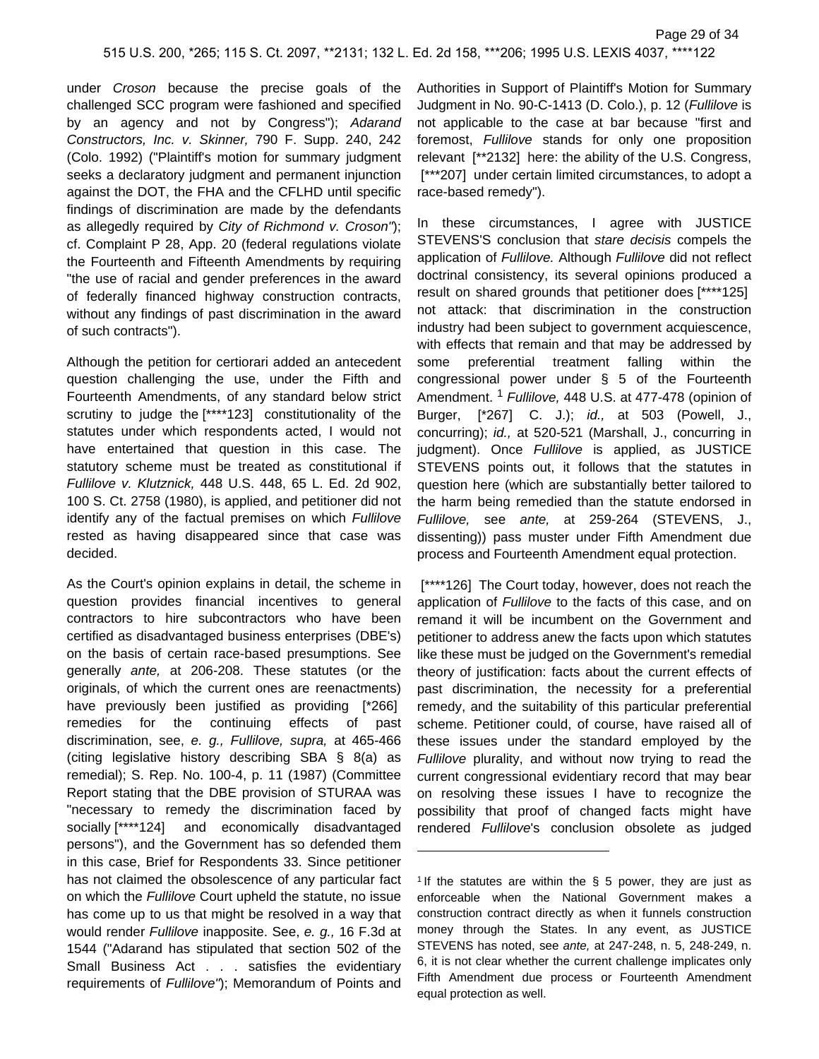under *Croson* because the precise goals of the challenged SCC program were fashioned and specified by an agency and not by Congress"); *Adarand Constructors, Inc. v. Skinner,* 790 F. Supp. 240, 242 (Colo. 1992) ("Plaintiff's motion for summary judgment seeks a declaratory judgment and permanent injunction against the DOT, the FHA and the CFLHD until specific findings of discrimination are made by the defendants as allegedly required by *City of Richmond v. Croson"*); cf. Complaint P 28, App. 20 (federal regulations violate the Fourteenth and Fifteenth Amendments by requiring "the use of racial and gender preferences in the award of federally financed highway construction contracts, without any findings of past discrimination in the award of such contracts").

Although the petition for certiorari added an antecedent question challenging the use, under the Fifth and Fourteenth Amendments, of any standard below strict scrutiny to judge the [****123] constitutionality of the statutes under which respondents acted, I would not have entertained that question in this case. The statutory scheme must be treated as constitutional if *Fullilove v. Klutznick,* 448 U.S. 448, 65 L. Ed. 2d 902, 100 S. Ct. 2758 (1980), is applied, and petitioner did not identify any of the factual premises on which *Fullilove* rested as having disappeared since that case was decided.

As the Court's opinion explains in detail, the scheme in question provides financial incentives to general contractors to hire subcontractors who have been certified as disadvantaged business enterprises (DBE's) on the basis of certain race-based presumptions. See generally *ante,* at 206-208. These statutes (or the originals, of which the current ones are reenactments) have previously been justified as providing [*266] remedies for the continuing effects of past discrimination, see, *e. g., Fullilove, supra,* at 465-466 (citing legislative history describing SBA § 8(a) as remedial); S. Rep. No. 100-4, p. 11 (1987) (Committee Report stating that the DBE provision of STURAA was "necessary to remedy the discrimination faced by socially [****124] and economically disadvantaged persons"), and the Government has so defended them in this case, Brief for Respondents 33. Since petitioner has not claimed the obsolescence of any particular fact on which the *Fullilove* Court upheld the statute, no issue has come up to us that might be resolved in a way that would render *Fullilove* inapposite. See, *e. g.,* 16 F.3d at 1544 ("Adarand has stipulated that section 502 of the Small Business Act . . . satisfies the evidentiary requirements of *Fullilove"*); Memorandum of Points and Authorities in Support of Plaintiff's Motion for Summary Judgment in No. 90-C-1413 (D. Colo.), p. 12 (*Fullilove* is not applicable to the case at bar because "first and foremost, *Fullilove* stands for only one proposition relevant [**2132] here: the ability of the U.S. Congress, [***207] under certain limited circumstances, to adopt a race-based remedy").

In these circumstances, I agree with JUSTICE STEVENS'S conclusion that *stare decisis* compels the application of *Fullilove.* Although *Fullilove* did not reflect doctrinal consistency, its several opinions produced a result on shared grounds that petitioner does [****125] not attack: that discrimination in the construction industry had been subject to government acquiescence, with effects that remain and that may be addressed by some preferential treatment falling within the congressional power under § 5 of the Fourteenth Amendment. [1] *Fullilove,* 448 U.S. at 477-478 (opinion of Burger, [*267] C. J.); *id.,* at 503 (Powell, J., concurring); *id.,* at 520-521 (Marshall, J., concurring in judgment). Once *Fullilove* is applied, as JUSTICE STEVENS points out, it follows that the statutes in question here (which are substantially better tailored to the harm being remedied than the statute endorsed in *Fullilove,* see *ante,* at 259-264 (STEVENS, J., dissenting)) pass muster under Fifth Amendment due process and Fourteenth Amendment equal protection.

[****126] The Court today, however, does not reach the application of *Fullilove* to the facts of this case, and on remand it will be incumbent on the Government and petitioner to address anew the facts upon which statutes like these must be judged on the Government's remedial theory of justification: facts about the current effects of past discrimination, the necessity for a preferential remedy, and the suitability of this particular preferential scheme. Petitioner could, of course, have raised all of these issues under the standard employed by the *Fullilove* plurality, and without now trying to read the current congressional evidentiary record that may bear on resolving these issues I have to recognize the possibility that proof of changed facts might have rendered *Fullilove*'s conclusion obsolete as judged

---

[1] If the statutes are within the § 5 power, they are just as enforceable when the National Government makes a construction contract directly as when it funnels construction money through the States. In any event, as JUSTICE STEVENS has noted, see *ante,* at 247-248, n. 5, 248-249, n. 6, it is not clear whether the current challenge implicates only Fifth Amendment due process or Fourteenth Amendment equal protection as well.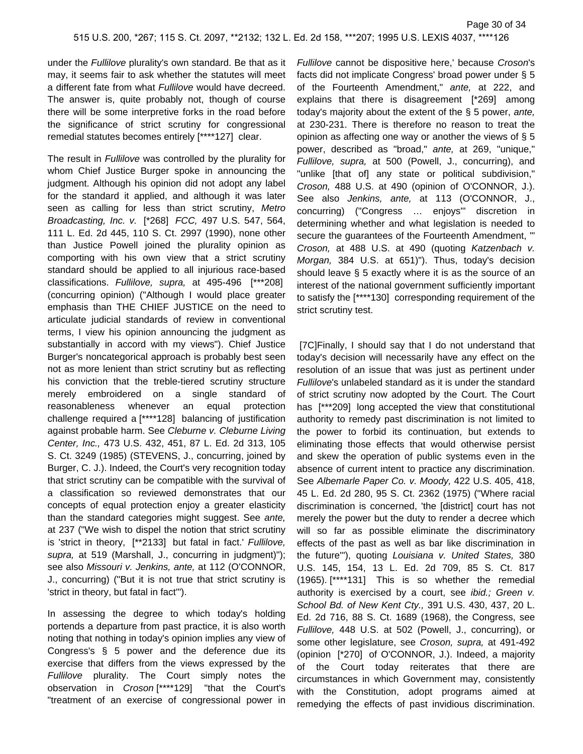under the *Fullilove* plurality's own standard. Be that as it may, it seems fair to ask whether the statutes will meet a different fate from what *Fullilove* would have decreed. The answer is, quite probably not, though of course there will be some interpretive forks in the road before the significance of strict scrutiny for congressional remedial statutes becomes entirely [****127] clear.

The result in *Fullilove* was controlled by the plurality for whom Chief Justice Burger spoke in announcing the judgment. Although his opinion did not adopt any label for the standard it applied, and although it was later seen as calling for less than strict scrutiny, *Metro Broadcasting, Inc. v.* [*268] *FCC,* 497 U.S. 547, 564, 111 L. Ed. 2d 445, 110 S. Ct. 2997 (1990), none other than Justice Powell joined the plurality opinion as comporting with his own view that a strict scrutiny standard should be applied to all injurious race-based classifications. *Fullilove, supra,* at 495-496 [***208] (concurring opinion) ("Although I would place greater emphasis than THE CHIEF JUSTICE on the need to articulate judicial standards of review in conventional terms, I view his opinion announcing the judgment as substantially in accord with my views"). Chief Justice Burger's noncategorical approach is probably best seen not as more lenient than strict scrutiny but as reflecting his conviction that the treble-tiered scrutiny structure merely embroidered on a single standard of reasonableness whenever an equal protection challenge required a [****128] balancing of justification against probable harm. See *Cleburne v. Cleburne Living Center, Inc.,* 473 U.S. 432, 451, 87 L. Ed. 2d 313, 105 S. Ct. 3249 (1985) (STEVENS, J., concurring, joined by Burger, C. J.). Indeed, the Court's very recognition today that strict scrutiny can be compatible with the survival of a classification so reviewed demonstrates that our concepts of equal protection enjoy a greater elasticity than the standard categories might suggest. See *ante,* at 237 ("We wish to dispel the notion that strict scrutiny is 'strict in theory, [**2133] but fatal in fact.' *Fullilove, supra,* at 519 (Marshall, J., concurring in judgment)"); see also *Missouri v. Jenkins, ante,* at 112 (O'CONNOR, J., concurring) ("But it is not true that strict scrutiny is 'strict in theory, but fatal in fact'").

In assessing the degree to which today's holding portends a departure from past practice, it is also worth noting that nothing in today's opinion implies any view of Congress's § 5 power and the deference due its exercise that differs from the views expressed by the *Fullilove* plurality. The Court simply notes the observation in *Croson* [****129] "that the Court's "treatment of an exercise of congressional power in *Fullilove* cannot be dispositive here,' because *Croson*'s facts did not implicate Congress' broad power under § 5 of the Fourteenth Amendment," *ante,* at 222, and explains that there is disagreement [*269] among today's majority about the extent of the § 5 power, *ante,* at 230-231. There is therefore no reason to treat the opinion as affecting one way or another the views of § 5 power, described as "broad," *ante,* at 269, "unique," *Fullilove, supra,* at 500 (Powell, J., concurring), and "unlike [that of] any state or political subdivision," *Croson,* 488 U.S. at 490 (opinion of O'CONNOR, J.). See also *Jenkins, ante,* at 113 (O'CONNOR, J., concurring) ("Congress … enjoys'" discretion in determining whether and what legislation is needed to secure the guarantees of the Fourteenth Amendment, '" *Croson,* at 488 U.S. at 490 (quoting *Katzenbach v. Morgan,* 384 U.S. at 651)"). Thus, today's decision should leave § 5 exactly where it is as the source of an interest of the national government sufficiently important to satisfy the [****130] corresponding requirement of the strict scrutiny test.

[7C]Finally, I should say that I do not understand that today's decision will necessarily have any effect on the resolution of an issue that was just as pertinent under *Fullilove*'s unlabeled standard as it is under the standard of strict scrutiny now adopted by the Court. The Court has [***209] long accepted the view that constitutional authority to remedy past discrimination is not limited to the power to forbid its continuation, but extends to eliminating those effects that would otherwise persist and skew the operation of public systems even in the absence of current intent to practice any discrimination. See *Albemarle Paper Co. v. Moody,* 422 U.S. 405, 418, 45 L. Ed. 2d 280, 95 S. Ct. 2362 (1975) ("Where racial discrimination is concerned, 'the [district] court has not merely the power but the duty to render a decree which will so far as possible eliminate the discriminatory effects of the past as well as bar like discrimination in the future'"), quoting *Louisiana v. United States,* 380 U.S. 145, 154, 13 L. Ed. 2d 709, 85 S. Ct. 817 (1965). [****131] This is so whether the remedial authority is exercised by a court, see *ibid.; Green v. School Bd. of New Kent Cty.,* 391 U.S. 430, 437, 20 L. Ed. 2d 716, 88 S. Ct. 1689 (1968), the Congress, see *Fullilove,* 448 U.S. at 502 (Powell, J., concurring), or some other legislature, see *Croson, supra,* at 491-492 (opinion [*270] of O'CONNOR, J.). Indeed, a majority of the Court today reiterates that there are circumstances in which Government may, consistently with the Constitution, adopt programs aimed at remedying the effects of past invidious discrimination.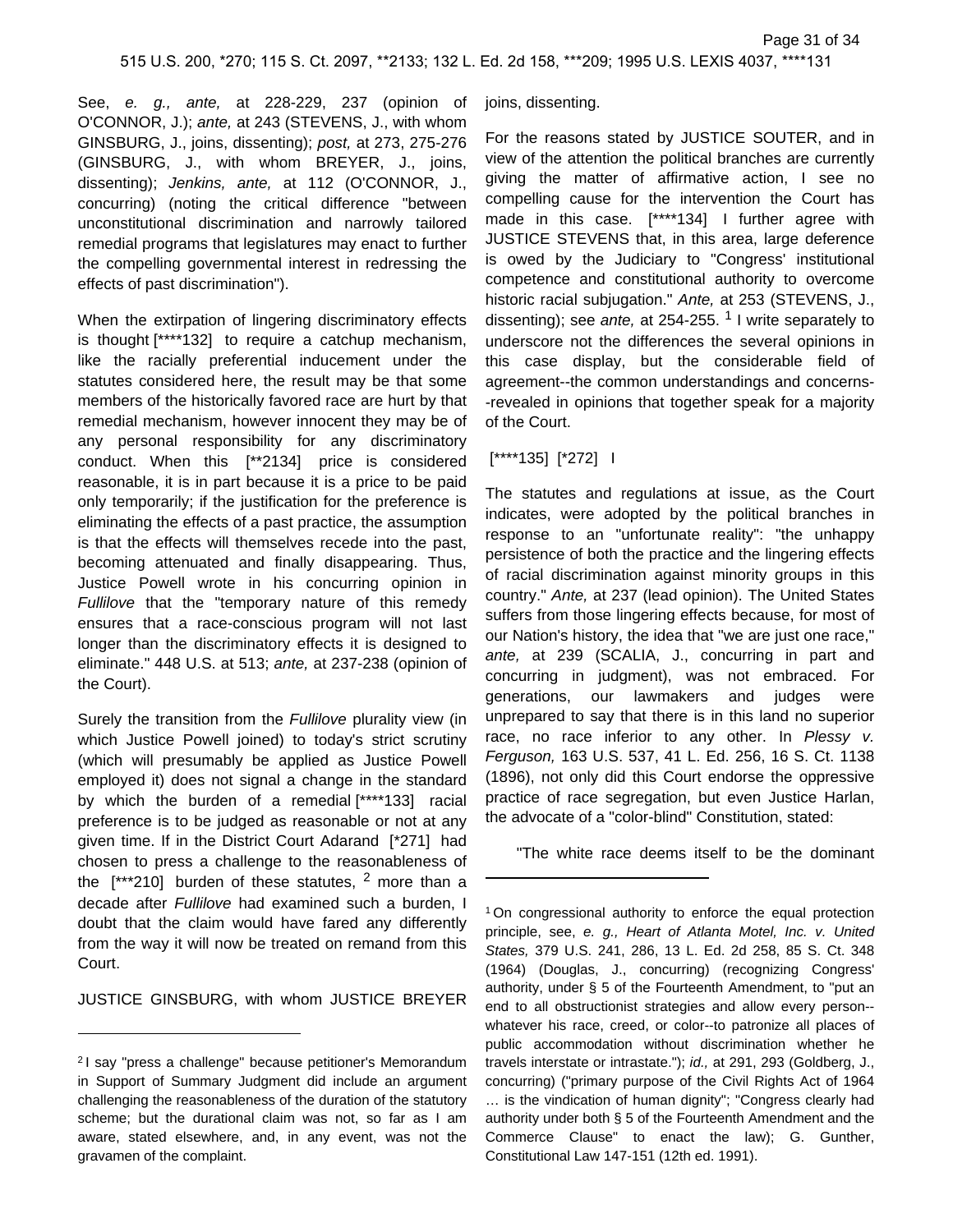See, *e. g., ante,* at 228-229, 237 (opinion of O'CONNOR, J.); *ante,* at 243 (STEVENS, J., with whom GINSBURG, J., joins, dissenting); *post,* at 273, 275-276 (GINSBURG, J., with whom BREYER, J., joins, dissenting); *Jenkins, ante,* at 112 (O'CONNOR, J., concurring) (noting the critical difference "between unconstitutional discrimination and narrowly tailored remedial programs that legislatures may enact to further the compelling governmental interest in redressing the effects of past discrimination").

When the extirpation of lingering discriminatory effects is thought [****132] to require a catchup mechanism, like the racially preferential inducement under the statutes considered here, the result may be that some members of the historically favored race are hurt by that remedial mechanism, however innocent they may be of any personal responsibility for any discriminatory conduct. When this [**2134] price is considered reasonable, it is in part because it is a price to be paid only temporarily; if the justification for the preference is eliminating the effects of a past practice, the assumption is that the effects will themselves recede into the past, becoming attenuated and finally disappearing. Thus, Justice Powell wrote in his concurring opinion in *Fullilove* that the "temporary nature of this remedy ensures that a race-conscious program will not last longer than the discriminatory effects it is designed to eliminate." 448 U.S. at 513; *ante,* at 237-238 (opinion of the Court).

Surely the transition from the *Fullilove* plurality view (in which Justice Powell joined) to today's strict scrutiny (which will presumably be applied as Justice Powell employed it) does not signal a change in the standard by which the burden of a remedial [****133] racial preference is to be judged as reasonable or not at any given time. If in the District Court Adarand [*271] had chosen to press a challenge to the reasonableness of the [***210] burden of these statutes, [2] more than a decade after *Fullilove* had examined such a burden, I doubt that the claim would have fared any differently from the way it will now be treated on remand from this Court.

JUSTICE GINSBURG, with whom JUSTICE BREYER joins, dissenting.

For the reasons stated by JUSTICE SOUTER, and in view of the attention the political branches are currently giving the matter of affirmative action, I see no compelling cause for the intervention the Court has made in this case. [****134] I further agree with JUSTICE STEVENS that, in this area, large deference is owed by the Judiciary to "Congress' institutional competence and constitutional authority to overcome historic racial subjugation." *Ante,* at 253 (STEVENS, J., dissenting); see *ante,* at 254-255. [1] I write separately to underscore not the differences the several opinions in this case display, but the considerable field of agreement--the common understandings and concerns--revealed in opinions that together speak for a majority of the Court.

[****135] [*272] I

The statutes and regulations at issue, as the Court indicates, were adopted by the political branches in response to an "unfortunate reality": "the unhappy persistence of both the practice and the lingering effects of racial discrimination against minority groups in this country." *Ante,* at 237 (lead opinion). The United States suffers from those lingering effects because, for most of our Nation's history, the idea that "we are just one race," *ante,* at 239 (SCALIA, J., concurring in part and concurring in judgment), was not embraced. For generations, our lawmakers and judges were unprepared to say that there is in this land no superior race, no race inferior to any other. In *Plessy v. Ferguson,* 163 U.S. 537, 41 L. Ed. 256, 16 S. Ct. 1138 (1896), not only did this Court endorse the oppressive practice of race segregation, but even Justice Harlan, the advocate of a "color-blind" Constitution, stated:

> "The white race deems itself to be the dominant

---

[2] I say "press a challenge" because petitioner's Memorandum in Support of Summary Judgment did include an argument challenging the reasonableness of the duration of the statutory scheme; but the durational claim was not, so far as I am aware, stated elsewhere, and, in any event, was not the gravamen of the complaint.

[1] On congressional authority to enforce the equal protection principle, see, *e. g., Heart of Atlanta Motel, Inc. v. United States,* 379 U.S. 241, 286, 13 L. Ed. 2d 258, 85 S. Ct. 348 (1964) (Douglas, J., concurring) (recognizing Congress' authority, under § 5 of the Fourteenth Amendment, to "put an end to all obstructionist strategies and allow every person--whatever his race, creed, or color--to patronize all places of public accommodation without discrimination whether he travels interstate or intrastate."); *id.,* at 291, 293 (Goldberg, J., concurring) ("primary purpose of the Civil Rights Act of 1964 … is the vindication of human dignity"; "Congress clearly had authority under both § 5 of the Fourteenth Amendment and the Commerce Clause" to enact the law); G. Gunther, Constitutional Law 147-151 (12th ed. 1991).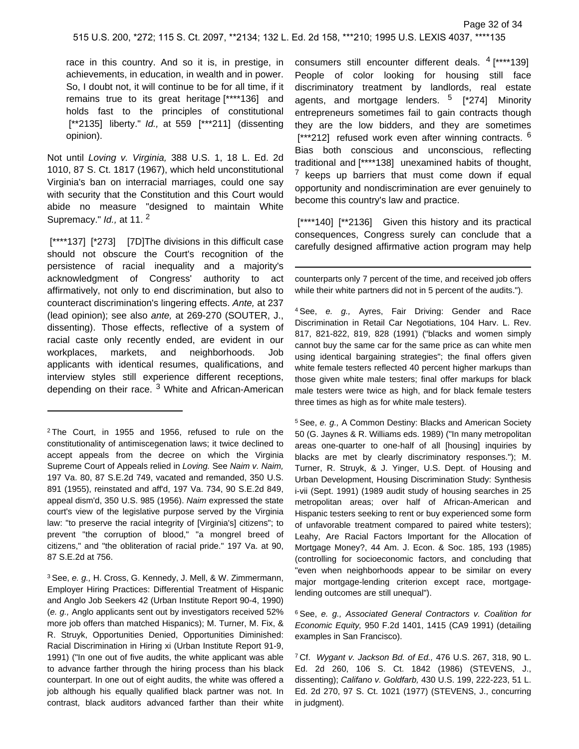race in this country. And so it is, in prestige, in achievements, in education, in wealth and in power. So, I doubt not, it will continue to be for all time, if it remains true to its great heritage [****136] and holds fast to the principles of constitutional [**2135] liberty." *Id.,* at 559 [***211] (dissenting opinion).

Not until *Loving v. Virginia,* 388 U.S. 1, 18 L. Ed. 2d 1010, 87 S. Ct. 1817 (1967), which held unconstitutional Virginia's ban on interracial marriages, could one say with security that the Constitution and this Court would abide no measure "designed to maintain White Supremacy." *Id.,* at 11. [2]

[****137] [*273] [7D]The divisions in this difficult case should not obscure the Court's recognition of the persistence of racial inequality and a majority's acknowledgment of Congress' authority to act affirmatively, not only to end discrimination, but also to counteract discrimination's lingering effects. *Ante,* at 237 (lead opinion); see also *ante,* at 269-270 (SOUTER, J., dissenting). Those effects, reflective of a system of racial caste only recently ended, are evident in our workplaces, markets, and neighborhoods. Job applicants with identical resumes, qualifications, and interview styles still experience different receptions, depending on their race. [3] White and African-American consumers still encounter different deals. [4] [****139] People of color looking for housing still face discriminatory treatment by landlords, real estate agents, and mortgage lenders. [5] [*274] Minority entrepreneurs sometimes fail to gain contracts though they are the low bidders, and they are sometimes [***212] refused work even after winning contracts. [6] Bias both conscious and unconscious, reflecting traditional and [****138] unexamined habits of thought, [7] keeps up barriers that must come down if equal opportunity and nondiscrimination are ever genuinely to become this country's law and practice.

[****140] [**2136] Given this history and its practical consequences, Congress surely can conclude that a carefully designed affirmative action program may help

---

[2] The Court, in 1955 and 1956, refused to rule on the constitutionality of antimiscegenation laws; it twice declined to accept appeals from the decree on which the Virginia Supreme Court of Appeals relied in *Loving.* See *Naim v. Naim,* 197 Va. 80, 87 S.E.2d 749, vacated and remanded, 350 U.S. 891 (1955), reinstated and aff'd, 197 Va. 734, 90 S.E.2d 849, appeal dism'd, 350 U.S. 985 (1956). *Naim* expressed the state court's view of the legislative purpose served by the Virginia law: "to preserve the racial integrity of [Virginia's] citizens"; to prevent "the corruption of blood," "a mongrel breed of citizens," and "the obliteration of racial pride." 197 Va. at 90, 87 S.E.2d at 756.

[3] See, *e. g.,* H. Cross, G. Kennedy, J. Mell, & W. Zimmermann, Employer Hiring Practices: Differential Treatment of Hispanic and Anglo Job Seekers 42 (Urban Institute Report 90-4, 1990) (*e. g.,* Anglo applicants sent out by investigators received 52% more job offers than matched Hispanics); M. Turner, M. Fix, & R. Struyk, Opportunities Denied, Opportunities Diminished: Racial Discrimination in Hiring xi (Urban Institute Report 91-9, 1991) ("In one out of five audits, the white applicant was able to advance farther through the hiring process than his black counterpart. In one out of eight audits, the white was offered a job although his equally qualified black partner was not. In contrast, black auditors advanced farther than their white counterparts only 7 percent of the time, and received job offers while their white partners did not in 5 percent of the audits.").

[4] See, *e. g.,* Ayres, Fair Driving: Gender and Race Discrimination in Retail Car Negotiations, 104 Harv. L. Rev. 817, 821-822, 819, 828 (1991) ("blacks and women simply cannot buy the same car for the same price as can white men using identical bargaining strategies"; the final offers given white female testers reflected 40 percent higher markups than those given white male testers; final offer markups for black male testers were twice as high, and for black female testers three times as high as for white male testers).

[5] See, *e. g.,* A Common Destiny: Blacks and American Society 50 (G. Jaynes & R. Williams eds. 1989) ("In many metropolitan areas one-quarter to one-half of all [housing] inquiries by blacks are met by clearly discriminatory responses."); M. Turner, R. Struyk, & J. Yinger, U.S. Dept. of Housing and Urban Development, Housing Discrimination Study: Synthesis i-vii (Sept. 1991) (1989 audit study of housing searches in 25 metropolitan areas; over half of African-American and Hispanic testers seeking to rent or buy experienced some form of unfavorable treatment compared to paired white testers); Leahy, Are Racial Factors Important for the Allocation of Mortgage Money?, 44 Am. J. Econ. & Soc. 185, 193 (1985) (controlling for socioeconomic factors, and concluding that "even when neighborhoods appear to be similar on every major mortgage-lending criterion except race, mortgage-lending outcomes are still unequal").

[6] See, *e. g., Associated General Contractors v. Coalition for Economic Equity,* 950 F.2d 1401, 1415 (CA9 1991) (detailing examples in San Francisco).

[7] Cf. *Wygant v. Jackson Bd. of Ed.,* 476 U.S. 267, 318, 90 L. Ed. 2d 260, 106 S. Ct. 1842 (1986) (STEVENS, J., dissenting); *Califano v. Goldfarb,* 430 U.S. 199, 222-223, 51 L. Ed. 2d 270, 97 S. Ct. 1021 (1977) (STEVENS, J., concurring in judgment).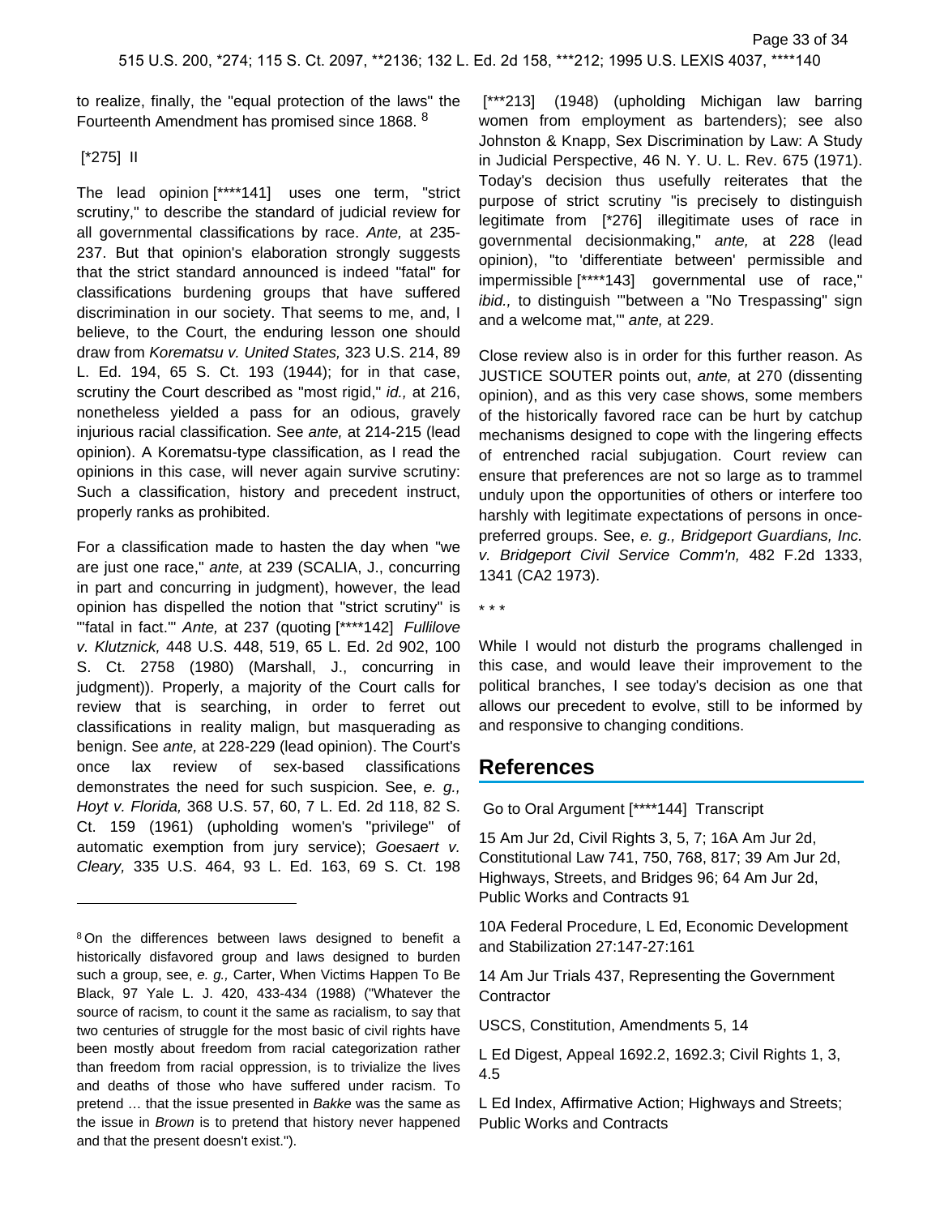to realize, finally, the "equal protection of the laws" the Fourteenth Amendment has promised since 1868. [8]

[*275] II

The lead opinion [****141] uses one term, "strict scrutiny," to describe the standard of judicial review for all governmental classifications by race. *Ante,* at 235-237. But that opinion's elaboration strongly suggests that the strict standard announced is indeed "fatal" for classifications burdening groups that have suffered discrimination in our society. That seems to me, and, I believe, to the Court, the enduring lesson one should draw from *Korematsu v. United States,* 323 U.S. 214, 89 L. Ed. 194, 65 S. Ct. 193 (1944); for in that case, scrutiny the Court described as "most rigid," *id.,* at 216, nonetheless yielded a pass for an odious, gravely injurious racial classification. See *ante,* at 214-215 (lead opinion). A Korematsu-type classification, as I read the opinions in this case, will never again survive scrutiny: Such a classification, history and precedent instruct, properly ranks as prohibited.

For a classification made to hasten the day when "we are just one race," *ante,* at 239 (SCALIA, J., concurring in part and concurring in judgment), however, the lead opinion has dispelled the notion that "strict scrutiny" is "'fatal in fact.'" *Ante,* at 237 (quoting [****142] *Fullilove v. Klutznick,* 448 U.S. 448, 519, 65 L. Ed. 2d 902, 100 S. Ct. 2758 (1980) (Marshall, J., concurring in judgment)). Properly, a majority of the Court calls for review that is searching, in order to ferret out classifications in reality malign, but masquerading as benign. See *ante,* at 228-229 (lead opinion). The Court's once lax review of sex-based classifications demonstrates the need for such suspicion. See, *e. g., Hoyt v. Florida,* 368 U.S. 57, 60, 7 L. Ed. 2d 118, 82 S. Ct. 159 (1961) (upholding women's "privilege" of automatic exemption from jury service); *Goesaert v. Cleary,* 335 U.S. 464, 93 L. Ed. 163, 69 S. Ct. 198 [***213] (1948) (upholding Michigan law barring women from employment as bartenders); see also Johnston & Knapp, Sex Discrimination by Law: A Study in Judicial Perspective, 46 N. Y. U. L. Rev. 675 (1971). Today's decision thus usefully reiterates that the purpose of strict scrutiny "is precisely to distinguish legitimate from [*276] illegitimate uses of race in governmental decisionmaking," *ante,* at 228 (lead opinion), "to 'differentiate between' permissible and impermissible [****143] governmental use of race," *ibid.,* to distinguish "'between a "No Trespassing" sign and a welcome mat,'" *ante,* at 229.

Close review also is in order for this further reason. As JUSTICE SOUTER points out, *ante,* at 270 (dissenting opinion), and as this very case shows, some members of the historically favored race can be hurt by catchup mechanisms designed to cope with the lingering effects of entrenched racial subjugation. Court review can ensure that preferences are not so large as to trammel unduly upon the opportunities of others or interfere too harshly with legitimate expectations of persons in once-preferred groups. See, *e. g., Bridgeport Guardians, Inc. v. Bridgeport Civil Service Comm'n,* 482 F.2d 1333, 1341 (CA2 1973).

* * *

While I would not disturb the programs challenged in this case, and would leave their improvement to the political branches, I see today's decision as one that allows our precedent to evolve, still to be informed by and responsive to changing conditions.

## References

Go to Oral Argument [****144] Transcript

15 Am Jur 2d, Civil Rights 3, 5, 7; 16A Am Jur 2d, Constitutional Law 741, 750, 768, 817; 39 Am Jur 2d, Highways, Streets, and Bridges 96; 64 Am Jur 2d, Public Works and Contracts 91

10A Federal Procedure, L Ed, Economic Development and Stabilization 27:147-27:161

14 Am Jur Trials 437, Representing the Government Contractor

USCS, Constitution, Amendments 5, 14

L Ed Digest, Appeal 1692.2, 1692.3; Civil Rights 1, 3, 4.5

L Ed Index, Affirmative Action; Highways and Streets; Public Works and Contracts

---

[8] On the differences between laws designed to benefit a historically disfavored group and laws designed to burden such a group, see, *e. g.,* Carter, When Victims Happen To Be Black, 97 Yale L. J. 420, 433-434 (1988) ("Whatever the source of racism, to count it the same as racialism, to say that two centuries of struggle for the most basic of civil rights have been mostly about freedom from racial categorization rather than freedom from racial oppression, is to trivialize the lives and deaths of those who have suffered under racism. To pretend … that the issue presented in *Bakke* was the same as the issue in *Brown* is to pretend that history never happened and that the present doesn't exist.").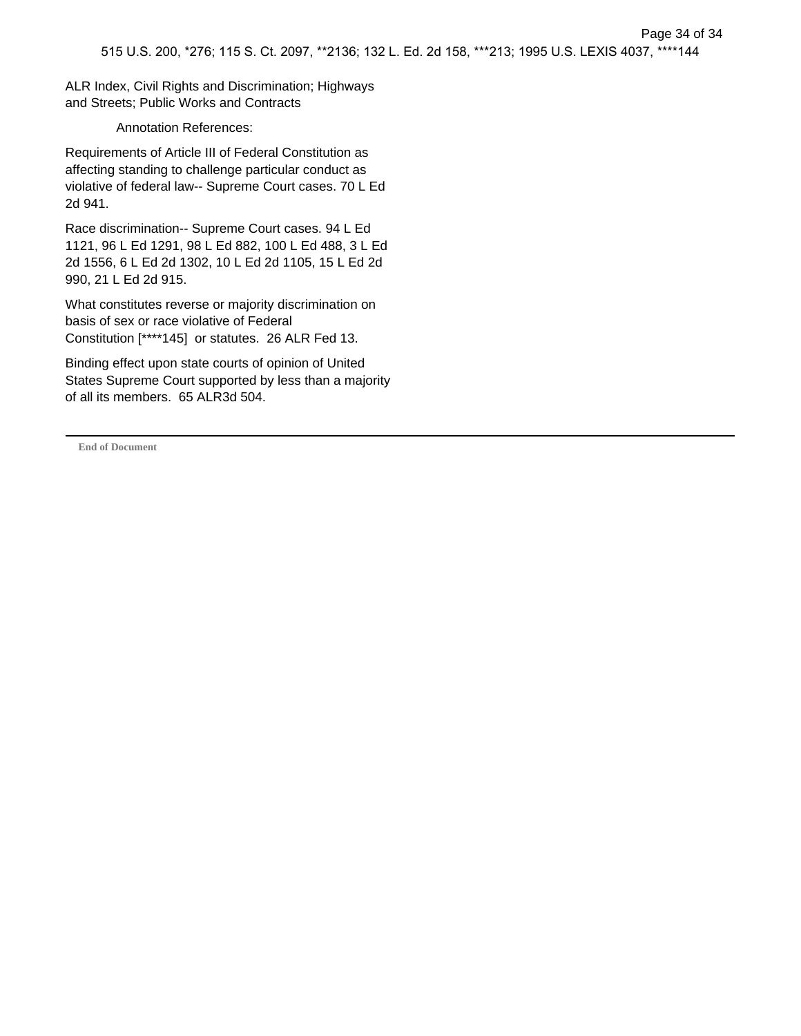ALR Index, Civil Rights and Discrimination; Highways and Streets; Public Works and Contracts

Annotation References:

Requirements of Article III of Federal Constitution as affecting standing to challenge particular conduct as violative of federal law-- Supreme Court cases. 70 L Ed 2d 941.

Race discrimination-- Supreme Court cases. 94 L Ed 1121, 96 L Ed 1291, 98 L Ed 882, 100 L Ed 488, 3 L Ed 2d 1556, 6 L Ed 2d 1302, 10 L Ed 2d 1105, 15 L Ed 2d 990, 21 L Ed 2d 915.

What constitutes reverse or majority discrimination on basis of sex or race violative of Federal Constitution [****145] or statutes. 26 ALR Fed 13.

Binding effect upon state courts of opinion of United States Supreme Court supported by less than a majority of all its members. 65 ALR3d 504.

---

**End of Document**